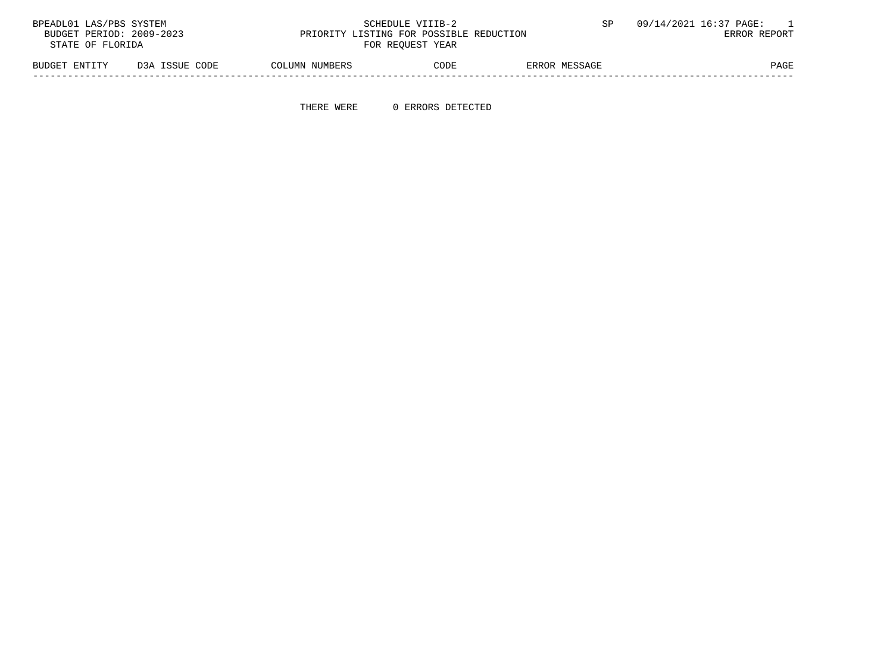BPEADL01 LAS/PBS SYSTEM

BUDGET PERIOD: 2009-2023

STATE OF FLORIDA

SCHEDULE VIIIB-2

PRIORITY LISTING FOR POSSIBLE REDUCTION

FOR REQUEST YEAR

SP 09/14/2021 16:37 PAGE: 1

ERROR REPORT

| BUDGET ENTITY | D3A ISSUE CODE | COLUMN NUMBERS | CODE | ERROR MESSAGE | PAGE |
|---|---|---|---|---|---|

THERE WERE 0 ERRORS DETECTED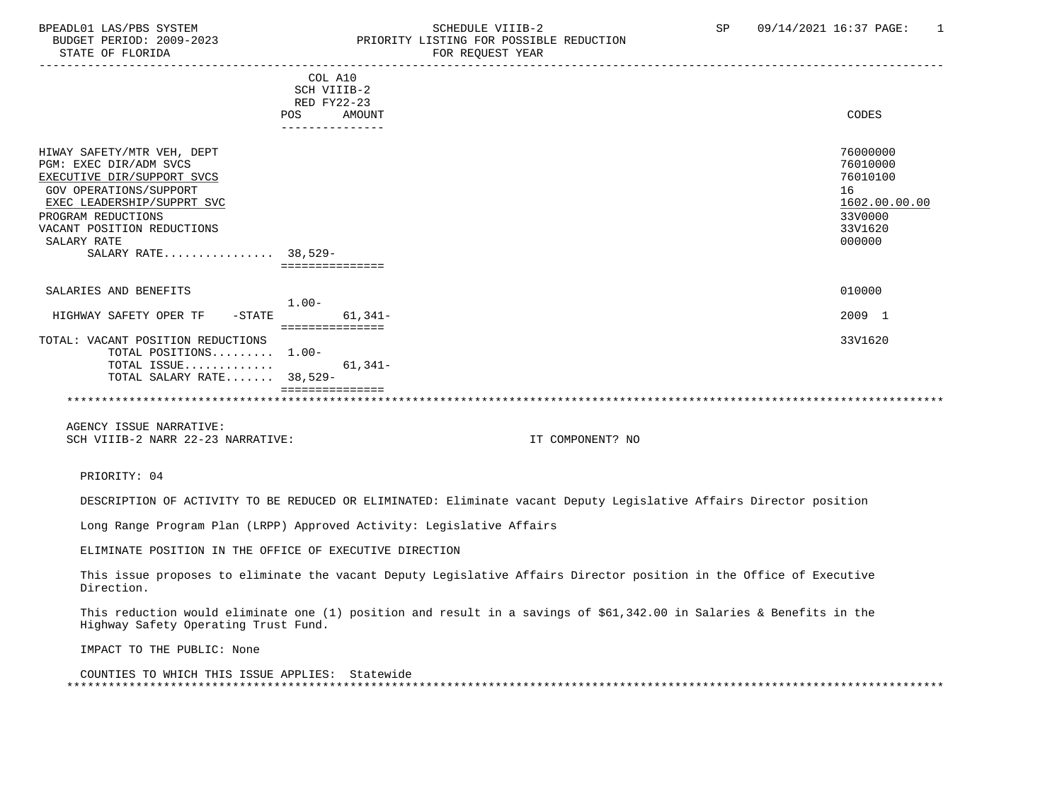BPEADL01 LAS/PBS SYSTEM — SCHEDULE VIIIB-2 — PRIORITY LISTING FOR POSSIBLE REDUCTION — FOR REQUEST YEAR
BUDGET PERIOD: 2009-2023 — STATE OF FLORIDA — SP 09/14/2021 16:37

| | COL A10 SCH VIIIB-2 RED FY22-23 POS | AMOUNT | CODES |
|---|---|---|---|
| HIWAY SAFETY/MTR VEH, DEPT | | | 76000000 |
| PGM: EXEC DIR/ADM SVCS | | | 76010000 |
| EXECUTIVE DIR/SUPPORT SVCS | | | 76010100 |
| GOV OPERATIONS/SUPPORT | | | 16 |
| EXEC LEADERSHIP/SUPPRT SVC | | | 1602.00.00.00 |
| PROGRAM REDUCTIONS | | | 33V0000 |
| VACANT POSITION REDUCTIONS | | | 33V1620 |
| SALARY RATE | | | 000000 |
| SALARY RATE................ | 38,529- | | |
| SALARIES AND BENEFITS | | | 010000 |
| HIGHWAY SAFETY OPER TF -STATE | 1.00- | 61,341- | 2009 1 |
| TOTAL: VACANT POSITION REDUCTIONS | | | 33V1620 |
| TOTAL POSITIONS......... | 1.00- | | |
| TOTAL ISSUE............. | | 61,341- | |
| TOTAL SALARY RATE....... | 38,529- | | |

AGENCY ISSUE NARRATIVE:
SCH VIIIB-2 NARR 22-23 NARRATIVE: IT COMPONENT? NO

PRIORITY: 04

DESCRIPTION OF ACTIVITY TO BE REDUCED OR ELIMINATED: Eliminate vacant Deputy Legislative Affairs Director position

Long Range Program Plan (LRPP) Approved Activity: Legislative Affairs

ELIMINATE POSITION IN THE OFFICE OF EXECUTIVE DIRECTION

This issue proposes to eliminate the vacant Deputy Legislative Affairs Director position in the Office of Executive Direction.

This reduction would eliminate one (1) position and result in a savings of $61,342.00 in Salaries & Benefits in the Highway Safety Operating Trust Fund.

IMPACT TO THE PUBLIC: None

COUNTIES TO WHICH THIS ISSUE APPLIES: Statewide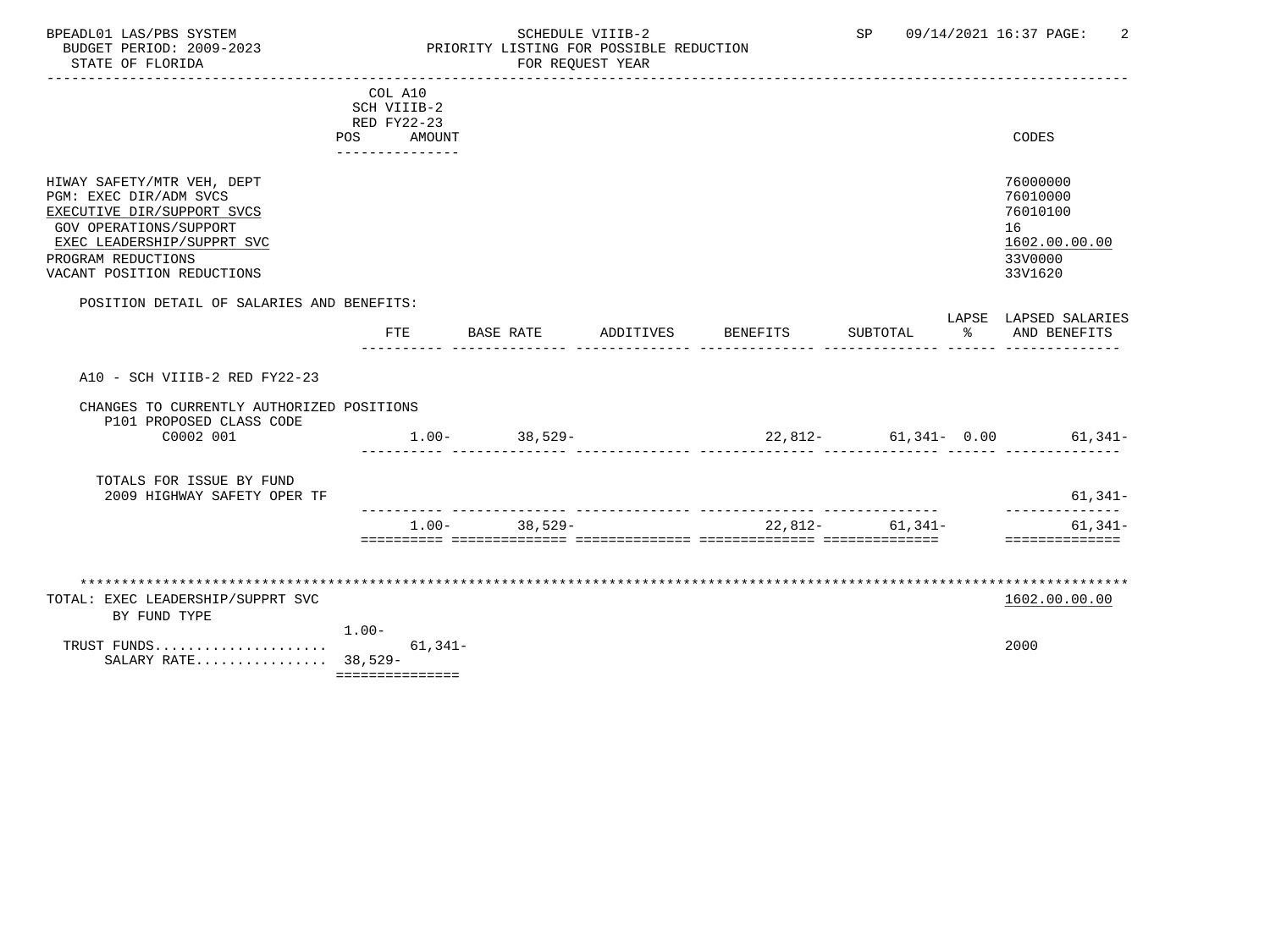BPEADL01 LAS/PBS SYSTEM
BUDGET PERIOD: 2009-2023
STATE OF FLORIDA

SCHEDULE VIIIB-2
PRIORITY LISTING FOR POSSIBLE REDUCTION
FOR REQUEST YEAR

SP 09/14/2021 16:37

| | COL A10 SCH VIIIB-2 RED FY22-23 POS AMOUNT | CODES |
|---|---|---|
| HIWAY SAFETY/MTR VEH, DEPT | | 76000000 |
| PGM: EXEC DIR/ADM SVCS | | 76010000 |
| EXECUTIVE DIR/SUPPORT SVCS | | 76010100 |
| GOV OPERATIONS/SUPPORT | | 16 |
| EXEC LEADERSHIP/SUPPRT SVC | | 1602.00.00.00 |
| PROGRAM REDUCTIONS | | 33V0000 |
| VACANT POSITION REDUCTIONS | | 33V1620 |

POSITION DETAIL OF SALARIES AND BENEFITS:

| | FTE | BASE RATE | ADDITIVES | BENEFITS | SUBTOTAL | LAPSE % | LAPSED SALARIES AND BENEFITS |
|---|---|---|---|---|---|---|---|
| A10 - SCH VIIIB-2 RED FY22-23 | | | | | | | |
| CHANGES TO CURRENTLY AUTHORIZED POSITIONS | | | | | | | |
| P101 PROPOSED CLASS CODE | | | | | | | |
| C0002 001 | 1.00- | 38,529- | | 22,812- | 61,341- | 0.00 | 61,341- |
| TOTALS FOR ISSUE BY FUND | | | | | | | |
| 2009 HIGHWAY SAFETY OPER TF | | | | | | | 61,341- |
| | 1.00- | 38,529- | | 22,812- | 61,341- | | 61,341- |

TOTAL: EXEC LEADERSHIP/SUPPRT SVC — 1602.00.00.00

BY FUND TYPE

| | POS | AMOUNT | CODES |
|---|---|---|---|
| TRUST FUNDS..................... | 1.00- | 61,341- | 2000 |
| SALARY RATE................ | 38,529- | | |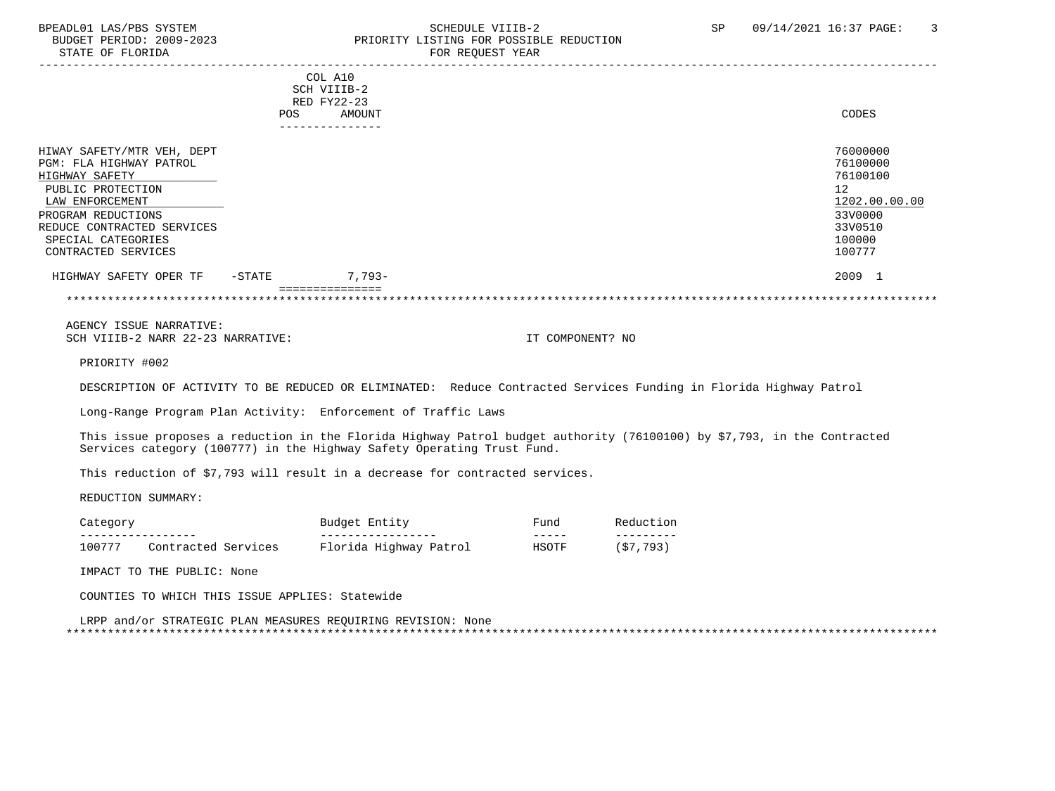| | COL A10 SCH VIIIB-2 RED FY22-23 POS AMOUNT | CODES |
|---|---|---|
| HIWAY SAFETY/MTR VEH, DEPT | | 76000000 |
| PGM: FLA HIGHWAY PATROL | | 76100000 |
| HIGHWAY SAFETY | | 76100100 |
| PUBLIC PROTECTION | | 12 |
| LAW ENFORCEMENT | | 1202.00.00.00 |
| PROGRAM REDUCTIONS | | 33V0000 |
| REDUCE CONTRACTED SERVICES | | 33V0510 |
| SPECIAL CATEGORIES | | 100000 |
| CONTRACTED SERVICES | | 100777 |
| HIGHWAY SAFETY OPER TF -STATE | 7,793- | 2009 1 |

AGENCY ISSUE NARRATIVE:
SCH VIIIB-2 NARR 22-23 NARRATIVE: IT COMPONENT? NO

PRIORITY #002

DESCRIPTION OF ACTIVITY TO BE REDUCED OR ELIMINATED: Reduce Contracted Services Funding in Florida Highway Patrol

Long-Range Program Plan Activity: Enforcement of Traffic Laws

This issue proposes a reduction in the Florida Highway Patrol budget authority (76100100) by $7,793, in the Contracted Services category (100777) in the Highway Safety Operating Trust Fund.

This reduction of $7,793 will result in a decrease for contracted services.

REDUCTION SUMMARY:

| Category | Budget Entity | Fund | Reduction |
|---|---|---|---|
| 100777 Contracted Services | Florida Highway Patrol | HSOTF | ($7,793) |

IMPACT TO THE PUBLIC: None

COUNTIES TO WHICH THIS ISSUE APPLIES: Statewide

LRPP and/or STRATEGIC PLAN MEASURES REQUIRING REVISION: None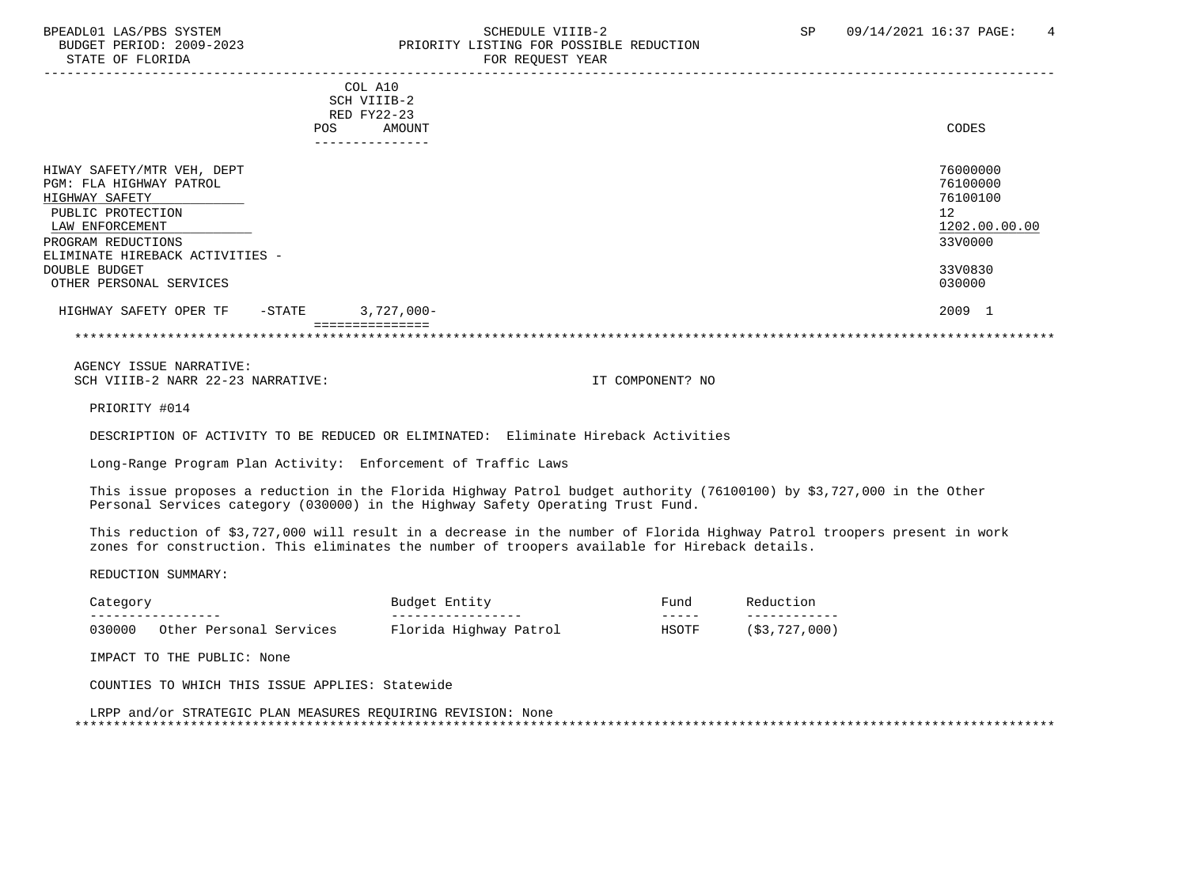BPEADL01 LAS/PBS SYSTEM
BUDGET PERIOD: 2009-2023
STATE OF FLORIDA

SCHEDULE VIIIB-2
PRIORITY LISTING FOR POSSIBLE REDUCTION
FOR REQUEST YEAR

SP 09/14/2021 16:37

| | COL A10 SCH VIIIB-2 RED FY22-23 POS | AMOUNT | CODES |
|---|---|---|---|
| HIWAY SAFETY/MTR VEH, DEPT | | | 76000000 |
| PGM: FLA HIGHWAY PATROL | | | 76100000 |
| HIGHWAY SAFETY | | | 76100100 |
| PUBLIC PROTECTION | | | 12 |
| LAW ENFORCEMENT | | | 1202.00.00.00 |
| PROGRAM REDUCTIONS | | | 33V0000 |
| ELIMINATE HIREBACK ACTIVITIES - DOUBLE BUDGET | | | 33V0830 |
| OTHER PERSONAL SERVICES | | | 030000 |
| HIGHWAY SAFETY OPER TF -STATE | | 3,727,000- | 2009 1 |

AGENCY ISSUE NARRATIVE:
SCH VIIIB-2 NARR 22-23 NARRATIVE: IT COMPONENT? NO

PRIORITY #014

DESCRIPTION OF ACTIVITY TO BE REDUCED OR ELIMINATED: Eliminate Hireback Activities

Long-Range Program Plan Activity: Enforcement of Traffic Laws

This issue proposes a reduction in the Florida Highway Patrol budget authority (76100100) by $3,727,000 in the Other Personal Services category (030000) in the Highway Safety Operating Trust Fund.

This reduction of $3,727,000 will result in a decrease in the number of Florida Highway Patrol troopers present in work zones for construction. This eliminates the number of troopers available for Hireback details.

REDUCTION SUMMARY:

| Category | Budget Entity | Fund | Reduction |
|---|---|---|---|
| 030000 Other Personal Services | Florida Highway Patrol | HSOTF | ($3,727,000) |

IMPACT TO THE PUBLIC: None

COUNTIES TO WHICH THIS ISSUE APPLIES: Statewide

LRPP and/or STRATEGIC PLAN MEASURES REQUIRING REVISION: None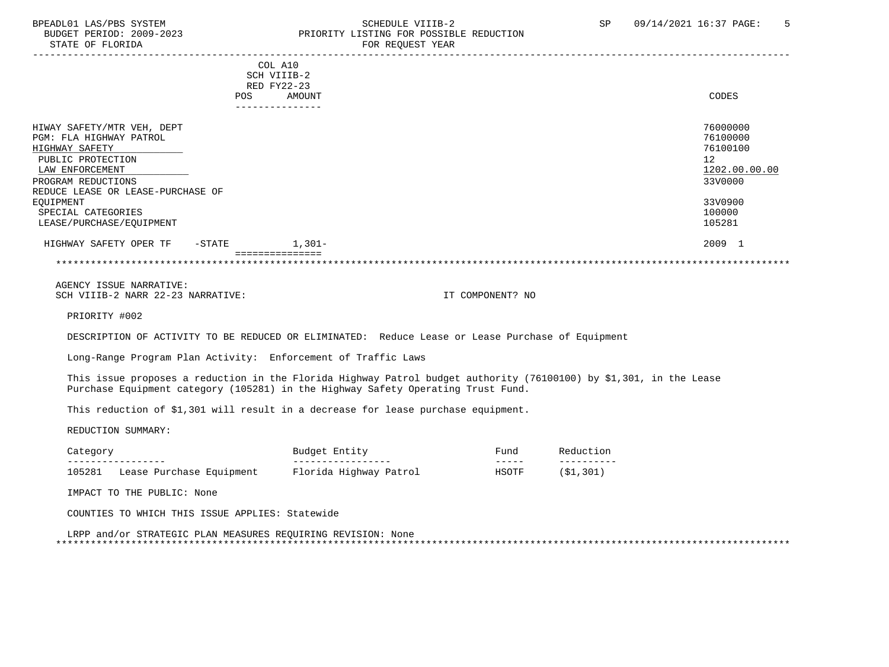COL A10
SCH VIIIB-2
RED FY22-23

| | POS | AMOUNT | CODES |
|---|---|---|---|
| HIWAY SAFETY/MTR VEH, DEPT | | | 76000000 |
| PGM: FLA HIGHWAY PATROL | | | 76100000 |
| HIGHWAY SAFETY | | | 76100100 |
| PUBLIC PROTECTION | | | 12 |
| LAW ENFORCEMENT | | | 1202.00.00.00 |
| PROGRAM REDUCTIONS | | | 33V0000 |
| REDUCE LEASE OR LEASE-PURCHASE OF EQUIPMENT | | | 33V0900 |
| SPECIAL CATEGORIES | | | 100000 |
| LEASE/PURCHASE/EQUIPMENT | | | 105281 |
| HIGHWAY SAFETY OPER TF -STATE | | 1,301- | 2009 1 |

AGENCY ISSUE NARRATIVE:
SCH VIIIB-2 NARR 22-23 NARRATIVE: IT COMPONENT? NO

PRIORITY #002

DESCRIPTION OF ACTIVITY TO BE REDUCED OR ELIMINATED: Reduce Lease or Lease Purchase of Equipment

Long-Range Program Plan Activity: Enforcement of Traffic Laws

This issue proposes a reduction in the Florida Highway Patrol budget authority (76100100) by $1,301, in the Lease Purchase Equipment category (105281) in the Highway Safety Operating Trust Fund.

This reduction of $1,301 will result in a decrease for lease purchase equipment.

REDUCTION SUMMARY:

| Category | Budget Entity | Fund | Reduction |
|---|---|---|---|
| 105281 Lease Purchase Equipment | Florida Highway Patrol | HSOTF | ($1,301) |

IMPACT TO THE PUBLIC: None

COUNTIES TO WHICH THIS ISSUE APPLIES: Statewide

LRPP and/or STRATEGIC PLAN MEASURES REQUIRING REVISION: None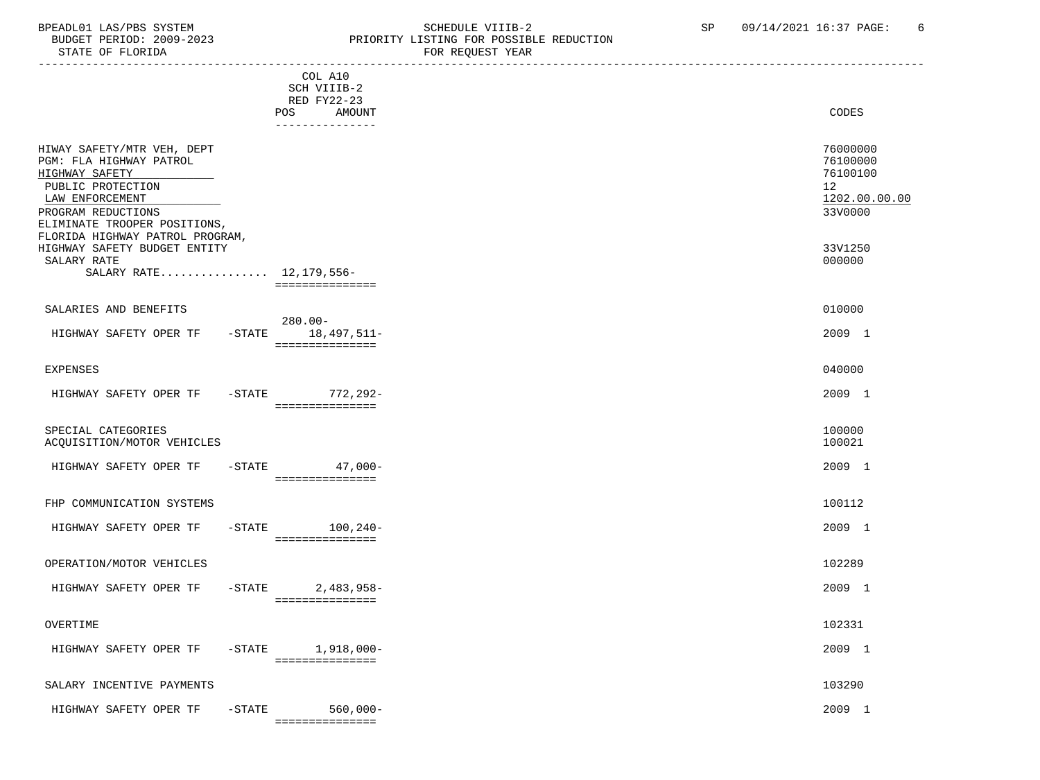| | COL A10 SCH VIIIB-2 RED FY22-23 POS | AMOUNT | CODES |
|---|---|---|---|
| HIWAY SAFETY/MTR VEH, DEPT | | | 76000000 |
| PGM: FLA HIGHWAY PATROL | | | 76100000 |
| HIGHWAY SAFETY | | | 76100100 |
| PUBLIC PROTECTION | | | 12 |
| LAW ENFORCEMENT | | | 1202.00.00.00 |
| PROGRAM REDUCTIONS | | | 33V0000 |
| ELIMINATE TROOPER POSITIONS, FLORIDA HIGHWAY PATROL PROGRAM, HIGHWAY SAFETY BUDGET ENTITY | | | 33V1250 |
| SALARY RATE | | | 000000 |
| SALARY RATE................ | | 12,179,556- | |
| SALARIES AND BENEFITS | | | 010000 |
| HIGHWAY SAFETY OPER TF -STATE | 280.00- | 18,497,511- | 2009 1 |
| EXPENSES | | | 040000 |
| HIGHWAY SAFETY OPER TF -STATE | | 772,292- | 2009 1 |
| SPECIAL CATEGORIES | | | 100000 |
| ACQUISITION/MOTOR VEHICLES | | | 100021 |
| HIGHWAY SAFETY OPER TF -STATE | | 47,000- | 2009 1 |
| FHP COMMUNICATION SYSTEMS | | | 100112 |
| HIGHWAY SAFETY OPER TF -STATE | | 100,240- | 2009 1 |
| OPERATION/MOTOR VEHICLES | | | 102289 |
| HIGHWAY SAFETY OPER TF -STATE | | 2,483,958- | 2009 1 |
| OVERTIME | | | 102331 |
| HIGHWAY SAFETY OPER TF -STATE | | 1,918,000- | 2009 1 |
| SALARY INCENTIVE PAYMENTS | | | 103290 |
| HIGHWAY SAFETY OPER TF -STATE | | 560,000- | 2009 1 |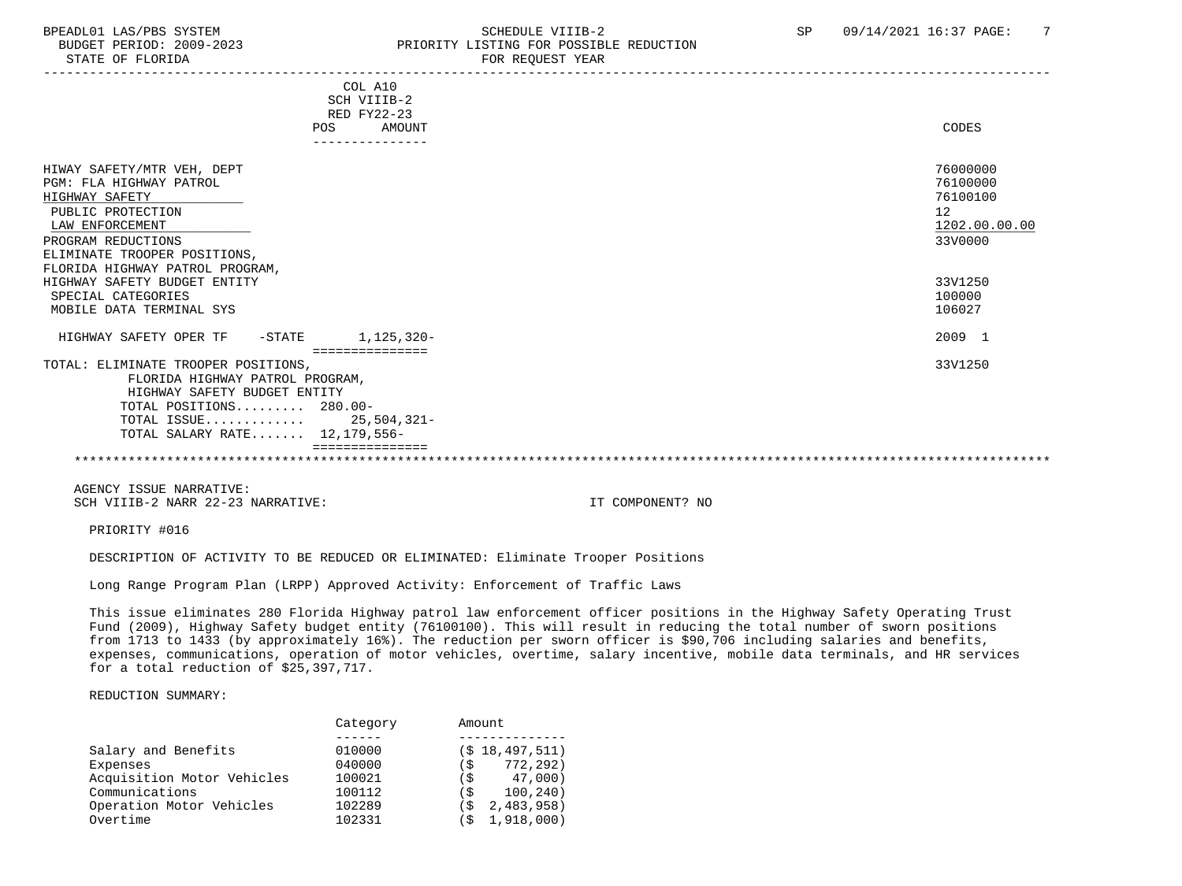COL A10
SCH VIIIB-2
RED FY22-23

| | POS | AMOUNT | CODES |
|---|---|---|---|
| HIWAY SAFETY/MTR VEH, DEPT | | | 76000000 |
| PGM: FLA HIGHWAY PATROL | | | 76100000 |
| HIGHWAY SAFETY | | | 76100100 |
| PUBLIC PROTECTION | | | 12 |
| LAW ENFORCEMENT | | | 1202.00.00.00 |
| PROGRAM REDUCTIONS | | | 33V0000 |
| ELIMINATE TROOPER POSITIONS, FLORIDA HIGHWAY PATROL PROGRAM, HIGHWAY SAFETY BUDGET ENTITY | | | 33V1250 |
| SPECIAL CATEGORIES | | | 100000 |
| MOBILE DATA TERMINAL SYS | | | 106027 |
| HIGHWAY SAFETY OPER TF -STATE | | 1,125,320- | 2009 1 |

TOTAL: ELIMINATE TROOPER POSITIONS, FLORIDA HIGHWAY PATROL PROGRAM, HIGHWAY SAFETY BUDGET ENTITY — 33V1250

TOTAL POSITIONS......... 280.00-
TOTAL ISSUE............ 25,504,321-
TOTAL SALARY RATE....... 12,179,556-

AGENCY ISSUE NARRATIVE:
SCH VIIIB-2 NARR 22-23 NARRATIVE: IT COMPONENT? NO

PRIORITY #016

DESCRIPTION OF ACTIVITY TO BE REDUCED OR ELIMINATED: Eliminate Trooper Positions

Long Range Program Plan (LRPP) Approved Activity: Enforcement of Traffic Laws

This issue eliminates 280 Florida Highway patrol law enforcement officer positions in the Highway Safety Operating Trust Fund (2009), Highway Safety budget entity (76100100). This will result in reducing the total number of sworn positions from 1713 to 1433 (by approximately 16%). The reduction per sworn officer is $90,706 including salaries and benefits, expenses, communications, operation of motor vehicles, overtime, salary incentive, mobile data terminals, and HR services for a total reduction of $25,397,717.

REDUCTION SUMMARY:

| | Category | Amount |
|---|---|---|
| Salary and Benefits | 010000 | ($ 18,497,511) |
| Expenses | 040000 | ($ 772,292) |
| Acquisition Motor Vehicles | 100021 | ($ 47,000) |
| Communications | 100112 | ($ 100,240) |
| Operation Motor Vehicles | 102289 | ($ 2,483,958) |
| Overtime | 102331 | ($ 1,918,000) |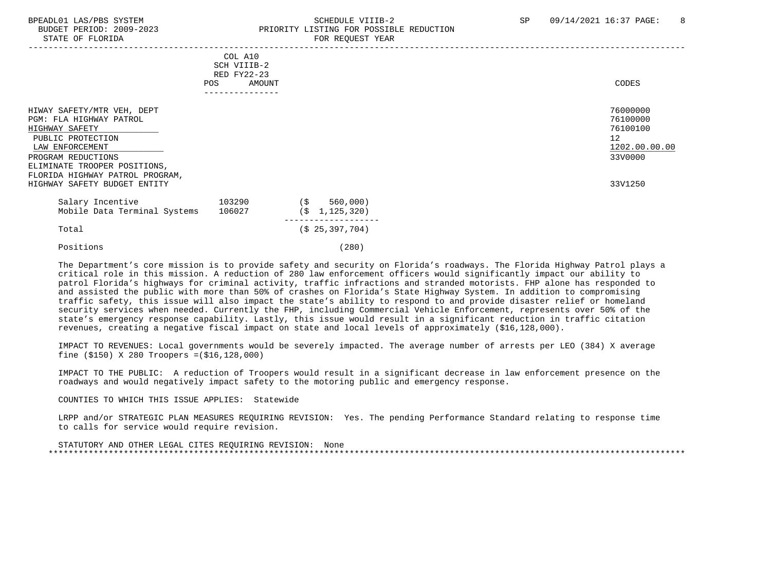| | COL A10 SCH VIIIB-2 RED FY22-23 POS AMOUNT | CODES |
|---|---|---|
| HIWAY SAFETY/MTR VEH, DEPT | | 76000000 |
| PGM: FLA HIGHWAY PATROL | | 76100000 |
| HIGHWAY SAFETY | | 76100100 |
| PUBLIC PROTECTION | | 12 |
| LAW ENFORCEMENT | | 1202.00.00.00 |
| PROGRAM REDUCTIONS | | 33V0000 |
| ELIMINATE TROOPER POSITIONS, FLORIDA HIGHWAY PATROL PROGRAM, HIGHWAY SAFETY BUDGET ENTITY | | 33V1250 |

| | | |
|---|---|---|
| Salary Incentive | 103290 | ($ 560,000) |
| Mobile Data Terminal Systems | 106027 | ($ 1,125,320) |
| Total | | ($ 25,397,704) |
| Positions | | (280) |

The Department's core mission is to provide safety and security on Florida's roadways. The Florida Highway Patrol plays a critical role in this mission. A reduction of 280 law enforcement officers would significantly impact our ability to patrol Florida's highways for criminal activity, traffic infractions and stranded motorists. FHP alone has responded to and assisted the public with more than 50% of crashes on Florida's State Highway System. In addition to compromising traffic safety, this issue will also impact the state's ability to respond to and provide disaster relief or homeland security services when needed. Currently the FHP, including Commercial Vehicle Enforcement, represents over 50% of the state's emergency response capability. Lastly, this issue would result in a significant reduction in traffic citation revenues, creating a negative fiscal impact on state and local levels of approximately ($16,128,000).

IMPACT TO REVENUES: Local governments would be severely impacted. The average number of arrests per LEO (384) X average fine ($150) X 280 Troopers =($16,128,000)

IMPACT TO THE PUBLIC: A reduction of Troopers would result in a significant decrease in law enforcement presence on the roadways and would negatively impact safety to the motoring public and emergency response.

COUNTIES TO WHICH THIS ISSUE APPLIES: Statewide

LRPP and/or STRATEGIC PLAN MEASURES REQUIRING REVISION: Yes. The pending Performance Standard relating to response time to calls for service would require revision.

STATUTORY AND OTHER LEGAL CITES REQUIRING REVISION: None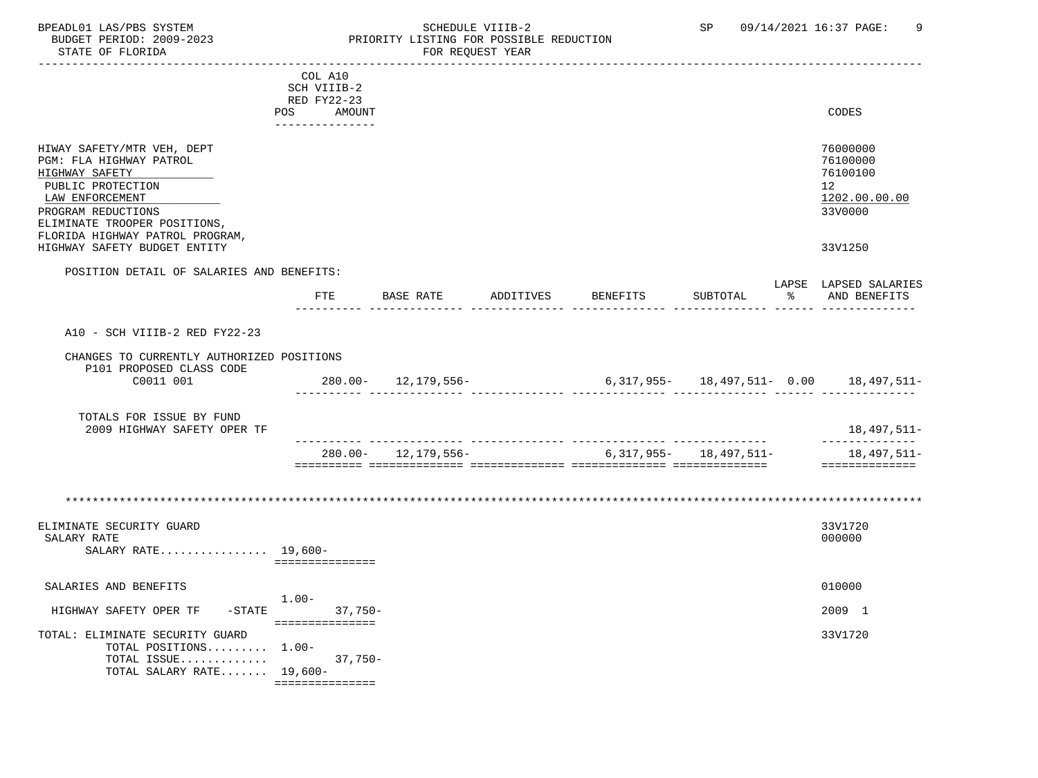BPEADL01 LAS/PBS SYSTEM SCHEDULE VIIIB-2 SP 09/14/2021 16:37

BUDGET PERIOD: 2009-2023 PRIORITY LISTING FOR POSSIBLE REDUCTION

STATE OF FLORIDA FOR REQUEST YEAR

| | COL A10 SCH VIIIB-2 RED FY22-23 POS AMOUNT | CODES |
|---|---|---|
| HIWAY SAFETY/MTR VEH, DEPT | | 76000000 |
| PGM: FLA HIGHWAY PATROL | | 76100000 |
| HIGHWAY SAFETY | | 76100100 |
| PUBLIC PROTECTION | | 12 |
| LAW ENFORCEMENT | | 1202.00.00.00 |
| PROGRAM REDUCTIONS | | 33V0000 |
| ELIMINATE TROOPER POSITIONS, FLORIDA HIGHWAY PATROL PROGRAM, HIGHWAY SAFETY BUDGET ENTITY | | 33V1250 |

POSITION DETAIL OF SALARIES AND BENEFITS:

| | FTE | BASE RATE | ADDITIVES | BENEFITS | SUBTOTAL | LAPSE % | LAPSED SALARIES AND BENEFITS |
|---|---|---|---|---|---|---|---|
| A10 - SCH VIIIB-2 RED FY22-23 | | | | | | | |
| CHANGES TO CURRENTLY AUTHORIZED POSITIONS | | | | | | | |
| P101 PROPOSED CLASS CODE | | | | | | | |
| C0011 001 | 280.00- | 12,179,556- | | 6,317,955- | 18,497,511- | 0.00 | 18,497,511- |
| TOTALS FOR ISSUE BY FUND | | | | | | | |
| 2009 HIGHWAY SAFETY OPER TF | | | | | | | 18,497,511- |
| | 280.00- | 12,179,556- | | 6,317,955- | 18,497,511- | | 18,497,511- |

*****************************************************************************************************************

| | POS | AMOUNT | CODES |
|---|---|---|---|
| ELIMINATE SECURITY GUARD | | | 33V1720 |
| SALARY RATE | | | 000000 |
| SALARY RATE................ | 19,600- | | |
| SALARIES AND BENEFITS | | | 010000 |
| HIGHWAY SAFETY OPER TF -STATE | 1.00- | 37,750- | 2009 1 |
| TOTAL: ELIMINATE SECURITY GUARD | | | 33V1720 |
| TOTAL POSITIONS......... | 1.00- | | |
| TOTAL ISSUE............. | | 37,750- | |
| TOTAL SALARY RATE....... | 19,600- | | |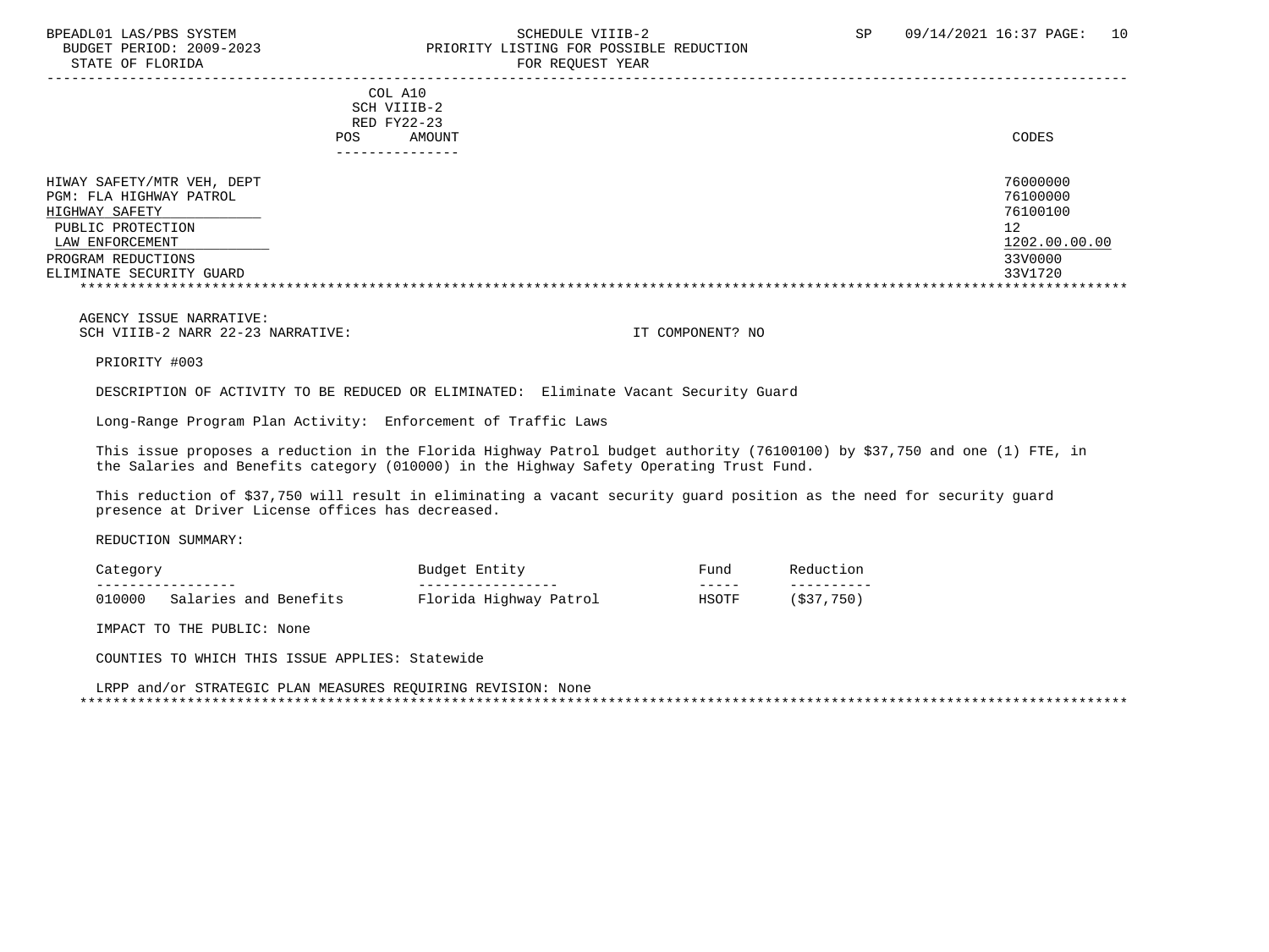COL A10
SCH VIIIB-2
RED FY22-23

| | POS | AMOUNT | CODES |
|---|---|---|---|
| HIWAY SAFETY/MTR VEH, DEPT | | | 76000000 |
| PGM: FLA HIGHWAY PATROL | | | 76100000 |
| HIGHWAY SAFETY | | | 76100100 |
| PUBLIC PROTECTION | | | 12 |
| LAW ENFORCEMENT | | | 1202.00.00.00 |
| PROGRAM REDUCTIONS | | | 33V0000 |
| ELIMINATE SECURITY GUARD | | | 33V1720 |

AGENCY ISSUE NARRATIVE:
SCH VIIIB-2 NARR 22-23 NARRATIVE: IT COMPONENT? NO

PRIORITY #003

DESCRIPTION OF ACTIVITY TO BE REDUCED OR ELIMINATED: Eliminate Vacant Security Guard

Long-Range Program Plan Activity: Enforcement of Traffic Laws

This issue proposes a reduction in the Florida Highway Patrol budget authority (76100100) by $37,750 and one (1) FTE, in the Salaries and Benefits category (010000) in the Highway Safety Operating Trust Fund.

This reduction of $37,750 will result in eliminating a vacant security guard position as the need for security guard presence at Driver License offices has decreased.

REDUCTION SUMMARY:

| Category | Budget Entity | Fund | Reduction |
|---|---|---|---|
| 010000 Salaries and Benefits | Florida Highway Patrol | HSOTF | ($37,750) |

IMPACT TO THE PUBLIC: None

COUNTIES TO WHICH THIS ISSUE APPLIES: Statewide

LRPP and/or STRATEGIC PLAN MEASURES REQUIRING REVISION: None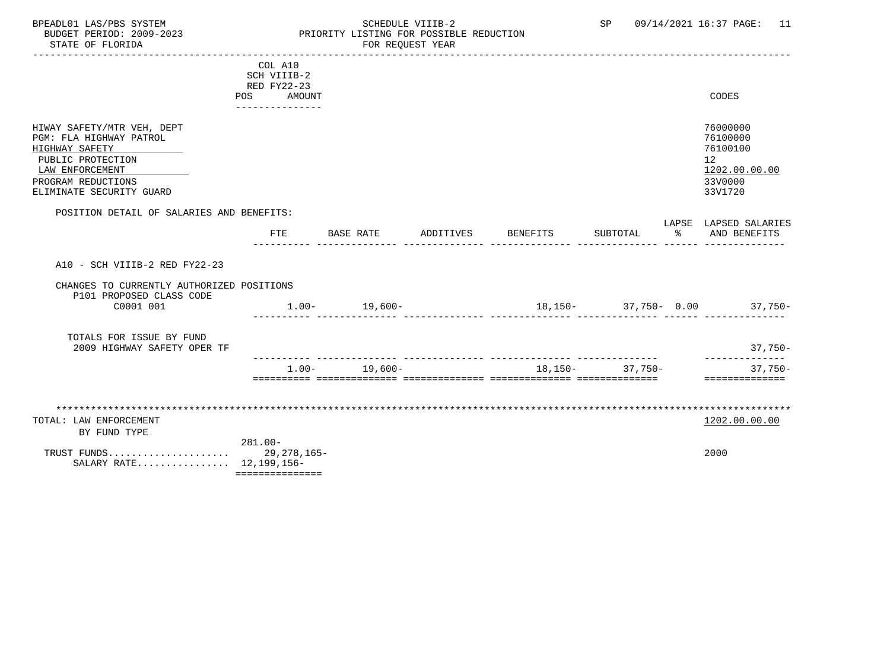SCHEDULE VIIIB-2
PRIORITY LISTING FOR POSSIBLE REDUCTION
FOR REQUEST YEAR

BPEADL01 LAS/PBS SYSTEM — BUDGET PERIOD: 2009-2023 — STATE OF FLORIDA — SP 09/14/2021 16:37

| | COL A10 SCH VIIIB-2 RED FY22-23 POS | AMOUNT | CODES |
|---|---|---|---|
| HIWAY SAFETY/MTR VEH, DEPT | | | 76000000 |
| PGM: FLA HIGHWAY PATROL | | | 76100000 |
| HIGHWAY SAFETY | | | 76100100 |
| PUBLIC PROTECTION | | | 12 |
| LAW ENFORCEMENT | | | 1202.00.00.00 |
| PROGRAM REDUCTIONS | | | 33V0000 |
| ELIMINATE SECURITY GUARD | | | 33V1720 |

POSITION DETAIL OF SALARIES AND BENEFITS:

| | FTE | BASE RATE | ADDITIVES | BENEFITS | SUBTOTAL | LAPSE % | LAPSED SALARIES AND BENEFITS |
|---|---|---|---|---|---|---|---|
| A10 - SCH VIIIB-2 RED FY22-23 | | | | | | | |
| CHANGES TO CURRENTLY AUTHORIZED POSITIONS | | | | | | | |
| P101 PROPOSED CLASS CODE | | | | | | | |
| C0001 001 | 1.00- | 19,600- | | 18,150- | 37,750- | 0.00 | 37,750- |
| TOTALS FOR ISSUE BY FUND | | | | | | | |
| 2009 HIGHWAY SAFETY OPER TF | | | | | | | 37,750- |
| | 1.00- | 19,600- | | 18,150- | 37,750- | | 37,750- |

TOTAL: LAW ENFORCEMENT — 1202.00.00.00
BY FUND TYPE

| | POS / AMOUNT | CODES |
|---|---|---|
| | 281.00- | |
| TRUST FUNDS..................... | 29,278,165- | 2000 |
| SALARY RATE................ | 12,199,156- | |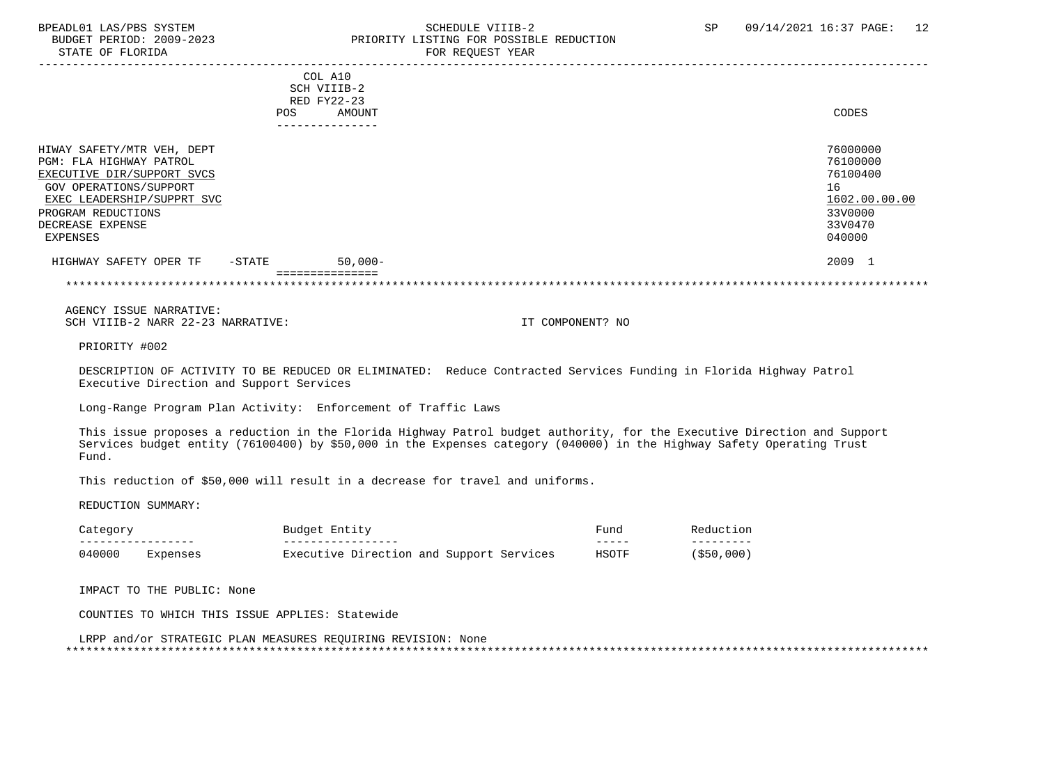BPEADL01 LAS/PBS SYSTEM | SCHEDULE VIIIB-2 | SP 09/14/2021 16:37

BUDGET PERIOD: 2009-2023 | PRIORITY LISTING FOR POSSIBLE REDUCTION

STATE OF FLORIDA | FOR REQUEST YEAR

| | COL A10 SCH VIIIB-2 RED FY22-23 POS | AMOUNT | CODES |
|---|---|---|---|
| HIWAY SAFETY/MTR VEH, DEPT | | | 76000000 |
| PGM: FLA HIGHWAY PATROL | | | 76100000 |
| EXECUTIVE DIR/SUPPORT SVCS | | | 76100400 |
| GOV OPERATIONS/SUPPORT | | | 16 |
| EXEC LEADERSHIP/SUPPRT SVC | | | 1602.00.00.00 |
| PROGRAM REDUCTIONS | | | 33V0000 |
| DECREASE EXPENSE | | | 33V0470 |
| EXPENSES | | | 040000 |
| HIGHWAY SAFETY OPER TF -STATE | | 50,000- | 2009 1 |

AGENCY ISSUE NARRATIVE:

SCH VIIIB-2 NARR 22-23 NARRATIVE: IT COMPONENT? NO

PRIORITY #002

DESCRIPTION OF ACTIVITY TO BE REDUCED OR ELIMINATED: Reduce Contracted Services Funding in Florida Highway Patrol Executive Direction and Support Services

Long-Range Program Plan Activity: Enforcement of Traffic Laws

This issue proposes a reduction in the Florida Highway Patrol budget authority, for the Executive Direction and Support Services budget entity (76100400) by $50,000 in the Expenses category (040000) in the Highway Safety Operating Trust Fund.

This reduction of $50,000 will result in a decrease for travel and uniforms.

REDUCTION SUMMARY:

| Category | Budget Entity | Fund | Reduction |
|---|---|---|---|
| 040000 Expenses | Executive Direction and Support Services | HSOTF | ($50,000) |

IMPACT TO THE PUBLIC: None

COUNTIES TO WHICH THIS ISSUE APPLIES: Statewide

LRPP and/or STRATEGIC PLAN MEASURES REQUIRING REVISION: None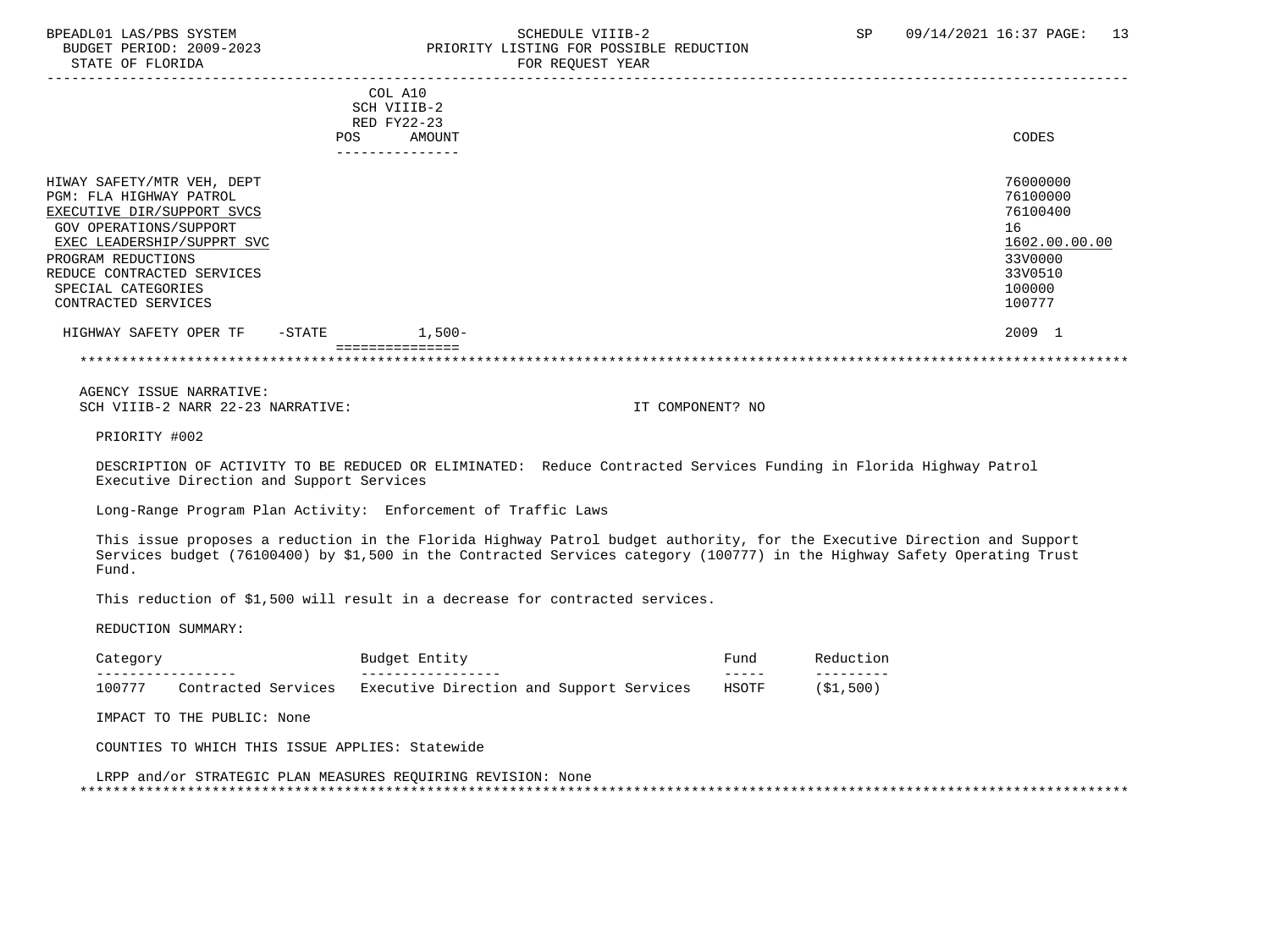BPEADL01 LAS/PBS SYSTEM — SCHEDULE VIIIB-2 — SP 09/14/2021 16:37

BUDGET PERIOD: 2009-2023 — PRIORITY LISTING FOR POSSIBLE REDUCTION

STATE OF FLORIDA — FOR REQUEST YEAR

| | COL A10 SCH VIIIB-2 RED FY22-23 POS | AMOUNT | CODES |
|---|---|---|---|
| HIWAY SAFETY/MTR VEH, DEPT | | | 76000000 |
| PGM: FLA HIGHWAY PATROL | | | 76100000 |
| EXECUTIVE DIR/SUPPORT SVCS | | | 76100400 |
| GOV OPERATIONS/SUPPORT | | | 16 |
| EXEC LEADERSHIP/SUPPRT SVC | | | 1602.00.00.00 |
| PROGRAM REDUCTIONS | | | 33V0000 |
| REDUCE CONTRACTED SERVICES | | | 33V0510 |
| SPECIAL CATEGORIES | | | 100000 |
| CONTRACTED SERVICES | | | 100777 |
| HIGHWAY SAFETY OPER TF -STATE | | 1,500- | 2009 1 |

AGENCY ISSUE NARRATIVE:

SCH VIIIB-2 NARR 22-23 NARRATIVE: IT COMPONENT? NO

PRIORITY #002

DESCRIPTION OF ACTIVITY TO BE REDUCED OR ELIMINATED: Reduce Contracted Services Funding in Florida Highway Patrol Executive Direction and Support Services

Long-Range Program Plan Activity: Enforcement of Traffic Laws

This issue proposes a reduction in the Florida Highway Patrol budget authority, for the Executive Direction and Support Services budget (76100400) by $1,500 in the Contracted Services category (100777) in the Highway Safety Operating Trust Fund.

This reduction of $1,500 will result in a decrease for contracted services.

REDUCTION SUMMARY:

| Category | Budget Entity | Fund | Reduction |
|---|---|---|---|
| 100777 Contracted Services | Executive Direction and Support Services | HSOTF | ($1,500) |

IMPACT TO THE PUBLIC: None

COUNTIES TO WHICH THIS ISSUE APPLIES: Statewide

LRPP and/or STRATEGIC PLAN MEASURES REQUIRING REVISION: None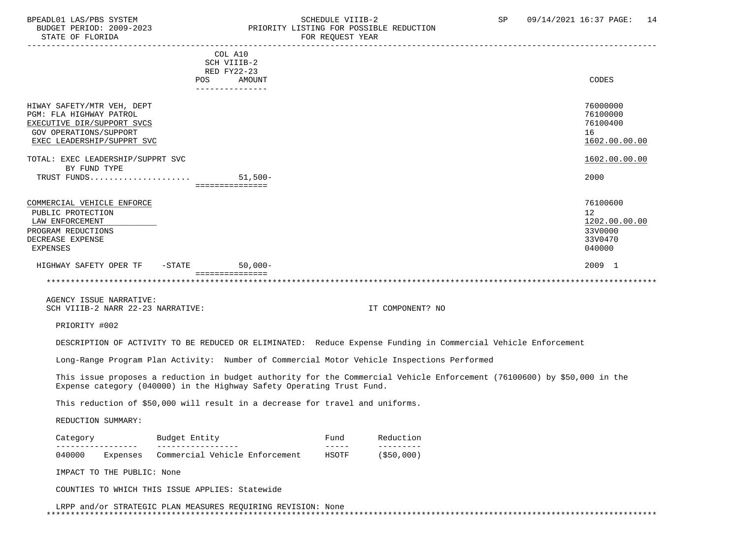COL A10
SCH VIIIB-2
RED FY22-23

| | POS | AMOUNT | CODES |
|---|---|---|---|
| HIWAY SAFETY/MTR VEH, DEPT | | | 76000000 |
| PGM: FLA HIGHWAY PATROL | | | 76100000 |
| EXECUTIVE DIR/SUPPORT SVCS | | | 76100400 |
| GOV OPERATIONS/SUPPORT | | | 16 |
| EXEC LEADERSHIP/SUPPRT SVC | | | 1602.00.00.00 |
| TOTAL: EXEC LEADERSHIP/SUPPRT SVC | | | 1602.00.00.00 |
| BY FUND TYPE | | | |
| TRUST FUNDS..................... | | 51,500- | 2000 |
| COMMERCIAL VEHICLE ENFORCE | | | 76100600 |
| PUBLIC PROTECTION | | | 12 |
| LAW ENFORCEMENT | | | 1202.00.00.00 |
| PROGRAM REDUCTIONS | | | 33V0000 |
| DECREASE EXPENSE | | | 33V0470 |
| EXPENSES | | | 040000 |
| HIGHWAY SAFETY OPER TF -STATE | | 50,000- | 2009 1 |

AGENCY ISSUE NARRATIVE:
SCH VIIIB-2 NARR 22-23 NARRATIVE: IT COMPONENT? NO

PRIORITY #002

DESCRIPTION OF ACTIVITY TO BE REDUCED OR ELIMINATED: Reduce Expense Funding in Commercial Vehicle Enforcement

Long-Range Program Plan Activity: Number of Commercial Motor Vehicle Inspections Performed

This issue proposes a reduction in budget authority for the Commercial Vehicle Enforcement (76100600) by $50,000 in the Expense category (040000) in the Highway Safety Operating Trust Fund.

This reduction of $50,000 will result in a decrease for travel and uniforms.

REDUCTION SUMMARY:

| Category | Budget Entity | Fund | Reduction |
|---|---|---|---|
| 040000 Expenses | Commercial Vehicle Enforcement | HSOTF | ($50,000) |

IMPACT TO THE PUBLIC: None

COUNTIES TO WHICH THIS ISSUE APPLIES: Statewide

LRPP and/or STRATEGIC PLAN MEASURES REQUIRING REVISION: None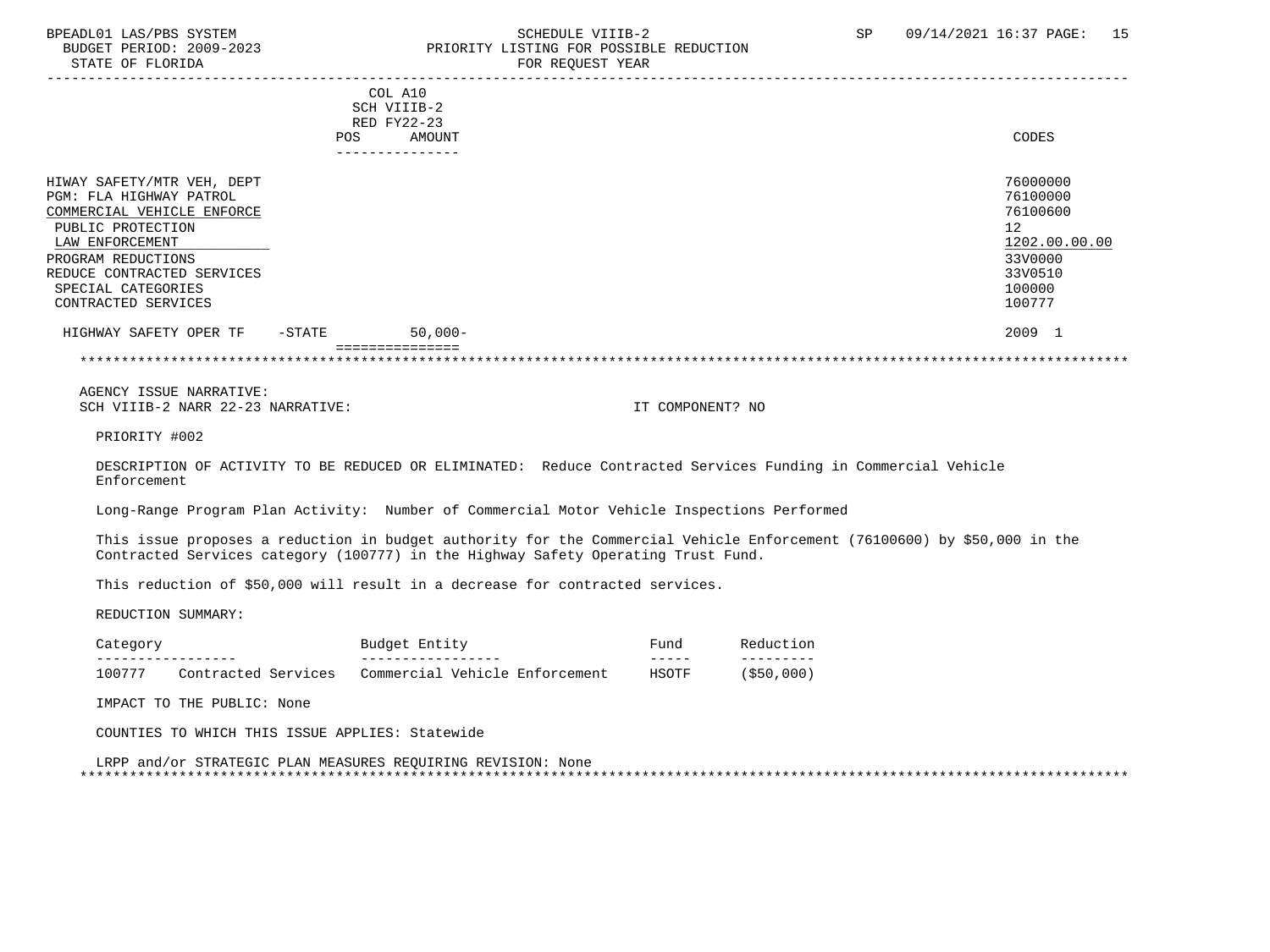COL A10
SCH VIIIB-2
RED FY22-23

| | POS | AMOUNT | CODES |
|---|---|---|---|
| HIWAY SAFETY/MTR VEH, DEPT | | | 76000000 |
| PGM: FLA HIGHWAY PATROL | | | 76100000 |
| COMMERCIAL VEHICLE ENFORCE | | | 76100600 |
| PUBLIC PROTECTION | | | 12 |
| LAW ENFORCEMENT | | | 1202.00.00.00 |
| PROGRAM REDUCTIONS | | | 33V0000 |
| REDUCE CONTRACTED SERVICES | | | 33V0510 |
| SPECIAL CATEGORIES | | | 100000 |
| CONTRACTED SERVICES | | | 100777 |
| HIGHWAY SAFETY OPER TF -STATE | | 50,000- | 2009 1 |

AGENCY ISSUE NARRATIVE:
SCH VIIIB-2 NARR 22-23 NARRATIVE: IT COMPONENT? NO

PRIORITY #002

DESCRIPTION OF ACTIVITY TO BE REDUCED OR ELIMINATED: Reduce Contracted Services Funding in Commercial Vehicle Enforcement

Long-Range Program Plan Activity: Number of Commercial Motor Vehicle Inspections Performed

This issue proposes a reduction in budget authority for the Commercial Vehicle Enforcement (76100600) by $50,000 in the Contracted Services category (100777) in the Highway Safety Operating Trust Fund.

This reduction of $50,000 will result in a decrease for contracted services.

REDUCTION SUMMARY:

| Category | Budget Entity | Fund | Reduction |
|---|---|---|---|
| 100777 Contracted Services | Commercial Vehicle Enforcement | HSOTF | ($50,000) |

IMPACT TO THE PUBLIC: None

COUNTIES TO WHICH THIS ISSUE APPLIES: Statewide

LRPP and/or STRATEGIC PLAN MEASURES REQUIRING REVISION: None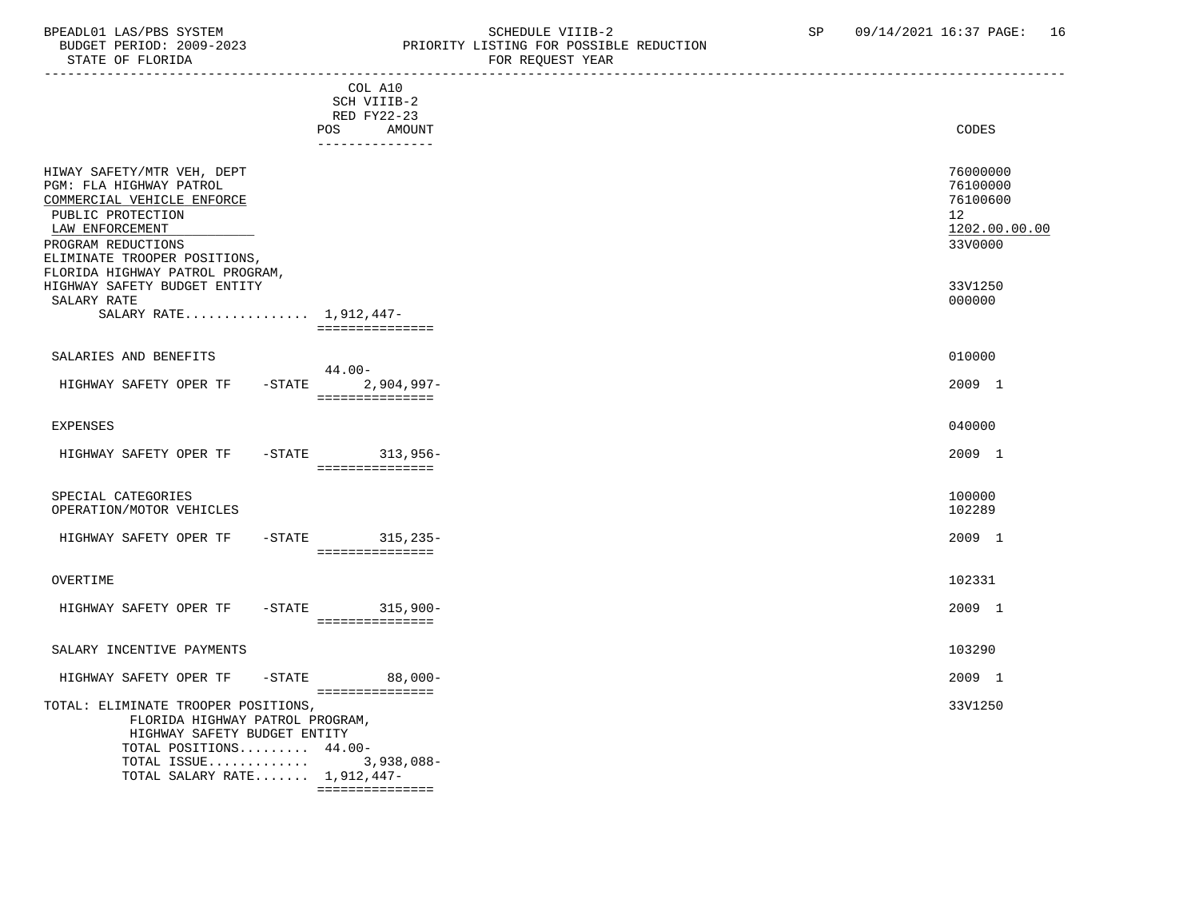BPEADL01 LAS/PBS SYSTEM
BUDGET PERIOD: 2009-2023
STATE OF FLORIDA

SCHEDULE VIIIB-2
PRIORITY LISTING FOR POSSIBLE REDUCTION
FOR REQUEST YEAR

SP 09/14/2021 16:37

| | COL A10 SCH VIIIB-2 RED FY22-23 POS | AMOUNT | CODES |
|---|---|---|---|
| HIWAY SAFETY/MTR VEH, DEPT | | | 76000000 |
| PGM: FLA HIGHWAY PATROL | | | 76100000 |
| COMMERCIAL VEHICLE ENFORCE | | | 76100600 |
| PUBLIC PROTECTION | | | 12 |
| LAW ENFORCEMENT | | | 1202.00.00.00 |
| PROGRAM REDUCTIONS | | | 33V0000 |
| ELIMINATE TROOPER POSITIONS, FLORIDA HIGHWAY PATROL PROGRAM, HIGHWAY SAFETY BUDGET ENTITY | | | 33V1250 |
| SALARY RATE | | | 000000 |
| SALARY RATE................ | 1,912,447- | | |
| SALARIES AND BENEFITS | | | 010000 |
| HIGHWAY SAFETY OPER TF -STATE | 44.00- | 2,904,997- | 2009 1 |
| EXPENSES | | | 040000 |
| HIGHWAY SAFETY OPER TF -STATE | | 313,956- | 2009 1 |
| SPECIAL CATEGORIES | | | 100000 |
| OPERATION/MOTOR VEHICLES | | | 102289 |
| HIGHWAY SAFETY OPER TF -STATE | | 315,235- | 2009 1 |
| OVERTIME | | | 102331 |
| HIGHWAY SAFETY OPER TF -STATE | | 315,900- | 2009 1 |
| SALARY INCENTIVE PAYMENTS | | | 103290 |
| HIGHWAY SAFETY OPER TF -STATE | | 88,000- | 2009 1 |
| TOTAL: ELIMINATE TROOPER POSITIONS, FLORIDA HIGHWAY PATROL PROGRAM, HIGHWAY SAFETY BUDGET ENTITY | | | 33V1250 |
| TOTAL POSITIONS......... | 44.00- | | |
| TOTAL ISSUE............. | | 3,938,088- | |
| TOTAL SALARY RATE....... | 1,912,447- | | |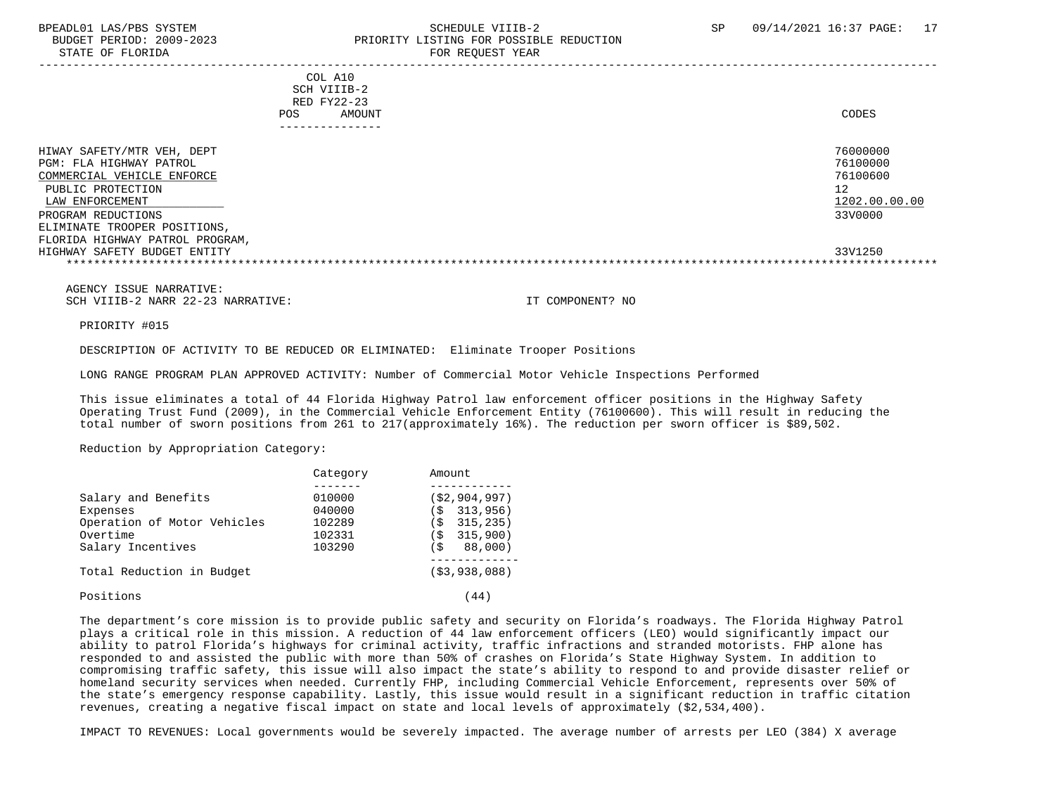COL A10
SCH VIIIB-2
RED FY22-23
POS AMOUNT

| | CODES |
|---|---|
| HIWAY SAFETY/MTR VEH, DEPT | 76000000 |
| PGM: FLA HIGHWAY PATROL | 76100000 |
| COMMERCIAL VEHICLE ENFORCE | 76100600 |
| PUBLIC PROTECTION | 12 |
| LAW ENFORCEMENT | 1202.00.00.00 |
| PROGRAM REDUCTIONS | 33V0000 |
| ELIMINATE TROOPER POSITIONS, FLORIDA HIGHWAY PATROL PROGRAM, HIGHWAY SAFETY BUDGET ENTITY | 33V1250 |

AGENCY ISSUE NARRATIVE:
SCH VIIIB-2 NARR 22-23 NARRATIVE: IT COMPONENT? NO

PRIORITY #015

DESCRIPTION OF ACTIVITY TO BE REDUCED OR ELIMINATED: Eliminate Trooper Positions

LONG RANGE PROGRAM PLAN APPROVED ACTIVITY: Number of Commercial Motor Vehicle Inspections Performed

This issue eliminates a total of 44 Florida Highway Patrol law enforcement officer positions in the Highway Safety Operating Trust Fund (2009), in the Commercial Vehicle Enforcement Entity (76100600). This will result in reducing the total number of sworn positions from 261 to 217(approximately 16%). The reduction per sworn officer is $89,502.

Reduction by Appropriation Category:

| | Category | Amount |
|---|---|---|
| Salary and Benefits | 010000 | ($2,904,997) |
| Expenses | 040000 | ($ 313,956) |
| Operation of Motor Vehicles | 102289 | ($ 315,235) |
| Overtime | 102331 | ($ 315,900) |
| Salary Incentives | 103290 | ($ 88,000) |
| Total Reduction in Budget | | ($3,938,088) |
| Positions | | (44) |

The department's core mission is to provide public safety and security on Florida's roadways. The Florida Highway Patrol plays a critical role in this mission. A reduction of 44 law enforcement officers (LEO) would significantly impact our ability to patrol Florida's highways for criminal activity, traffic infractions and stranded motorists. FHP alone has responded to and assisted the public with more than 50% of crashes on Florida's State Highway System. In addition to compromising traffic safety, this issue will also impact the state's ability to respond to and provide disaster relief or homeland security services when needed. Currently FHP, including Commercial Vehicle Enforcement, represents over 50% of the state's emergency response capability. Lastly, this issue would result in a significant reduction in traffic citation revenues, creating a negative fiscal impact on state and local levels of approximately ($2,534,400).

IMPACT TO REVENUES: Local governments would be severely impacted. The average number of arrests per LEO (384) X average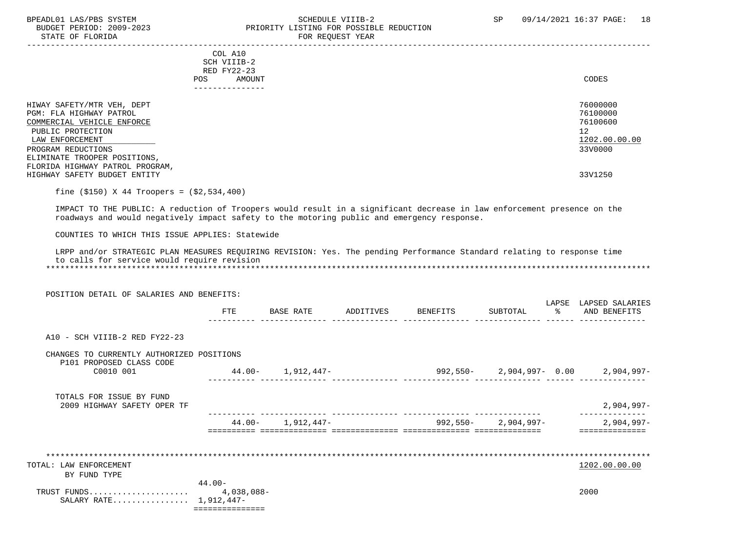COL A10
SCH VIIIB-2
RED FY22-23
POS AMOUNT

| | CODES |
|---|---|
| HIWAY SAFETY/MTR VEH, DEPT | 76000000 |
| PGM: FLA HIGHWAY PATROL | 76100000 |
| COMMERCIAL VEHICLE ENFORCE | 76100600 |
| PUBLIC PROTECTION | 12 |
| LAW ENFORCEMENT | 1202.00.00.00 |
| PROGRAM REDUCTIONS | 33V0000 |
| ELIMINATE TROOPER POSITIONS, FLORIDA HIGHWAY PATROL PROGRAM, HIGHWAY SAFETY BUDGET ENTITY | 33V1250 |

fine ($150) X 44 Troopers = ($2,534,400)

IMPACT TO THE PUBLIC: A reduction of Troopers would result in a significant decrease in law enforcement presence on the roadways and would negatively impact safety to the motoring public and emergency response.

COUNTIES TO WHICH THIS ISSUE APPLIES: Statewide

LRPP and/or STRATEGIC PLAN MEASURES REQUIRING REVISION: Yes. The pending Performance Standard relating to response time to calls for service would require revision

POSITION DETAIL OF SALARIES AND BENEFITS:

| | FTE | BASE RATE | ADDITIVES | BENEFITS | SUBTOTAL | LAPSE % | LAPSED SALARIES AND BENEFITS |
|---|---|---|---|---|---|---|---|
| A10 - SCH VIIIB-2 RED FY22-23 | | | | | | | |
| CHANGES TO CURRENTLY AUTHORIZED POSITIONS | | | | | | | |
| P101 PROPOSED CLASS CODE | | | | | | | |
| C0010 001 | 44.00- | 1,912,447- | | 992,550- | 2,904,997- | 0.00 | 2,904,997- |
| TOTALS FOR ISSUE BY FUND | | | | | | | |
| 2009 HIGHWAY SAFETY OPER TF | | | | | | | 2,904,997- |
| | 44.00- | 1,912,447- | | 992,550- | 2,904,997- | | 2,904,997- |

TOTAL: LAW ENFORCEMENT — 1202.00.00.00

BY FUND TYPE

| | POS / AMOUNT | CODES |
|---|---|---|
| | 44.00- | |
| TRUST FUNDS.................... | 4,038,088- | 2000 |
| SALARY RATE................ | 1,912,447- | |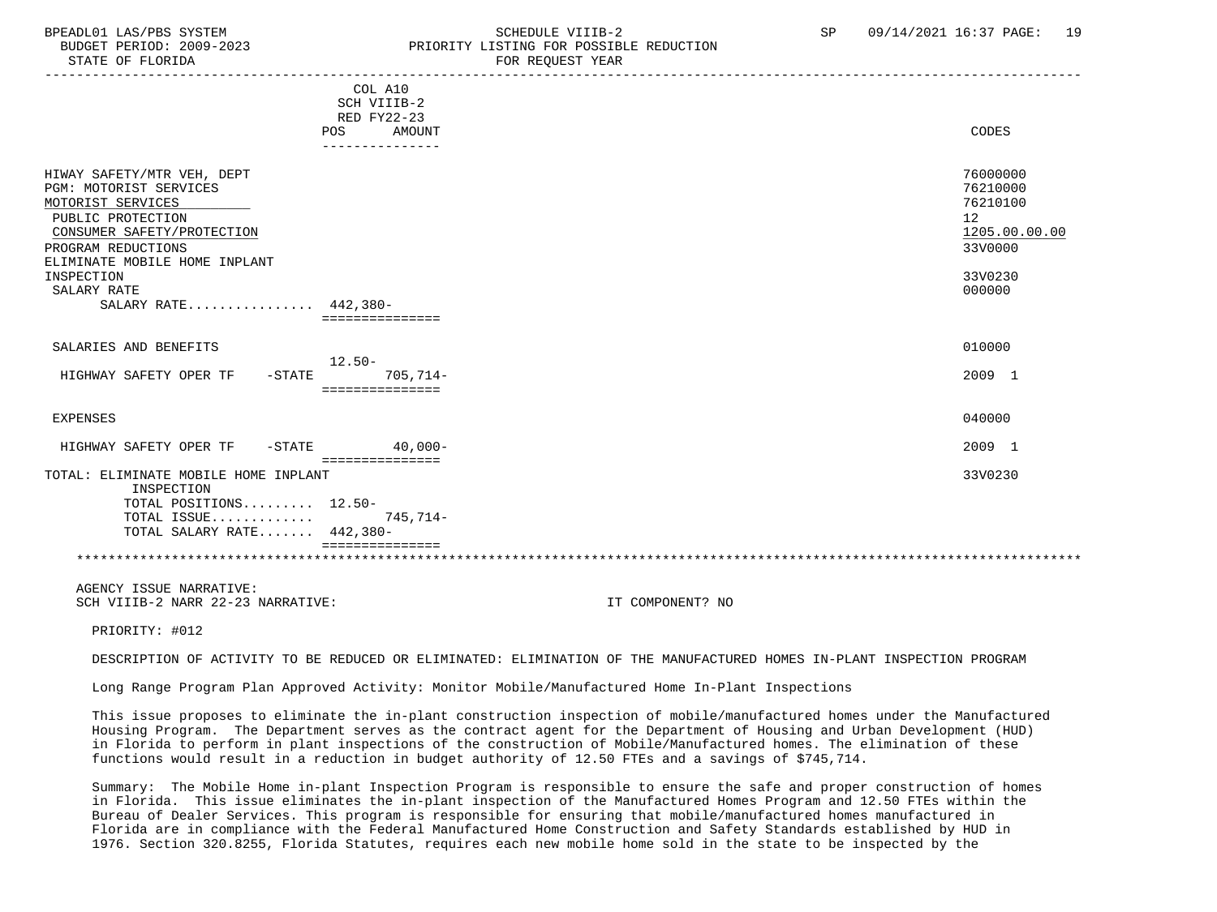| | COL A10 SCH VIIIB-2 RED FY22-23 POS | AMOUNT | CODES |
|---|---|---|---|
| HIWAY SAFETY/MTR VEH, DEPT | | | 76000000 |
| PGM: MOTORIST SERVICES | | | 76210000 |
| MOTORIST SERVICES | | | 76210100 |
| PUBLIC PROTECTION | | | 12 |
| CONSUMER SAFETY/PROTECTION | | | 1205.00.00.00 |
| PROGRAM REDUCTIONS | | | 33V0000 |
| ELIMINATE MOBILE HOME INPLANT INSPECTION | | | 33V0230 |
| SALARY RATE | | | 000000 |
| SALARY RATE................ | 442,380- | | |
| SALARIES AND BENEFITS | | | 010000 |
| HIGHWAY SAFETY OPER TF -STATE | 12.50- | 705,714- | 2009 1 |
| EXPENSES | | | 040000 |
| HIGHWAY SAFETY OPER TF -STATE | | 40,000- | 2009 1 |
| TOTAL: ELIMINATE MOBILE HOME INPLANT INSPECTION | | | 33V0230 |
| TOTAL POSITIONS......... | 12.50- | | |
| TOTAL ISSUE............. | | 745,714- | |
| TOTAL SALARY RATE....... | 442,380- | | |

AGENCY ISSUE NARRATIVE:
SCH VIIIB-2 NARR 22-23 NARRATIVE: IT COMPONENT? NO

PRIORITY: #012

DESCRIPTION OF ACTIVITY TO BE REDUCED OR ELIMINATED: ELIMINATION OF THE MANUFACTURED HOMES IN-PLANT INSPECTION PROGRAM

Long Range Program Plan Approved Activity: Monitor Mobile/Manufactured Home In-Plant Inspections

This issue proposes to eliminate the in-plant construction inspection of mobile/manufactured homes under the Manufactured Housing Program. The Department serves as the contract agent for the Department of Housing and Urban Development (HUD) in Florida to perform in plant inspections of the construction of Mobile/Manufactured homes. The elimination of these functions would result in a reduction in budget authority of 12.50 FTEs and a savings of $745,714.

Summary: The Mobile Home in-plant Inspection Program is responsible to ensure the safe and proper construction of homes in Florida. This issue eliminates the in-plant inspection of the Manufactured Homes Program and 12.50 FTEs within the Bureau of Dealer Services. This program is responsible for ensuring that mobile/manufactured homes manufactured in Florida are in compliance with the Federal Manufactured Home Construction and Safety Standards established by HUD in 1976. Section 320.8255, Florida Statutes, requires each new mobile home sold in the state to be inspected by the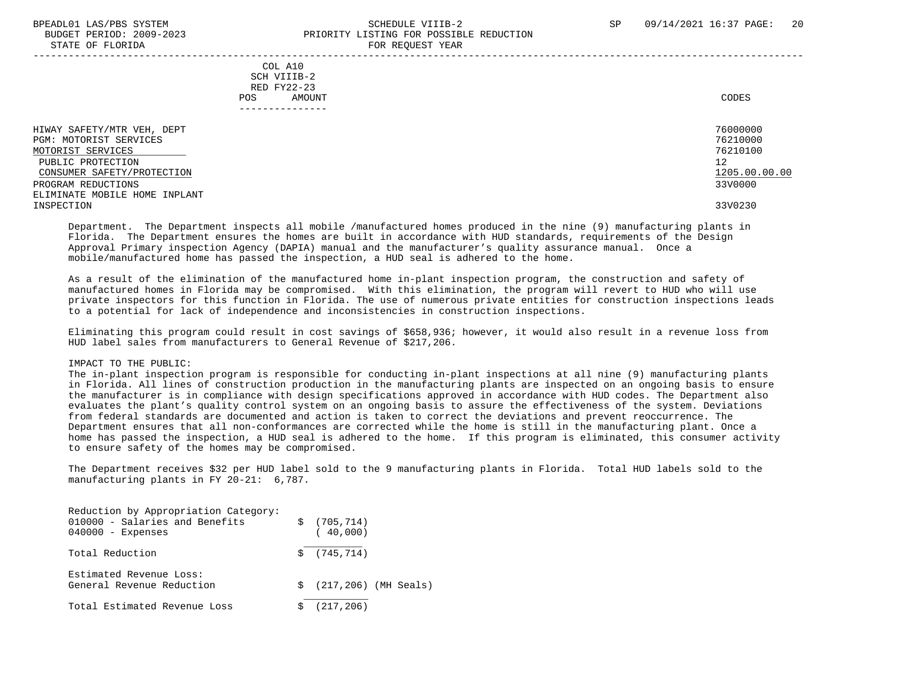COL A10
SCH VIIIB-2
RED FY22-23
POS AMOUNT

| | CODES |
|---|---|
| HIWAY SAFETY/MTR VEH, DEPT | 76000000 |
| PGM: MOTORIST SERVICES | 76210000 |
| MOTORIST SERVICES | 76210100 |
| PUBLIC PROTECTION | 12 |
| CONSUMER SAFETY/PROTECTION | 1205.00.00.00 |
| PROGRAM REDUCTIONS | 33V0000 |
| ELIMINATE MOBILE HOME INPLANT INSPECTION | 33V0230 |

Department. The Department inspects all mobile /manufactured homes produced in the nine (9) manufacturing plants in Florida. The Department ensures the homes are built in accordance with HUD standards, requirements of the Design Approval Primary inspection Agency (DAPIA) manual and the manufacturer's quality assurance manual. Once a mobile/manufactured home has passed the inspection, a HUD seal is adhered to the home.

As a result of the elimination of the manufactured home in-plant inspection program, the construction and safety of manufactured homes in Florida may be compromised. With this elimination, the program will revert to HUD who will use private inspectors for this function in Florida. The use of numerous private entities for construction inspections leads to a potential for lack of independence and inconsistencies in construction inspections.

Eliminating this program could result in cost savings of $658,936; however, it would also result in a revenue loss from HUD label sales from manufacturers to General Revenue of $217,206.

IMPACT TO THE PUBLIC:
The in-plant inspection program is responsible for conducting in-plant inspections at all nine (9) manufacturing plants in Florida. All lines of construction production in the manufacturing plants are inspected on an ongoing basis to ensure the manufacturer is in compliance with design specifications approved in accordance with HUD codes. The Department also evaluates the plant's quality control system on an ongoing basis to assure the effectiveness of the system. Deviations from federal standards are documented and action is taken to correct the deviations and prevent reoccurrence. The Department ensures that all non-conformances are corrected while the home is still in the manufacturing plant. Once a home has passed the inspection, a HUD seal is adhered to the home. If this program is eliminated, this consumer activity to ensure safety of the homes may be compromised.

The Department receives $32 per HUD label sold to the 9 manufacturing plants in Florida. Total HUD labels sold to the manufacturing plants in FY 20-21: 6,787.

| Reduction by Appropriation Category: | |
|---|---|
| 010000 - Salaries and Benefits | $ (705,714) |
| 040000 - Expenses | ( 40,000) |
| Total Reduction | $ (745,714) |
| Estimated Revenue Loss: | |
| General Revenue Reduction | $ (217,206) (MH Seals) |
| Total Estimated Revenue Loss | $ (217,206) |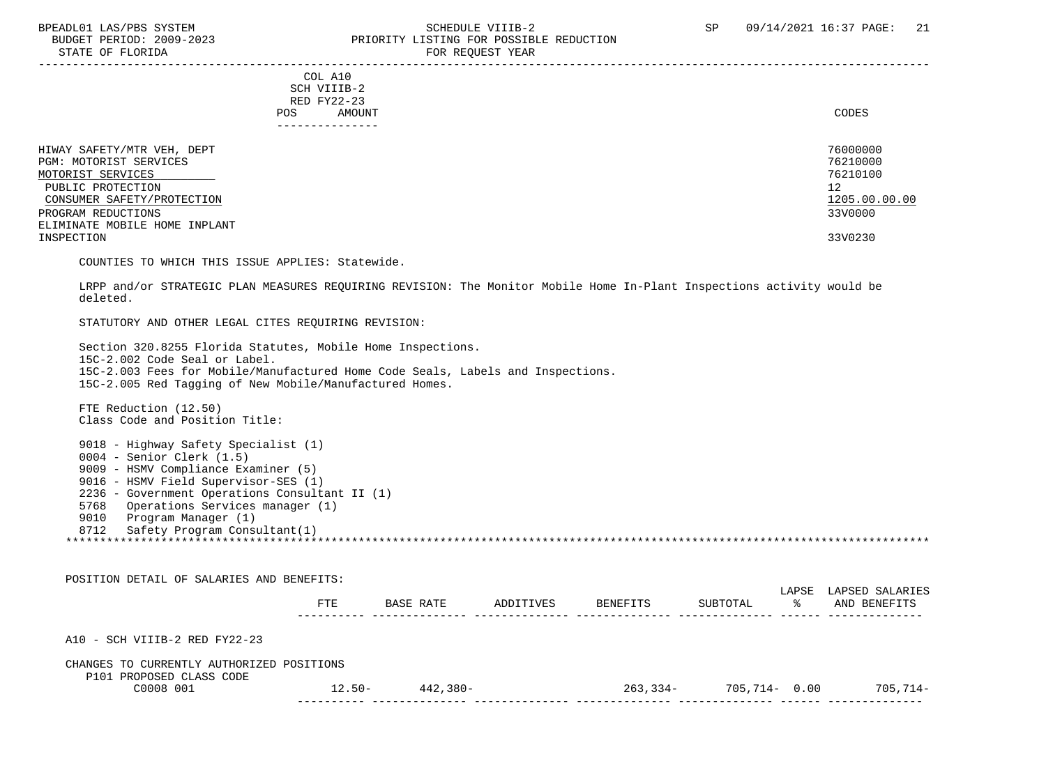| | COL A10 SCH VIIIB-2 RED FY22-23 POS AMOUNT | CODES |
|---|---|---|
| HIWAY SAFETY/MTR VEH, DEPT | | 76000000 |
| PGM: MOTORIST SERVICES | | 76210000 |
| MOTORIST SERVICES | | 76210100 |
| PUBLIC PROTECTION | | 12 |
| CONSUMER SAFETY/PROTECTION | | 1205.00.00.00 |
| PROGRAM REDUCTIONS | | 33V0000 |
| ELIMINATE MOBILE HOME INPLANT INSPECTION | | 33V0230 |

COUNTIES TO WHICH THIS ISSUE APPLIES: Statewide.

LRPP and/or STRATEGIC PLAN MEASURES REQUIRING REVISION: The Monitor Mobile Home In-Plant Inspections activity would be deleted.

STATUTORY AND OTHER LEGAL CITES REQUIRING REVISION:

Section 320.8255 Florida Statutes, Mobile Home Inspections.
15C-2.002 Code Seal or Label.
15C-2.003 Fees for Mobile/Manufactured Home Code Seals, Labels and Inspections.
15C-2.005 Red Tagging of New Mobile/Manufactured Homes.

FTE Reduction (12.50)
Class Code and Position Title:

9018 - Highway Safety Specialist (1)
0004 - Senior Clerk (1.5)
9009 - HSMV Compliance Examiner (5)
9016 - HSMV Field Supervisor-SES (1)
2236 - Government Operations Consultant II (1)
5768 Operations Services manager (1)
9010 Program Manager (1)
8712 Safety Program Consultant(1)

POSITION DETAIL OF SALARIES AND BENEFITS:

| | FTE | BASE RATE | ADDITIVES | BENEFITS | SUBTOTAL | LAPSE % | LAPSED SALARIES AND BENEFITS |
|---|---|---|---|---|---|---|---|
| A10 - SCH VIIIB-2 RED FY22-23 | | | | | | | |
| CHANGES TO CURRENTLY AUTHORIZED POSITIONS | | | | | | | |
| P101 PROPOSED CLASS CODE | | | | | | | |
| C0008 001 | 12.50- | 442,380- | | 263,334- | 705,714- | 0.00 | 705,714- |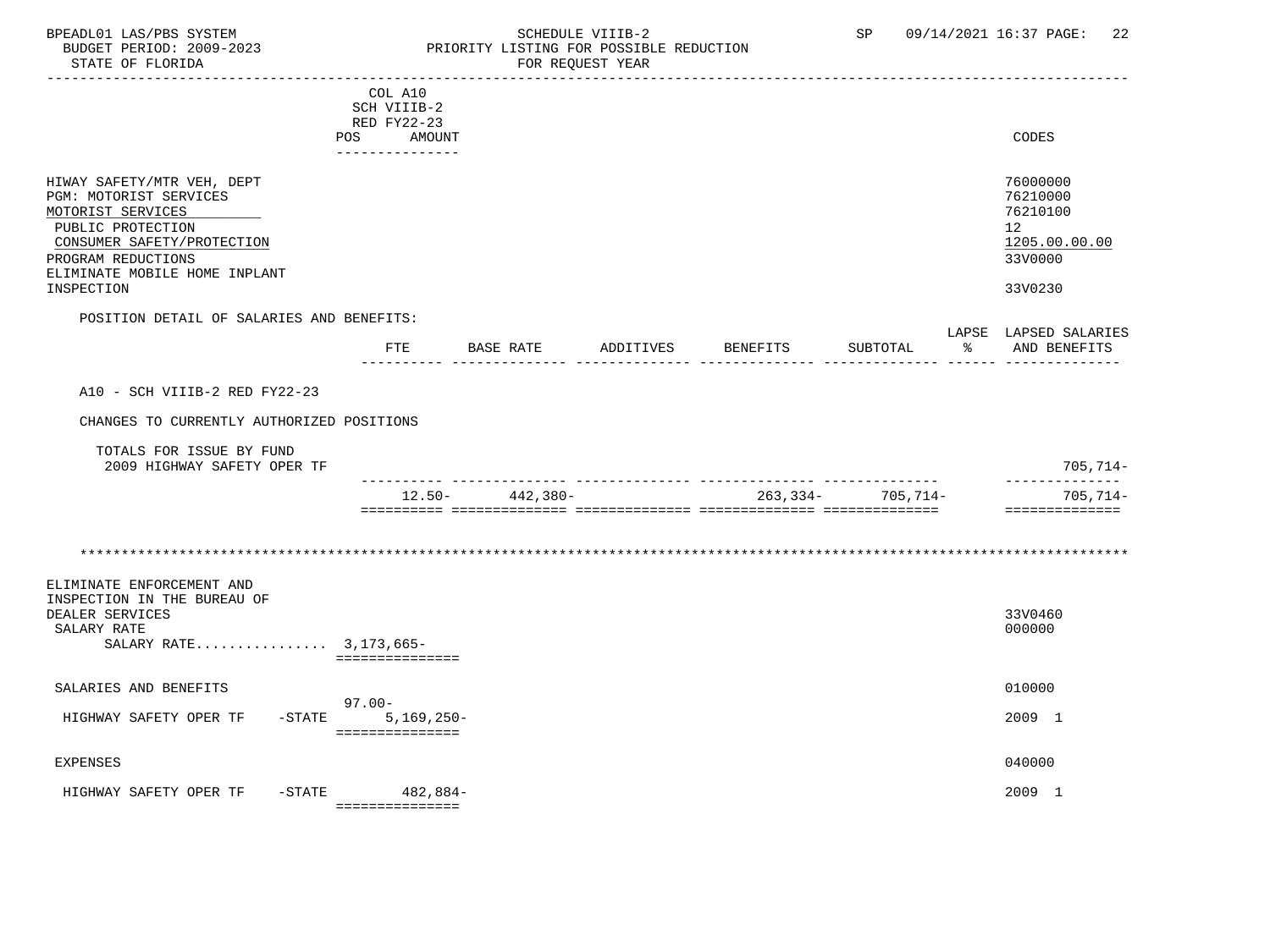BPEADL01 LAS/PBS SYSTEM — SCHEDULE VIIIB-2 — SP 09/14/2021 16:37

BUDGET PERIOD: 2009-2023 — PRIORITY LISTING FOR POSSIBLE REDUCTION

STATE OF FLORIDA — FOR REQUEST YEAR

| | COL A10 SCH VIIIB-2 RED FY22-23 POS AMOUNT | CODES |
|---|---|---|
| HIWAY SAFETY/MTR VEH, DEPT | | 76000000 |
| PGM: MOTORIST SERVICES | | 76210000 |
| MOTORIST SERVICES | | 76210100 |
| PUBLIC PROTECTION | | 12 |
| CONSUMER SAFETY/PROTECTION | | 1205.00.00.00 |
| PROGRAM REDUCTIONS | | 33V0000 |
| ELIMINATE MOBILE HOME INPLANT INSPECTION | | 33V0230 |

POSITION DETAIL OF SALARIES AND BENEFITS:

| | FTE | BASE RATE | ADDITIVES | BENEFITS | SUBTOTAL | LAPSE % | LAPSED SALARIES AND BENEFITS |
|---|---|---|---|---|---|---|---|
| A10 - SCH VIIIB-2 RED FY22-23 | | | | | | | |
| CHANGES TO CURRENTLY AUTHORIZED POSITIONS | | | | | | | |
| TOTALS FOR ISSUE BY FUND | | | | | | | |
| 2009 HIGHWAY SAFETY OPER TF | | | | | | | 705,714- |
| | 12.50- | 442,380- | | 263,334- | 705,714- | | 705,714- |

*******************************************************************************************************************

| | POS | AMOUNT | CODES |
|---|---|---|---|
| ELIMINATE ENFORCEMENT AND INSPECTION IN THE BUREAU OF DEALER SERVICES | | | 33V0460 |
| SALARY RATE | | | 000000 |
| SALARY RATE................ | | 3,173,665- | |
| SALARIES AND BENEFITS | | | 010000 |
| HIGHWAY SAFETY OPER TF -STATE | 97.00- | 5,169,250- | 2009 1 |
| EXPENSES | | | 040000 |
| HIGHWAY SAFETY OPER TF -STATE | | 482,884- | 2009 1 |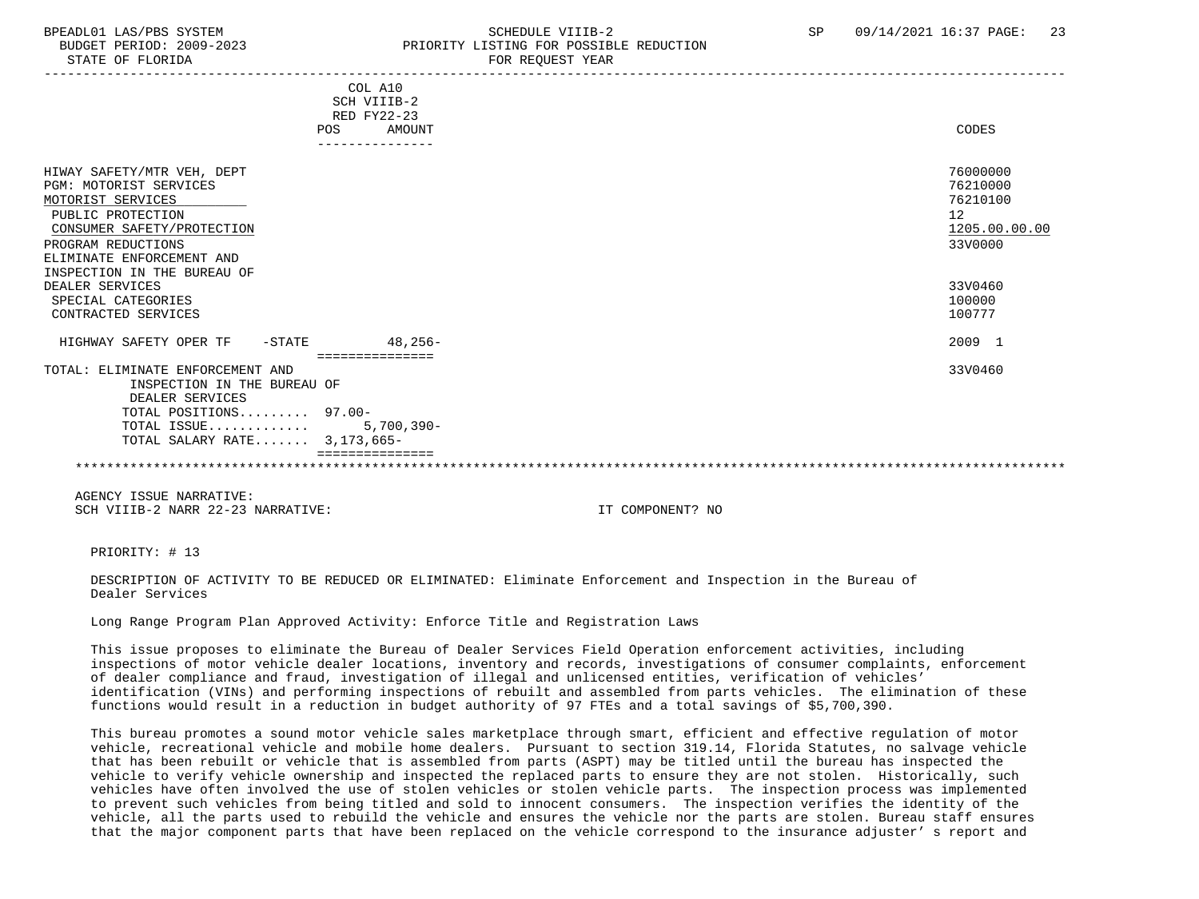COL A10
SCH VIIIB-2
RED FY22-23

| | POS | AMOUNT | CODES |
|---|---|---|---|
| HIWAY SAFETY/MTR VEH, DEPT | | | 76000000 |
| PGM: MOTORIST SERVICES | | | 76210000 |
| MOTORIST SERVICES | | | 76210100 |
| PUBLIC PROTECTION | | | 12 |
| CONSUMER SAFETY/PROTECTION | | | 1205.00.00.00 |
| PROGRAM REDUCTIONS | | | 33V0000 |
| ELIMINATE ENFORCEMENT AND INSPECTION IN THE BUREAU OF DEALER SERVICES | | | 33V0460 |
| SPECIAL CATEGORIES | | | 100000 |
| CONTRACTED SERVICES | | | 100777 |
| HIGHWAY SAFETY OPER TF -STATE | | 48,256- | 2009 1 |
| TOTAL: ELIMINATE ENFORCEMENT AND INSPECTION IN THE BUREAU OF DEALER SERVICES | | | 33V0460 |
| TOTAL POSITIONS......... | 97.00- | | |
| TOTAL ISSUE............ | | 5,700,390- | |
| TOTAL SALARY RATE....... | 3,173,665- | | |

AGENCY ISSUE NARRATIVE:
SCH VIIIB-2 NARR 22-23 NARRATIVE: IT COMPONENT? NO

PRIORITY: # 13

DESCRIPTION OF ACTIVITY TO BE REDUCED OR ELIMINATED: Eliminate Enforcement and Inspection in the Bureau of Dealer Services

Long Range Program Plan Approved Activity: Enforce Title and Registration Laws

This issue proposes to eliminate the Bureau of Dealer Services Field Operation enforcement activities, including inspections of motor vehicle dealer locations, inventory and records, investigations of consumer complaints, enforcement of dealer compliance and fraud, investigation of illegal and unlicensed entities, verification of vehicles' identification (VINs) and performing inspections of rebuilt and assembled from parts vehicles. The elimination of these functions would result in a reduction in budget authority of 97 FTEs and a total savings of $5,700,390.

This bureau promotes a sound motor vehicle sales marketplace through smart, efficient and effective regulation of motor vehicle, recreational vehicle and mobile home dealers. Pursuant to section 319.14, Florida Statutes, no salvage vehicle that has been rebuilt or vehicle that is assembled from parts (ASPT) may be titled until the bureau has inspected the vehicle to verify vehicle ownership and inspected the replaced parts to ensure they are not stolen. Historically, such vehicles have often involved the use of stolen vehicles or stolen vehicle parts. The inspection process was implemented to prevent such vehicles from being titled and sold to innocent consumers. The inspection verifies the identity of the vehicle, all the parts used to rebuild the vehicle and ensures the vehicle nor the parts are stolen. Bureau staff ensures that the major component parts that have been replaced on the vehicle correspond to the insurance adjuster' s report and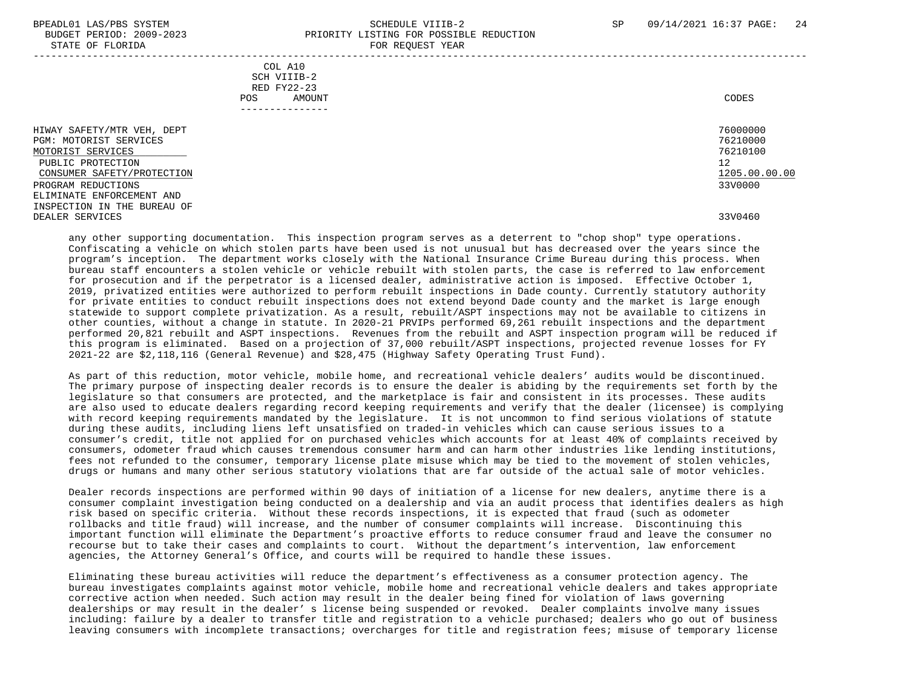COL A10
SCH VIIIB-2
RED FY22-23

| | POS | AMOUNT | CODES |
|---|---|---|---|
| HIWAY SAFETY/MTR VEH, DEPT | | | 76000000 |
| PGM: MOTORIST SERVICES | | | 76210000 |
| MOTORIST SERVICES | | | 76210100 |
| PUBLIC PROTECTION | | | 12 |
| CONSUMER SAFETY/PROTECTION | | | 1205.00.00.00 |
| PROGRAM REDUCTIONS | | | 33V0000 |
| ELIMINATE ENFORCEMENT AND INSPECTION IN THE BUREAU OF DEALER SERVICES | | | 33V0460 |

any other supporting documentation. This inspection program serves as a deterrent to "chop shop" type operations. Confiscating a vehicle on which stolen parts have been used is not unusual but has decreased over the years since the program's inception. The department works closely with the National Insurance Crime Bureau during this process. When bureau staff encounters a stolen vehicle or vehicle rebuilt with stolen parts, the case is referred to law enforcement for prosecution and if the perpetrator is a licensed dealer, administrative action is imposed. Effective October 1, 2019, privatized entities were authorized to perform rebuilt inspections in Dade county. Currently statutory authority for private entities to conduct rebuilt inspections does not extend beyond Dade county and the market is large enough statewide to support complete privatization. As a result, rebuilt/ASPT inspections may not be available to citizens in other counties, without a change in statute. In 2020-21 PRVIPs performed 69,261 rebuilt inspections and the department performed 20,821 rebuilt and ASPT inspections. Revenues from the rebuilt and ASPT inspection program will be reduced if this program is eliminated. Based on a projection of 37,000 rebuilt/ASPT inspections, projected revenue losses for FY 2021-22 are $2,118,116 (General Revenue) and $28,475 (Highway Safety Operating Trust Fund).

As part of this reduction, motor vehicle, mobile home, and recreational vehicle dealers' audits would be discontinued. The primary purpose of inspecting dealer records is to ensure the dealer is abiding by the requirements set forth by the legislature so that consumers are protected, and the marketplace is fair and consistent in its processes. These audits are also used to educate dealers regarding record keeping requirements and verify that the dealer (licensee) is complying with record keeping requirements mandated by the legislature. It is not uncommon to find serious violations of statute during these audits, including liens left unsatisfied on traded-in vehicles which can cause serious issues to a consumer's credit, title not applied for on purchased vehicles which accounts for at least 40% of complaints received by consumers, odometer fraud which causes tremendous consumer harm and can harm other industries like lending institutions, fees not refunded to the consumer, temporary license plate misuse which may be tied to the movement of stolen vehicles, drugs or humans and many other serious statutory violations that are far outside of the actual sale of motor vehicles.

Dealer records inspections are performed within 90 days of initiation of a license for new dealers, anytime there is a consumer complaint investigation being conducted on a dealership and via an audit process that identifies dealers as high risk based on specific criteria. Without these records inspections, it is expected that fraud (such as odometer rollbacks and title fraud) will increase, and the number of consumer complaints will increase. Discontinuing this important function will eliminate the Department's proactive efforts to reduce consumer fraud and leave the consumer no recourse but to take their cases and complaints to court. Without the department's intervention, law enforcement agencies, the Attorney General's Office, and courts will be required to handle these issues.

Eliminating these bureau activities will reduce the department's effectiveness as a consumer protection agency. The bureau investigates complaints against motor vehicle, mobile home and recreational vehicle dealers and takes appropriate corrective action when needed. Such action may result in the dealer being fined for violation of laws governing dealerships or may result in the dealer' s license being suspended or revoked. Dealer complaints involve many issues including: failure by a dealer to transfer title and registration to a vehicle purchased; dealers who go out of business leaving consumers with incomplete transactions; overcharges for title and registration fees; misuse of temporary license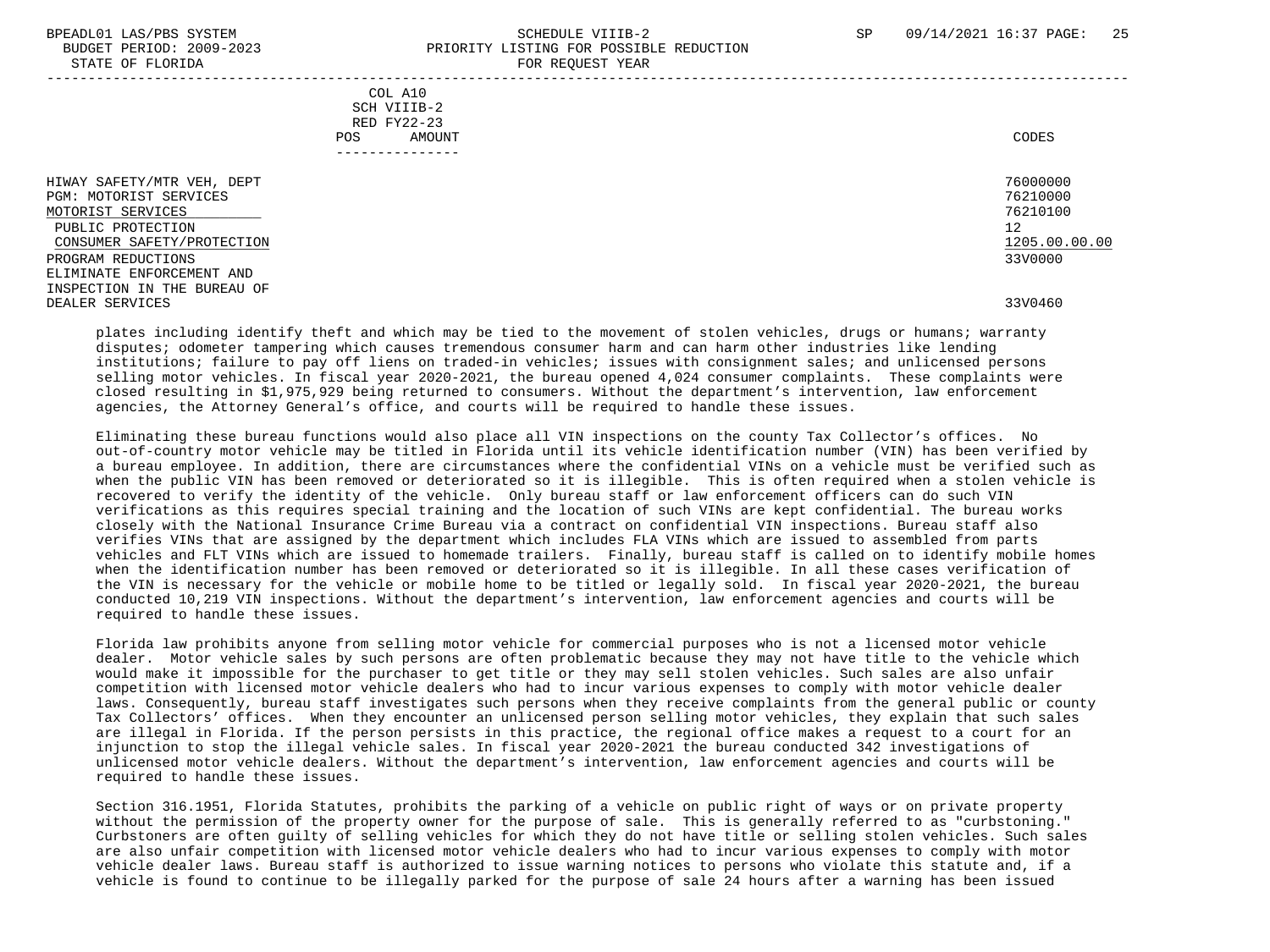| | COL A10 SCH VIIIB-2 RED FY22-23 POS AMOUNT | CODES |
|---|---|---|
| HIWAY SAFETY/MTR VEH, DEPT | | 76000000 |
| PGM: MOTORIST SERVICES | | 76210000 |
| MOTORIST SERVICES | | 76210100 |
| PUBLIC PROTECTION | | 12 |
| CONSUMER SAFETY/PROTECTION | | 1205.00.00.00 |
| PROGRAM REDUCTIONS | | 33V0000 |
| ELIMINATE ENFORCEMENT AND INSPECTION IN THE BUREAU OF DEALER SERVICES | | 33V0460 |

plates including identify theft and which may be tied to the movement of stolen vehicles, drugs or humans; warranty disputes; odometer tampering which causes tremendous consumer harm and can harm other industries like lending institutions; failure to pay off liens on traded-in vehicles; issues with consignment sales; and unlicensed persons selling motor vehicles. In fiscal year 2020-2021, the bureau opened 4,024 consumer complaints. These complaints were closed resulting in $1,975,929 being returned to consumers. Without the department's intervention, law enforcement agencies, the Attorney General's office, and courts will be required to handle these issues.

Eliminating these bureau functions would also place all VIN inspections on the county Tax Collector's offices. No out-of-country motor vehicle may be titled in Florida until its vehicle identification number (VIN) has been verified by a bureau employee. In addition, there are circumstances where the confidential VINs on a vehicle must be verified such as when the public VIN has been removed or deteriorated so it is illegible. This is often required when a stolen vehicle is recovered to verify the identity of the vehicle. Only bureau staff or law enforcement officers can do such VIN verifications as this requires special training and the location of such VINs are kept confidential. The bureau works closely with the National Insurance Crime Bureau via a contract on confidential VIN inspections. Bureau staff also verifies VINs that are assigned by the department which includes FLA VINs which are issued to assembled from parts vehicles and FLT VINs which are issued to homemade trailers. Finally, bureau staff is called on to identify mobile homes when the identification number has been removed or deteriorated so it is illegible. In all these cases verification of the VIN is necessary for the vehicle or mobile home to be titled or legally sold. In fiscal year 2020-2021, the bureau conducted 10,219 VIN inspections. Without the department's intervention, law enforcement agencies and courts will be required to handle these issues.

Florida law prohibits anyone from selling motor vehicle for commercial purposes who is not a licensed motor vehicle dealer. Motor vehicle sales by such persons are often problematic because they may not have title to the vehicle which would make it impossible for the purchaser to get title or they may sell stolen vehicles. Such sales are also unfair competition with licensed motor vehicle dealers who had to incur various expenses to comply with motor vehicle dealer laws. Consequently, bureau staff investigates such persons when they receive complaints from the general public or county Tax Collectors' offices. When they encounter an unlicensed person selling motor vehicles, they explain that such sales are illegal in Florida. If the person persists in this practice, the regional office makes a request to a court for an injunction to stop the illegal vehicle sales. In fiscal year 2020-2021 the bureau conducted 342 investigations of unlicensed motor vehicle dealers. Without the department's intervention, law enforcement agencies and courts will be required to handle these issues.

Section 316.1951, Florida Statutes, prohibits the parking of a vehicle on public right of ways or on private property without the permission of the property owner for the purpose of sale. This is generally referred to as "curbstoning." Curbstoners are often guilty of selling vehicles for which they do not have title or selling stolen vehicles. Such sales are also unfair competition with licensed motor vehicle dealers who had to incur various expenses to comply with motor vehicle dealer laws. Bureau staff is authorized to issue warning notices to persons who violate this statute and, if a vehicle is found to continue to be illegally parked for the purpose of sale 24 hours after a warning has been issued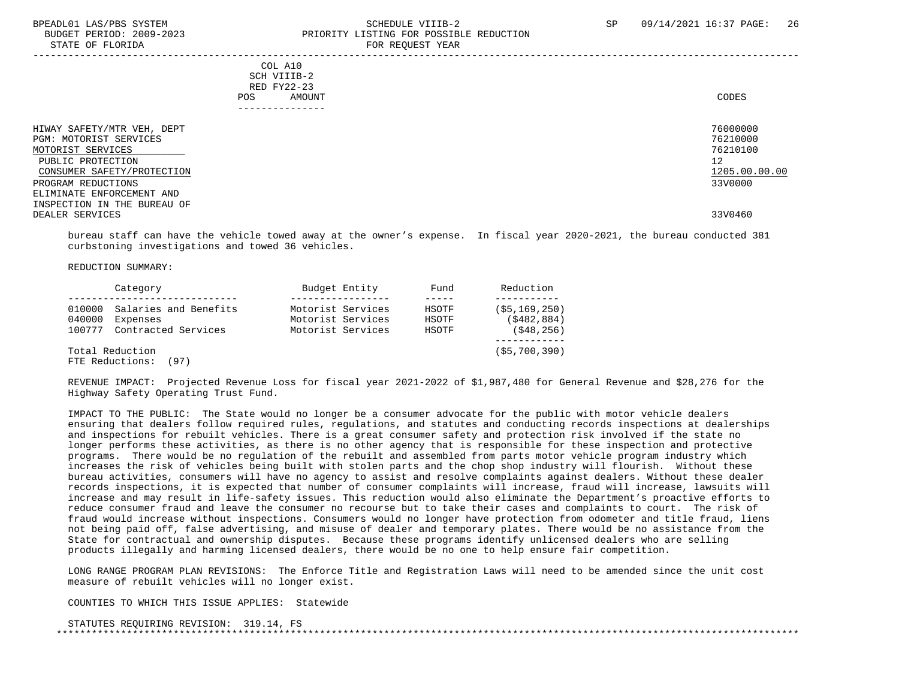| | COL A10 SCH VIIIB-2 RED FY22-23 POS AMOUNT | CODES |
|---|---|---|
| HIWAY SAFETY/MTR VEH, DEPT | | 76000000 |
| PGM: MOTORIST SERVICES | | 76210000 |
| MOTORIST SERVICES | | 76210100 |
| PUBLIC PROTECTION | | 12 |
| CONSUMER SAFETY/PROTECTION | | 1205.00.00.00 |
| PROGRAM REDUCTIONS | | 33V0000 |
| ELIMINATE ENFORCEMENT AND INSPECTION IN THE BUREAU OF DEALER SERVICES | | 33V0460 |

bureau staff can have the vehicle towed away at the owner's expense. In fiscal year 2020-2021, the bureau conducted 381 curbstoning investigations and towed 36 vehicles.

REDUCTION SUMMARY:

| Category | Budget Entity | Fund | Reduction |
|---|---|---|---|
| 010000 Salaries and Benefits | Motorist Services | HSOTF | ($5,169,250) |
| 040000 Expenses | Motorist Services | HSOTF | ($482,884) |
| 100777 Contracted Services | Motorist Services | HSOTF | ($48,256) |
| Total Reduction | | | ($5,700,390) |
| FTE Reductions: (97) | | | |

REVENUE IMPACT: Projected Revenue Loss for fiscal year 2021-2022 of $1,987,480 for General Revenue and $28,276 for the Highway Safety Operating Trust Fund.

IMPACT TO THE PUBLIC: The State would no longer be a consumer advocate for the public with motor vehicle dealers ensuring that dealers follow required rules, regulations, and statutes and conducting records inspections at dealerships and inspections for rebuilt vehicles. There is a great consumer safety and protection risk involved if the state no longer performs these activities, as there is no other agency that is responsible for these inspection and protective programs. There would be no regulation of the rebuilt and assembled from parts motor vehicle program industry which increases the risk of vehicles being built with stolen parts and the chop shop industry will flourish. Without these bureau activities, consumers will have no agency to assist and resolve complaints against dealers. Without these dealer records inspections, it is expected that number of consumer complaints will increase, fraud will increase, lawsuits will increase and may result in life-safety issues. This reduction would also eliminate the Department's proactive efforts to reduce consumer fraud and leave the consumer no recourse but to take their cases and complaints to court. The risk of fraud would increase without inspections. Consumers would no longer have protection from odometer and title fraud, liens not being paid off, false advertising, and misuse of dealer and temporary plates. There would be no assistance from the State for contractual and ownership disputes. Because these programs identify unlicensed dealers who are selling products illegally and harming licensed dealers, there would be no one to help ensure fair competition.

LONG RANGE PROGRAM PLAN REVISIONS: The Enforce Title and Registration Laws will need to be amended since the unit cost measure of rebuilt vehicles will no longer exist.

COUNTIES TO WHICH THIS ISSUE APPLIES: Statewide

STATUTES REQUIRING REVISION: 319.14, FS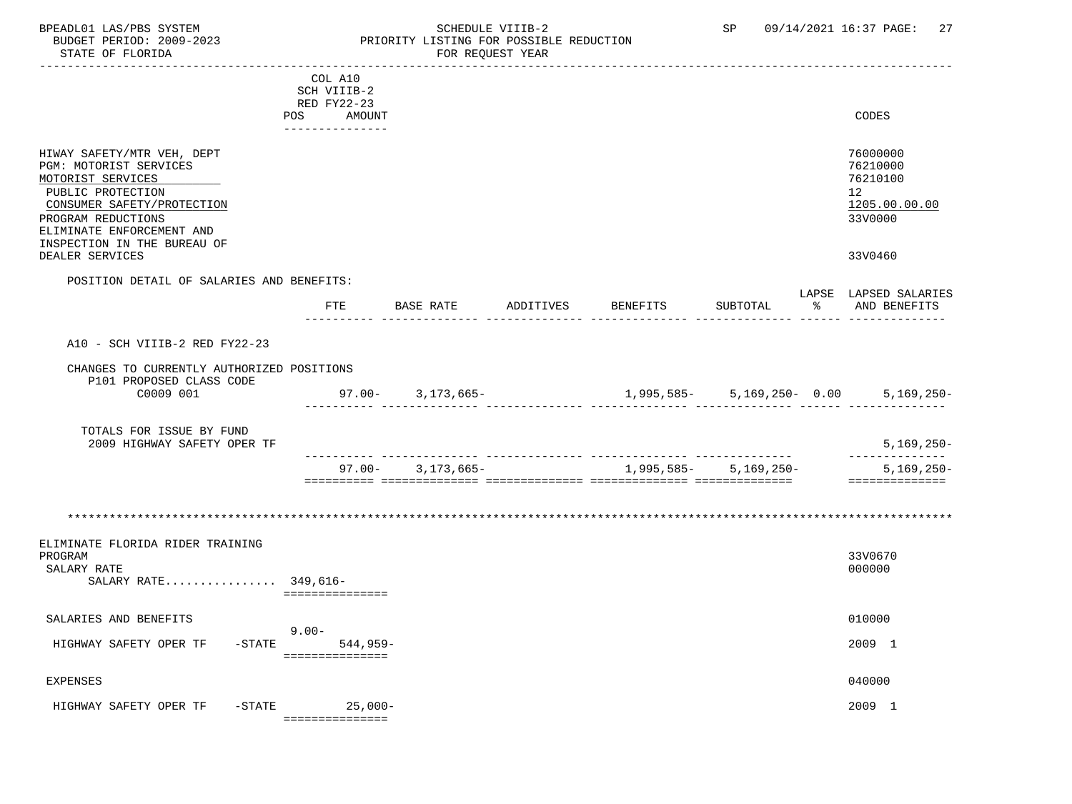BPEADL01 LAS/PBS SYSTEM | SCHEDULE VIIIB-2 | SP 09/14/2021 16:37

BUDGET PERIOD: 2009-2023 | PRIORITY LISTING FOR POSSIBLE REDUCTION

STATE OF FLORIDA | FOR REQUEST YEAR

| | COL A10 SCH VIIIB-2 RED FY22-23 POS AMOUNT | CODES |
|---|---|---|
| HIWAY SAFETY/MTR VEH, DEPT | | 76000000 |
| PGM: MOTORIST SERVICES | | 76210000 |
| MOTORIST SERVICES | | 76210100 |
| PUBLIC PROTECTION | | 12 |
| CONSUMER SAFETY/PROTECTION | | 1205.00.00.00 |
| PROGRAM REDUCTIONS | | 33V0000 |
| ELIMINATE ENFORCEMENT AND INSPECTION IN THE BUREAU OF DEALER SERVICES | | 33V0460 |

POSITION DETAIL OF SALARIES AND BENEFITS:

| | FTE | BASE RATE | ADDITIVES | BENEFITS | SUBTOTAL | LAPSE % | LAPSED SALARIES AND BENEFITS |
|---|---|---|---|---|---|---|---|
| A10 - SCH VIIIB-2 RED FY22-23 | | | | | | | |
| CHANGES TO CURRENTLY AUTHORIZED POSITIONS | | | | | | | |
| P101 PROPOSED CLASS CODE C0009 001 | 97.00- | 3,173,665- | | 1,995,585- | 5,169,250- | 0.00 | 5,169,250- |
| TOTALS FOR ISSUE BY FUND | | | | | | | |
| 2009 HIGHWAY SAFETY OPER TF | | | | | | | 5,169,250- |
| | 97.00- | 3,173,665- | | 1,995,585- | 5,169,250- | | 5,169,250- |

************************************************************************************************************************

| | POS | AMOUNT | CODES |
|---|---|---|---|
| ELIMINATE FLORIDA RIDER TRAINING PROGRAM | | | 33V0670 |
| SALARY RATE | | | 000000 |
| SALARY RATE................ | | 349,616- | |
| SALARIES AND BENEFITS | | | 010000 |
| HIGHWAY SAFETY OPER TF -STATE | 9.00- | 544,959- | 2009 1 |
| EXPENSES | | | 040000 |
| HIGHWAY SAFETY OPER TF -STATE | | 25,000- | 2009 1 |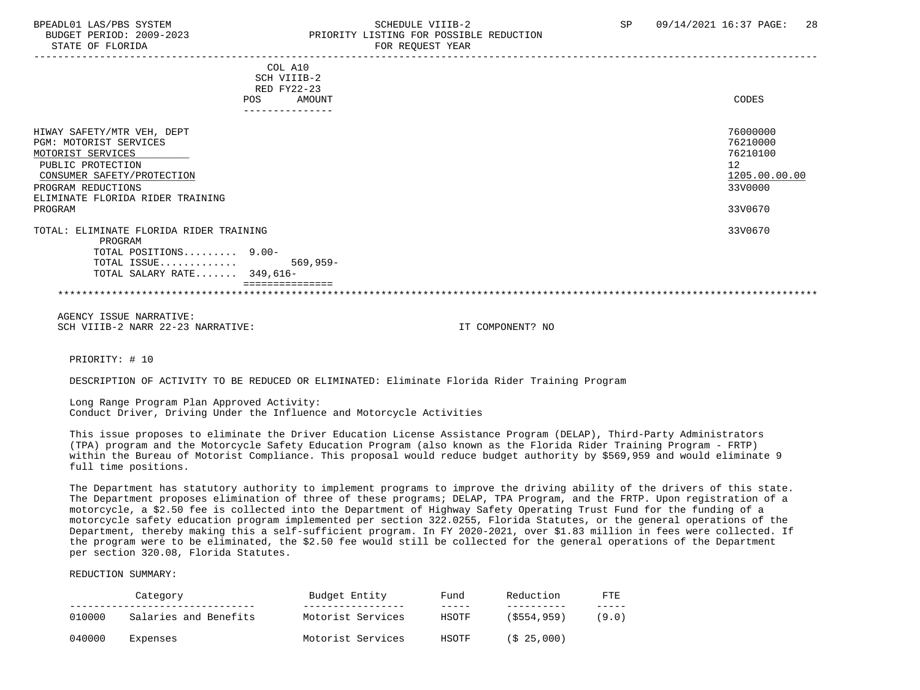COL A10
SCH VIIIB-2
RED FY22-23

| | POS | AMOUNT | CODES |
|---|---|---|---|
| HIWAY SAFETY/MTR VEH, DEPT | | | 76000000 |
| PGM: MOTORIST SERVICES | | | 76210000 |
| MOTORIST SERVICES | | | 76210100 |
| PUBLIC PROTECTION | | | 12 |
| CONSUMER SAFETY/PROTECTION | | | 1205.00.00.00 |
| PROGRAM REDUCTIONS | | | 33V0000 |
| ELIMINATE FLORIDA RIDER TRAINING PROGRAM | | | 33V0670 |
| TOTAL: ELIMINATE FLORIDA RIDER TRAINING PROGRAM | | | 33V0670 |
| TOTAL POSITIONS......... | 9.00- | | |
| TOTAL ISSUE............. | | 569,959- | |
| TOTAL SALARY RATE....... | 349,616- | | |

AGENCY ISSUE NARRATIVE:
SCH VIIIB-2 NARR 22-23 NARRATIVE: IT COMPONENT? NO

PRIORITY: # 10

DESCRIPTION OF ACTIVITY TO BE REDUCED OR ELIMINATED: Eliminate Florida Rider Training Program

Long Range Program Plan Approved Activity:
Conduct Driver, Driving Under the Influence and Motorcycle Activities

This issue proposes to eliminate the Driver Education License Assistance Program (DELAP), Third-Party Administrators (TPA) program and the Motorcycle Safety Education Program (also known as the Florida Rider Training Program - FRTP) within the Bureau of Motorist Compliance. This proposal would reduce budget authority by $569,959 and would eliminate 9 full time positions.

The Department has statutory authority to implement programs to improve the driving ability of the drivers of this state. The Department proposes elimination of three of these programs; DELAP, TPA Program, and the FRTP. Upon registration of a motorcycle, a $2.50 fee is collected into the Department of Highway Safety Operating Trust Fund for the funding of a motorcycle safety education program implemented per section 322.0255, Florida Statutes, or the general operations of the Department, thereby making this a self-sufficient program. In FY 2020-2021, over $1.83 million in fees were collected. If the program were to be eliminated, the $2.50 fee would still be collected for the general operations of the Department per section 320.08, Florida Statutes.

REDUCTION SUMMARY:

| | Category | Budget Entity | Fund | Reduction | FTE |
|---|---|---|---|---|---|
| 010000 | Salaries and Benefits | Motorist Services | HSOTF | ($554,959) | (9.0) |
| 040000 | Expenses | Motorist Services | HSOTF | ($ 25,000) | |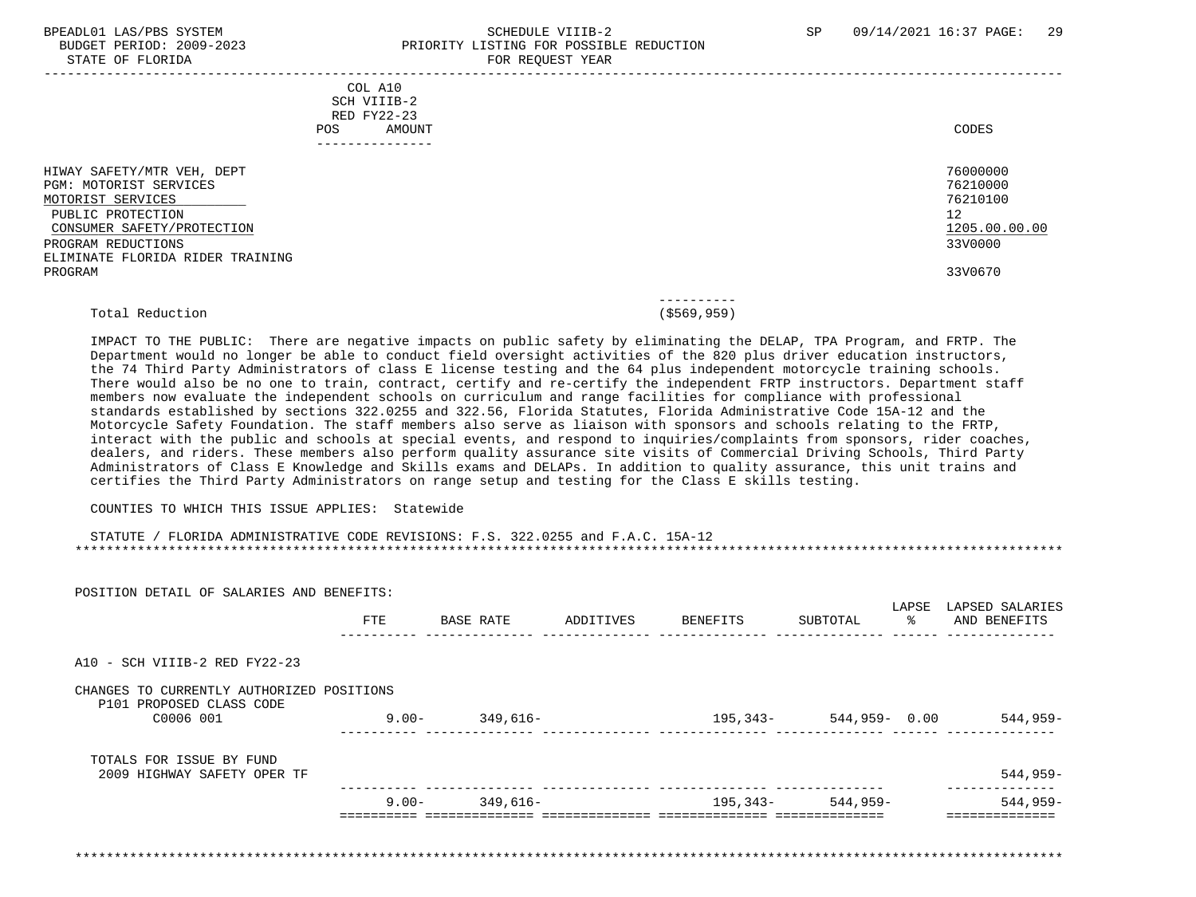BPEADL01 LAS/PBS SYSTEM — SCHEDULE VIIIB-2 — SP 09/14/2021 16:37

BUDGET PERIOD: 2009-2023 — PRIORITY LISTING FOR POSSIBLE REDUCTION

STATE OF FLORIDA — FOR REQUEST YEAR

| | COL A10 SCH VIIIB-2 RED FY22-23 POS AMOUNT | CODES |
|---|---|---|
| HIWAY SAFETY/MTR VEH, DEPT | | 76000000 |
| PGM: MOTORIST SERVICES | | 76210000 |
| MOTORIST SERVICES | | 76210100 |
| PUBLIC PROTECTION | | 12 |
| CONSUMER SAFETY/PROTECTION | | 1205.00.00.00 |
| PROGRAM REDUCTIONS | | 33V0000 |
| ELIMINATE FLORIDA RIDER TRAINING PROGRAM | | 33V0670 |

Total Reduction ($569,959)

IMPACT TO THE PUBLIC: There are negative impacts on public safety by eliminating the DELAP, TPA Program, and FRTP. The Department would no longer be able to conduct field oversight activities of the 820 plus driver education instructors, the 74 Third Party Administrators of class E license testing and the 64 plus independent motorcycle training schools. There would also be no one to train, contract, certify and re-certify the independent FRTP instructors. Department staff members now evaluate the independent schools on curriculum and range facilities for compliance with professional standards established by sections 322.0255 and 322.56, Florida Statutes, Florida Administrative Code 15A-12 and the Motorcycle Safety Foundation. The staff members also serve as liaison with sponsors and schools relating to the FRTP, interact with the public and schools at special events, and respond to inquiries/complaints from sponsors, rider coaches, dealers, and riders. These members also perform quality assurance site visits of Commercial Driving Schools, Third Party Administrators of Class E Knowledge and Skills exams and DELAPs. In addition to quality assurance, this unit trains and certifies the Third Party Administrators on range setup and testing for the Class E skills testing.

COUNTIES TO WHICH THIS ISSUE APPLIES: Statewide

STATUTE / FLORIDA ADMINISTRATIVE CODE REVISIONS: F.S. 322.0255 and F.A.C. 15A-12

POSITION DETAIL OF SALARIES AND BENEFITS:

| | FTE | BASE RATE | ADDITIVES | BENEFITS | SUBTOTAL | LAPSE % | LAPSED SALARIES AND BENEFITS |
|---|---|---|---|---|---|---|---|
| A10 - SCH VIIIB-2 RED FY22-23 | | | | | | | |
| CHANGES TO CURRENTLY AUTHORIZED POSITIONS | | | | | | | |
| P101 PROPOSED CLASS CODE C0006 001 | 9.00- | 349,616- | | 195,343- | 544,959- | 0.00 | 544,959- |
| TOTALS FOR ISSUE BY FUND | | | | | | | |
| 2009 HIGHWAY SAFETY OPER TF | | | | | | | 544,959- |
| | 9.00- | 349,616- | | 195,343- | 544,959- | | 544,959- |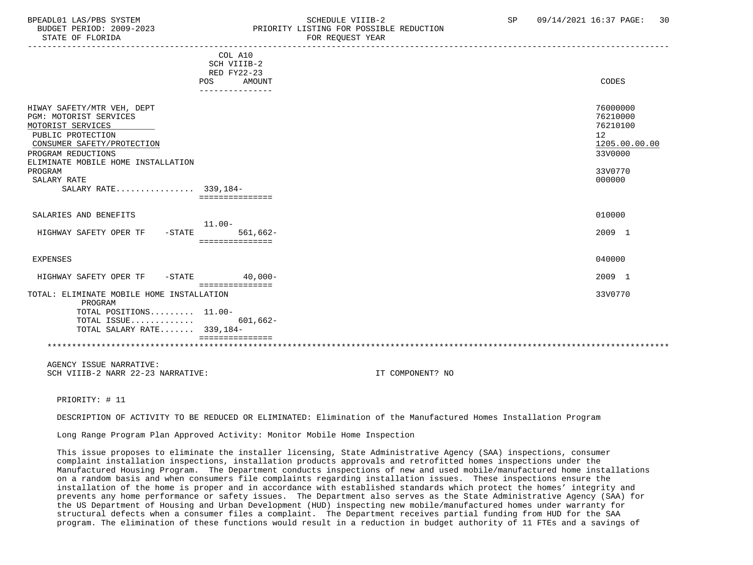BPEADL01 LAS/PBS SYSTEM — SCHEDULE VIIIB-2 — SP 09/14/2021 16:37

BUDGET PERIOD: 2009-2023 — PRIORITY LISTING FOR POSSIBLE REDUCTION

STATE OF FLORIDA — FOR REQUEST YEAR

| | COL A10 SCH VIIIB-2 RED FY22-23 POS | AMOUNT | CODES |
|---|---|---|---|
| HIWAY SAFETY/MTR VEH, DEPT | | | 76000000 |
| PGM: MOTORIST SERVICES | | | 76210000 |
| MOTORIST SERVICES | | | 76210100 |
| PUBLIC PROTECTION | | | 12 |
| CONSUMER SAFETY/PROTECTION | | | 1205.00.00.00 |
| PROGRAM REDUCTIONS | | | 33V0000 |
| ELIMINATE MOBILE HOME INSTALLATION PROGRAM | | | 33V0770 |
| SALARY RATE | | | 000000 |
| SALARY RATE................ | 339,184- | | |
| SALARIES AND BENEFITS | | | 010000 |
| HIGHWAY SAFETY OPER TF -STATE | 11.00- | 561,662- | 2009 1 |
| EXPENSES | | | 040000 |
| HIGHWAY SAFETY OPER TF -STATE | | 40,000- | 2009 1 |
| TOTAL: ELIMINATE MOBILE HOME INSTALLATION PROGRAM | | | 33V0770 |
| TOTAL POSITIONS......... | 11.00- | | |
| TOTAL ISSUE............ | | 601,662- | |
| TOTAL SALARY RATE....... | 339,184- | | |

AGENCY ISSUE NARRATIVE:

SCH VIIIB-2 NARR 22-23 NARRATIVE: IT COMPONENT? NO

PRIORITY: # 11

DESCRIPTION OF ACTIVITY TO BE REDUCED OR ELIMINATED: Elimination of the Manufactured Homes Installation Program

Long Range Program Plan Approved Activity: Monitor Mobile Home Inspection

This issue proposes to eliminate the installer licensing, State Administrative Agency (SAA) inspections, consumer complaint installation inspections, installation products approvals and retrofitted homes inspections under the Manufactured Housing Program. The Department conducts inspections of new and used mobile/manufactured home installations on a random basis and when consumers file complaints regarding installation issues. These inspections ensure the installation of the home is proper and in accordance with established standards which protect the homes' integrity and prevents any home performance or safety issues. The Department also serves as the State Administrative Agency (SAA) for the US Department of Housing and Urban Development (HUD) inspecting new mobile/manufactured homes under warranty for structural defects when a consumer files a complaint. The Department receives partial funding from HUD for the SAA program. The elimination of these functions would result in a reduction in budget authority of 11 FTEs and a savings of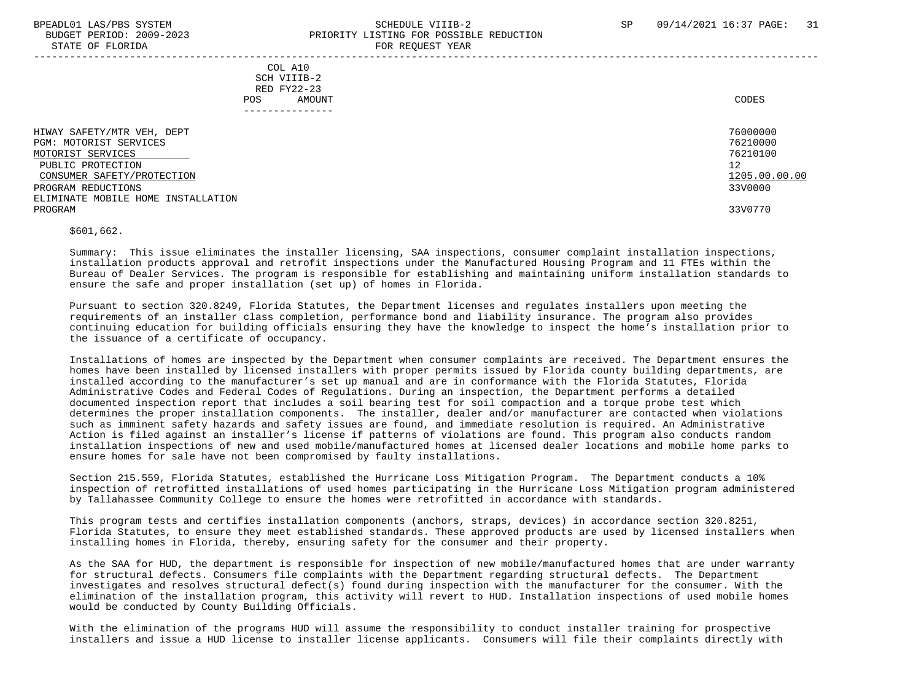| | COL A10<br>SCH VIIIB-2<br>RED FY22-23<br>POS AMOUNT | CODES |
|---|---|---|
| HIWAY SAFETY/MTR VEH, DEPT | | 76000000 |
| PGM: MOTORIST SERVICES | | 76210000 |
| MOTORIST SERVICES | | 76210100 |
| PUBLIC PROTECTION | | 12 |
| CONSUMER SAFETY/PROTECTION | | 1205.00.00.00 |
| PROGRAM REDUCTIONS | | 33V0000 |
| ELIMINATE MOBILE HOME INSTALLATION PROGRAM | | 33V0770 |

$601,662.

Summary: This issue eliminates the installer licensing, SAA inspections, consumer complaint installation inspections, installation products approval and retrofit inspections under the Manufactured Housing Program and 11 FTEs within the Bureau of Dealer Services. The program is responsible for establishing and maintaining uniform installation standards to ensure the safe and proper installation (set up) of homes in Florida.

Pursuant to section 320.8249, Florida Statutes, the Department licenses and regulates installers upon meeting the requirements of an installer class completion, performance bond and liability insurance. The program also provides continuing education for building officials ensuring they have the knowledge to inspect the home's installation prior to the issuance of a certificate of occupancy.

Installations of homes are inspected by the Department when consumer complaints are received. The Department ensures the homes have been installed by licensed installers with proper permits issued by Florida county building departments, are installed according to the manufacturer's set up manual and are in conformance with the Florida Statutes, Florida Administrative Codes and Federal Codes of Regulations. During an inspection, the Department performs a detailed documented inspection report that includes a soil bearing test for soil compaction and a torque probe test which determines the proper installation components. The installer, dealer and/or manufacturer are contacted when violations such as imminent safety hazards and safety issues are found, and immediate resolution is required. An Administrative Action is filed against an installer's license if patterns of violations are found. This program also conducts random installation inspections of new and used mobile/manufactured homes at licensed dealer locations and mobile home parks to ensure homes for sale have not been compromised by faulty installations.

Section 215.559, Florida Statutes, established the Hurricane Loss Mitigation Program. The Department conducts a 10% inspection of retrofitted installations of used homes participating in the Hurricane Loss Mitigation program administered by Tallahassee Community College to ensure the homes were retrofitted in accordance with standards.

This program tests and certifies installation components (anchors, straps, devices) in accordance section 320.8251, Florida Statutes, to ensure they meet established standards. These approved products are used by licensed installers when installing homes in Florida, thereby, ensuring safety for the consumer and their property.

As the SAA for HUD, the department is responsible for inspection of new mobile/manufactured homes that are under warranty for structural defects. Consumers file complaints with the Department regarding structural defects. The Department investigates and resolves structural defect(s) found during inspection with the manufacturer for the consumer. With the elimination of the installation program, this activity will revert to HUD. Installation inspections of used mobile homes would be conducted by County Building Officials.

With the elimination of the programs HUD will assume the responsibility to conduct installer training for prospective installers and issue a HUD license to installer license applicants. Consumers will file their complaints directly with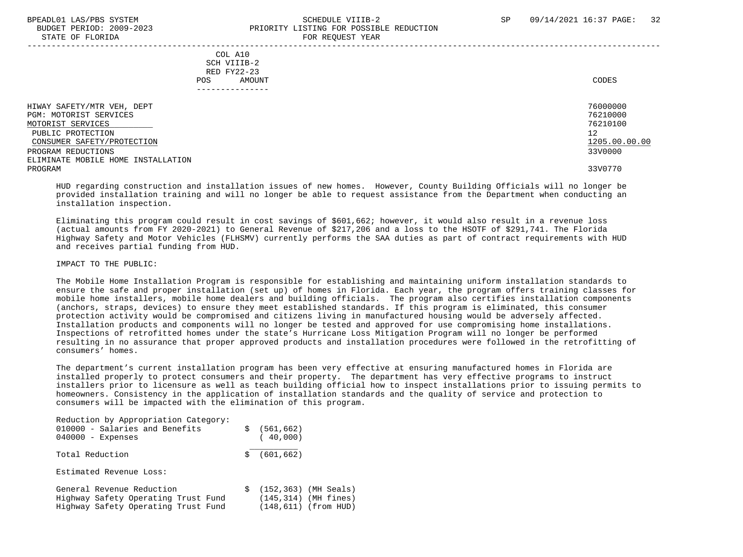| | COL A10 SCH VIIIB-2 RED FY22-23 POS AMOUNT | CODES |
|---|---|---|
| HIWAY SAFETY/MTR VEH, DEPT | | 76000000 |
| PGM: MOTORIST SERVICES | | 76210000 |
| MOTORIST SERVICES | | 76210100 |
| PUBLIC PROTECTION | | 12 |
| CONSUMER SAFETY/PROTECTION | | 1205.00.00.00 |
| PROGRAM REDUCTIONS | | 33V0000 |
| ELIMINATE MOBILE HOME INSTALLATION PROGRAM | | 33V0770 |

HUD regarding construction and installation issues of new homes. However, County Building Officials will no longer be provided installation training and will no longer be able to request assistance from the Department when conducting an installation inspection.

Eliminating this program could result in cost savings of $601,662; however, it would also result in a revenue loss (actual amounts from FY 2020-2021) to General Revenue of $217,206 and a loss to the HSOTF of $291,741. The Florida Highway Safety and Motor Vehicles (FLHSMV) currently performs the SAA duties as part of contract requirements with HUD and receives partial funding from HUD.

IMPACT TO THE PUBLIC:

The Mobile Home Installation Program is responsible for establishing and maintaining uniform installation standards to ensure the safe and proper installation (set up) of homes in Florida. Each year, the program offers training classes for mobile home installers, mobile home dealers and building officials. The program also certifies installation components (anchors, straps, devices) to ensure they meet established standards. If this program is eliminated, this consumer protection activity would be compromised and citizens living in manufactured housing would be adversely affected. Installation products and components will no longer be tested and approved for use compromising home installations. Inspections of retrofitted homes under the state's Hurricane Loss Mitigation Program will no longer be performed resulting in no assurance that proper approved products and installation procedures were followed in the retrofitting of consumers' homes.

The department's current installation program has been very effective at ensuring manufactured homes in Florida are installed properly to protect consumers and their property. The department has very effective programs to instruct installers prior to licensure as well as teach building official how to inspect installations prior to issuing permits to homeowners. Consistency in the application of installation standards and the quality of service and protection to consumers will be impacted with the elimination of this program.

Reduction by Appropriation Category:

| | |
|---|---|
| 010000 - Salaries and Benefits | $ (561,662) |
| 040000 - Expenses | ( 40,000) |
| Total Reduction | $ (601,662) |

Estimated Revenue Loss:

| | | |
|---|---|---|
| General Revenue Reduction | $ (152,363) | (MH Seals) |
| Highway Safety Operating Trust Fund | (145,314) | (MH fines) |
| Highway Safety Operating Trust Fund | (148,611) | (from HUD) |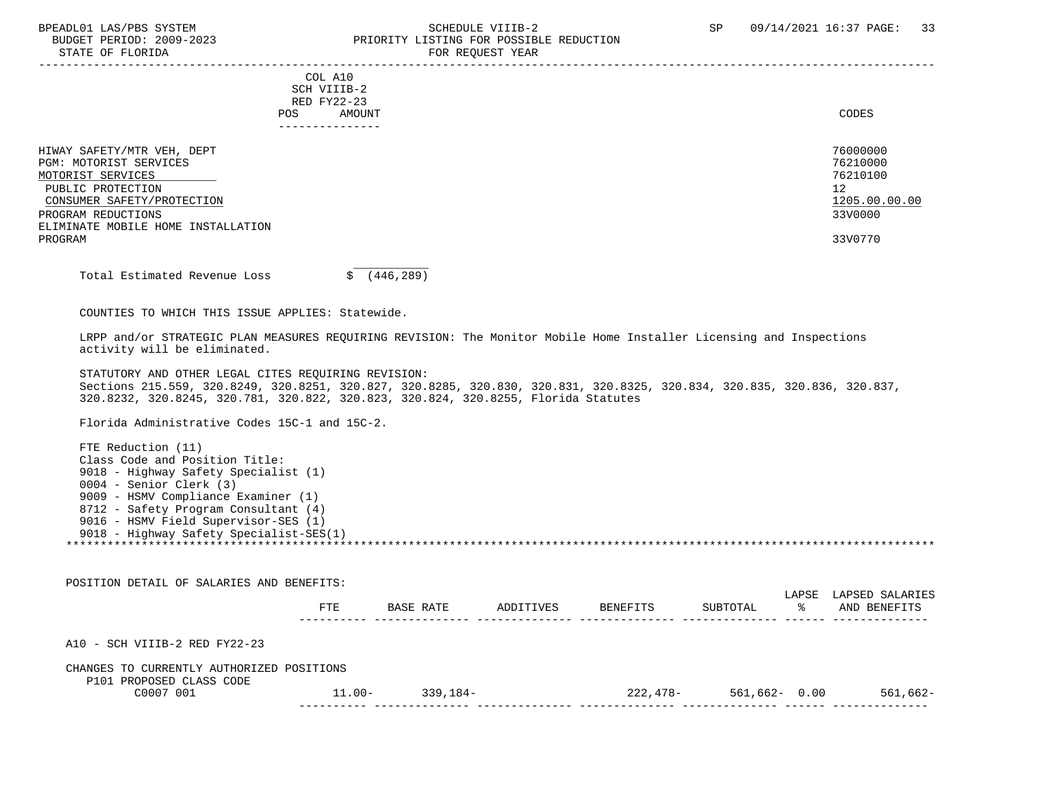BPEADL01 LAS/PBS SYSTEM — SCHEDULE VIIIB-2 — SP 09/14/2021 16:37

BUDGET PERIOD: 2009-2023 — PRIORITY LISTING FOR POSSIBLE REDUCTION

STATE OF FLORIDA — FOR REQUEST YEAR

| | COL A10 SCH VIIIB-2 RED FY22-23 POS AMOUNT | CODES |
|---|---|---|
| HIWAY SAFETY/MTR VEH, DEPT | | 76000000 |
| PGM: MOTORIST SERVICES | | 76210000 |
| MOTORIST SERVICES | | 76210100 |
| PUBLIC PROTECTION | | 12 |
| CONSUMER SAFETY/PROTECTION | | 1205.00.00.00 |
| PROGRAM REDUCTIONS | | 33V0000 |
| ELIMINATE MOBILE HOME INSTALLATION PROGRAM | | 33V0770 |

Total Estimated Revenue Loss $ (446,289)

COUNTIES TO WHICH THIS ISSUE APPLIES: Statewide.

LRPP and/or STRATEGIC PLAN MEASURES REQUIRING REVISION: The Monitor Mobile Home Installer Licensing and Inspections activity will be eliminated.

STATUTORY AND OTHER LEGAL CITES REQUIRING REVISION:
Sections 215.559, 320.8249, 320.8251, 320.827, 320.8285, 320.830, 320.831, 320.8325, 320.834, 320.835, 320.836, 320.837, 320.8232, 320.8245, 320.781, 320.822, 320.823, 320.824, 320.8255, Florida Statutes

Florida Administrative Codes 15C-1 and 15C-2.

FTE Reduction (11)
Class Code and Position Title:
9018 - Highway Safety Specialist (1)
0004 - Senior Clerk (3)
9009 - HSMV Compliance Examiner (1)
8712 - Safety Program Consultant (4)
9016 - HSMV Field Supervisor-SES (1)
9018 - Highway Safety Specialist-SES(1)

POSITION DETAIL OF SALARIES AND BENEFITS:

| | FTE | BASE RATE | ADDITIVES | BENEFITS | SUBTOTAL | LAPSE % | LAPSED SALARIES AND BENEFITS |
|---|---|---|---|---|---|---|---|
| A10 - SCH VIIIB-2 RED FY22-23 | | | | | | | |
| CHANGES TO CURRENTLY AUTHORIZED POSITIONS | | | | | | | |
| P101 PROPOSED CLASS CODE | | | | | | | |
| C0007 001 | 11.00- | 339,184- | | 222,478- | 561,662- | 0.00 | 561,662- |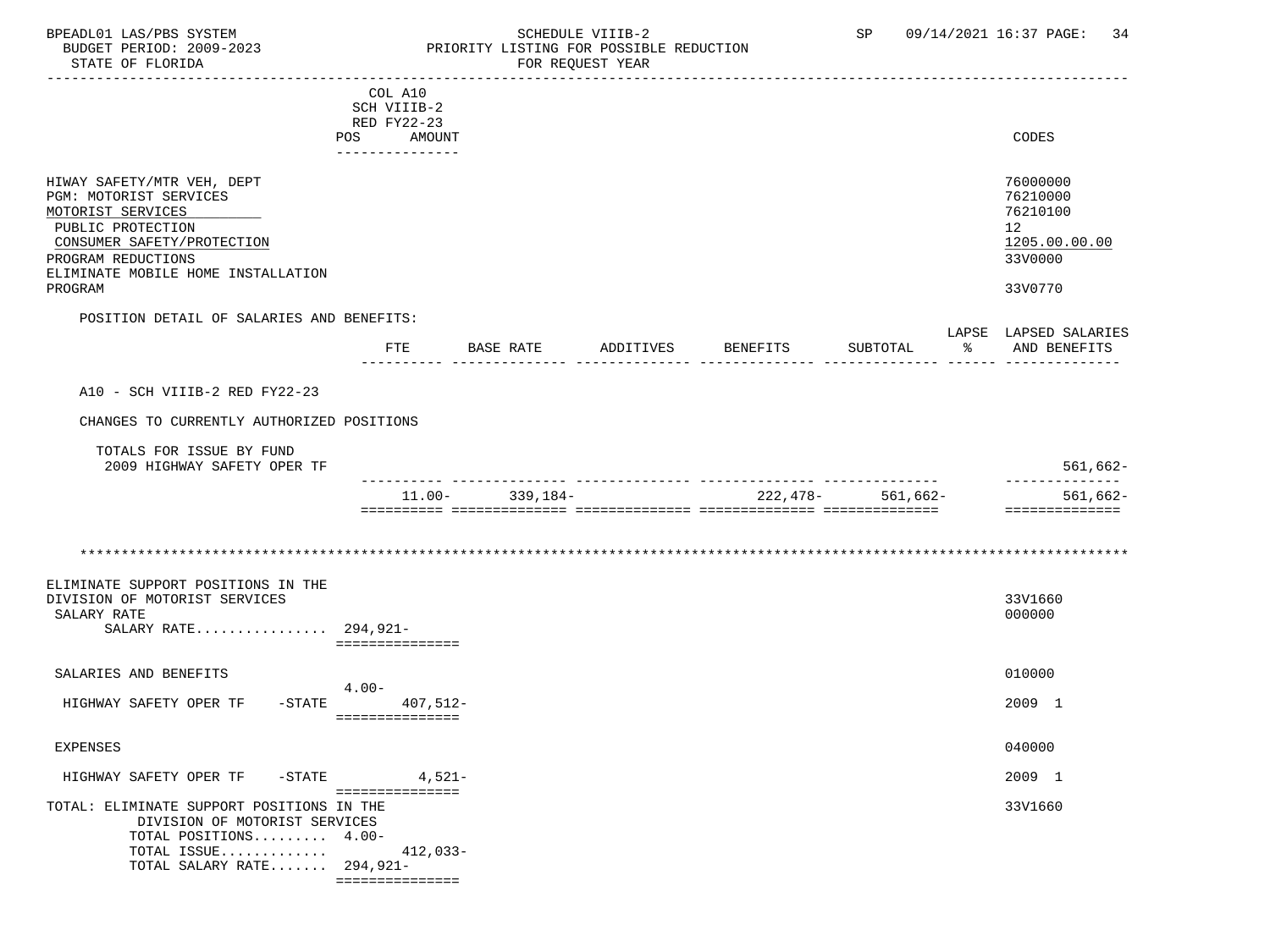BPEADL01 LAS/PBS SYSTEM — SCHEDULE VIIIB-2 — SP 09/14/2021 16:37

BUDGET PERIOD: 2009-2023 — PRIORITY LISTING FOR POSSIBLE REDUCTION

STATE OF FLORIDA — FOR REQUEST YEAR

| | COL A10 SCH VIIIB-2 RED FY22-23 POS AMOUNT | CODES |
|---|---|---|
| HIWAY SAFETY/MTR VEH, DEPT | | 76000000 |
| PGM: MOTORIST SERVICES | | 76210000 |
| MOTORIST SERVICES | | 76210100 |
| PUBLIC PROTECTION | | 12 |
| CONSUMER SAFETY/PROTECTION | | 1205.00.00.00 |
| PROGRAM REDUCTIONS | | 33V0000 |
| ELIMINATE MOBILE HOME INSTALLATION PROGRAM | | 33V0770 |

POSITION DETAIL OF SALARIES AND BENEFITS:

| | FTE | BASE RATE | ADDITIVES | BENEFITS | SUBTOTAL | LAPSE % | LAPSED SALARIES AND BENEFITS |
|---|---|---|---|---|---|---|---|
| A10 - SCH VIIIB-2 RED FY22-23 | | | | | | | |
| CHANGES TO CURRENTLY AUTHORIZED POSITIONS | | | | | | | |
| TOTALS FOR ISSUE BY FUND | | | | | | | |
| 2009 HIGHWAY SAFETY OPER TF | | | | | | | 561,662- |
| | 11.00- | 339,184- | | 222,478- | 561,662- | | 561,662- |

*******************************************************************************************

| | POS | AMOUNT | CODES |
|---|---|---|---|
| ELIMINATE SUPPORT POSITIONS IN THE DIVISION OF MOTORIST SERVICES | | | 33V1660 |
| SALARY RATE | | | 000000 |
| SALARY RATE................ | 294,921- | | |
| SALARIES AND BENEFITS | | | 010000 |
| HIGHWAY SAFETY OPER TF -STATE | 4.00- | 407,512- | 2009 1 |
| EXPENSES | | | 040000 |
| HIGHWAY SAFETY OPER TF -STATE | | 4,521- | 2009 1 |
| TOTAL: ELIMINATE SUPPORT POSITIONS IN THE DIVISION OF MOTORIST SERVICES | | | 33V1660 |
| TOTAL POSITIONS......... | 4.00- | | |
| TOTAL ISSUE............. | | 412,033- | |
| TOTAL SALARY RATE....... | 294,921- | | |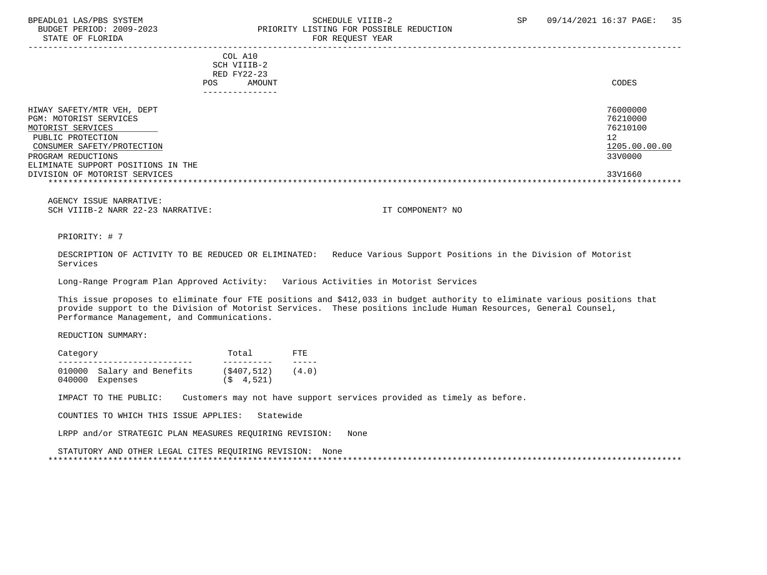COL A10
SCH VIIIB-2
RED FY22-23
POS AMOUNT

| | CODES |
|---|---|
| HIWAY SAFETY/MTR VEH, DEPT | 76000000 |
| PGM: MOTORIST SERVICES | 76210000 |
| MOTORIST SERVICES | 76210100 |
| PUBLIC PROTECTION | 12 |
| CONSUMER SAFETY/PROTECTION | 1205.00.00.00 |
| PROGRAM REDUCTIONS | 33V0000 |
| ELIMINATE SUPPORT POSITIONS IN THE DIVISION OF MOTORIST SERVICES | 33V1660 |

AGENCY ISSUE NARRATIVE:
SCH VIIIB-2 NARR 22-23 NARRATIVE: IT COMPONENT? NO

PRIORITY: # 7

DESCRIPTION OF ACTIVITY TO BE REDUCED OR ELIMINATED: Reduce Various Support Positions in the Division of Motorist Services

Long-Range Program Plan Approved Activity: Various Activities in Motorist Services

This issue proposes to eliminate four FTE positions and $412,033 in budget authority to eliminate various positions that provide support to the Division of Motorist Services. These positions include Human Resources, General Counsel, Performance Management, and Communications.

REDUCTION SUMMARY:

| Category | Total | FTE |
|---|---|---|
| 010000 Salary and Benefits | ($407,512) | (4.0) |
| 040000 Expenses | ($ 4,521) | |

IMPACT TO THE PUBLIC: Customers may not have support services provided as timely as before.

COUNTIES TO WHICH THIS ISSUE APPLIES: Statewide

LRPP and/or STRATEGIC PLAN MEASURES REQUIRING REVISION: None

STATUTORY AND OTHER LEGAL CITES REQUIRING REVISION: None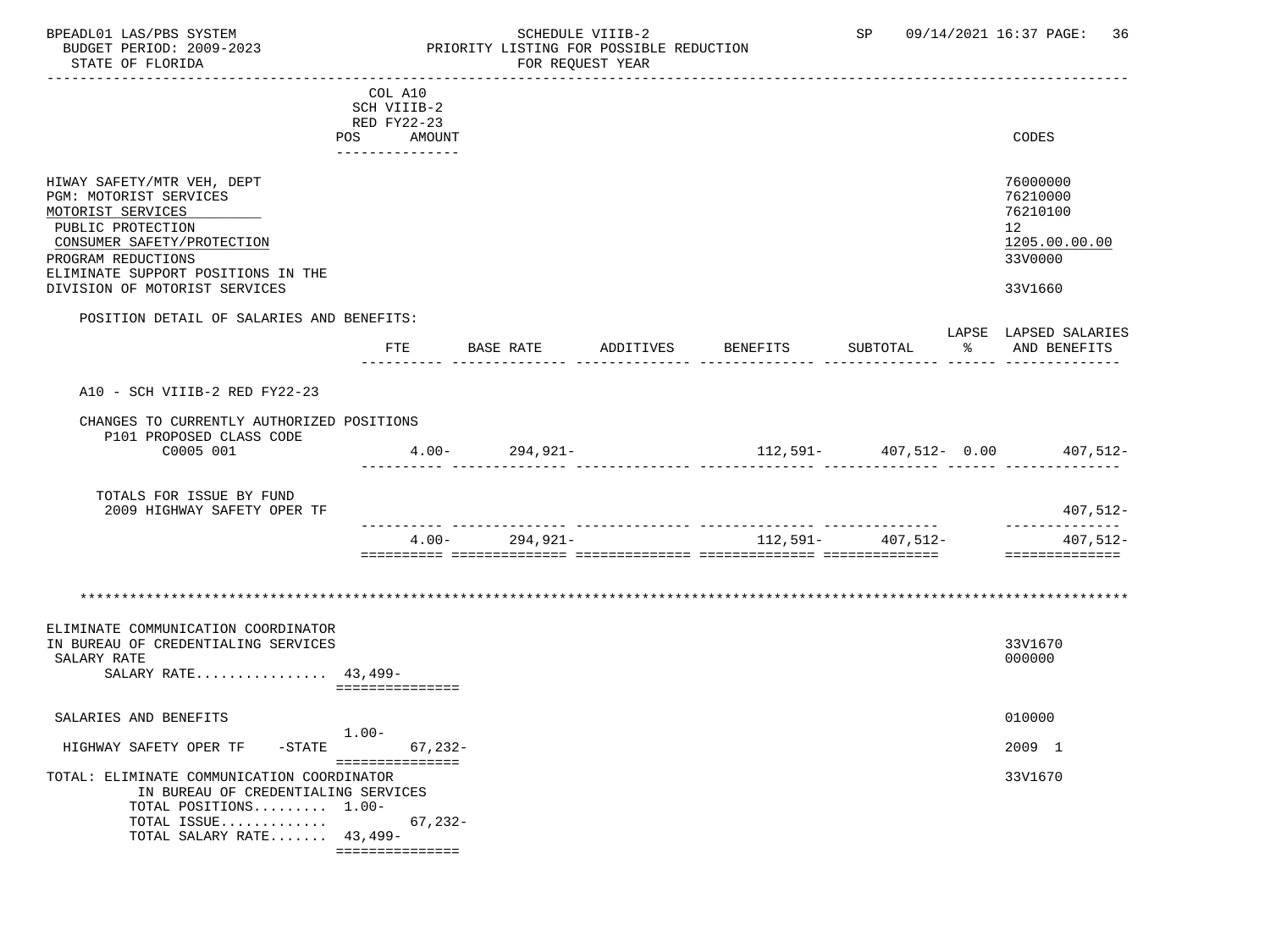| | COL A10 SCH VIIIB-2 RED FY22-23 POS AMOUNT | CODES |
|---|---|---|
| HIWAY SAFETY/MTR VEH, DEPT | | 76000000 |
| PGM: MOTORIST SERVICES | | 76210000 |
| MOTORIST SERVICES | | 76210100 |
| PUBLIC PROTECTION | | 12 |
| CONSUMER SAFETY/PROTECTION | | 1205.00.00.00 |
| PROGRAM REDUCTIONS | | 33V0000 |
| ELIMINATE SUPPORT POSITIONS IN THE DIVISION OF MOTORIST SERVICES | | 33V1660 |

POSITION DETAIL OF SALARIES AND BENEFITS:

| | FTE | BASE RATE | ADDITIVES | BENEFITS | SUBTOTAL | LAPSE % | LAPSED SALARIES AND BENEFITS |
|---|---|---|---|---|---|---|---|
| A10 - SCH VIIIB-2 RED FY22-23 | | | | | | | |
| CHANGES TO CURRENTLY AUTHORIZED POSITIONS | | | | | | | |
| P101 PROPOSED CLASS CODE | | | | | | | |
| C0005 001 | 4.00- | 294,921- | | 112,591- | 407,512- | 0.00 | 407,512- |
| TOTALS FOR ISSUE BY FUND | | | | | | | |
| 2009 HIGHWAY SAFETY OPER TF | | | | | | | 407,512- |
| | 4.00- | 294,921- | | 112,591- | 407,512- | | 407,512- |

***************************************************************************************************

| | POS | AMOUNT | CODES |
|---|---|---|---|
| ELIMINATE COMMUNICATION COORDINATOR IN BUREAU OF CREDENTIALING SERVICES | | | 33V1670 |
| SALARY RATE | | | 000000 |
| SALARY RATE................ | 43,499- | | |
| SALARIES AND BENEFITS | | | 010000 |
| HIGHWAY SAFETY OPER TF -STATE | 1.00- | 67,232- | 2009 1 |
| TOTAL: ELIMINATE COMMUNICATION COORDINATOR IN BUREAU OF CREDENTIALING SERVICES | | | 33V1670 |
| TOTAL POSITIONS......... | 1.00- | | |
| TOTAL ISSUE............. | | 67,232- | |
| TOTAL SALARY RATE....... | 43,499- | | |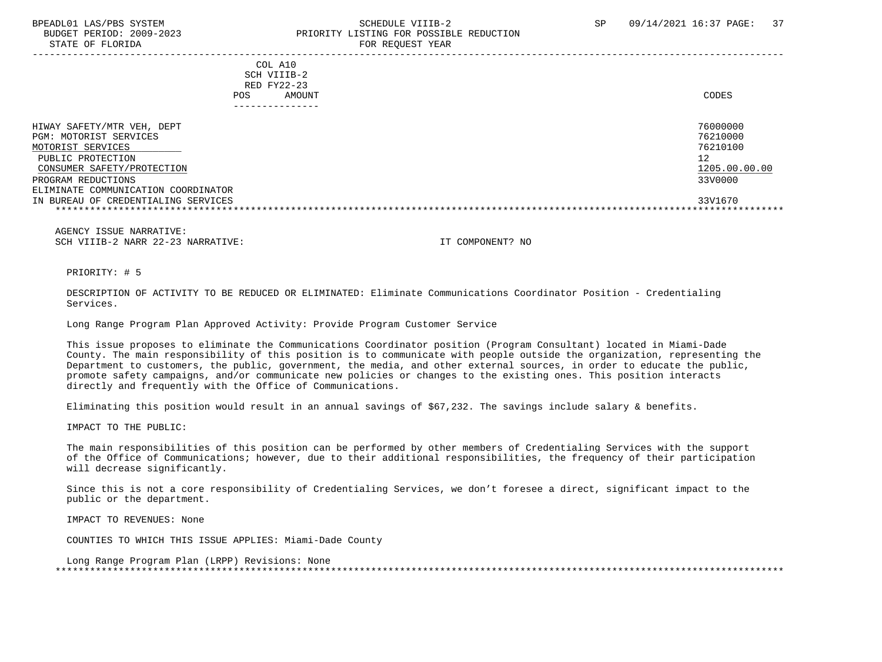COL A10
SCH VIIIB-2
RED FY22-23
POS AMOUNT

| | CODES |
|---|---|
| HIWAY SAFETY/MTR VEH, DEPT | 76000000 |
| PGM: MOTORIST SERVICES | 76210000 |
| MOTORIST SERVICES | 76210100 |
| PUBLIC PROTECTION | 12 |
| CONSUMER SAFETY/PROTECTION | 1205.00.00.00 |
| PROGRAM REDUCTIONS | 33V0000 |
| ELIMINATE COMMUNICATION COORDINATOR IN BUREAU OF CREDENTIALING SERVICES | 33V1670 |

AGENCY ISSUE NARRATIVE:
SCH VIIIB-2 NARR 22-23 NARRATIVE: IT COMPONENT? NO

PRIORITY: # 5

DESCRIPTION OF ACTIVITY TO BE REDUCED OR ELIMINATED: Eliminate Communications Coordinator Position - Credentialing Services.

Long Range Program Plan Approved Activity: Provide Program Customer Service

This issue proposes to eliminate the Communications Coordinator position (Program Consultant) located in Miami-Dade County. The main responsibility of this position is to communicate with people outside the organization, representing the Department to customers, the public, government, the media, and other external sources, in order to educate the public, promote safety campaigns, and/or communicate new policies or changes to the existing ones. This position interacts directly and frequently with the Office of Communications.

Eliminating this position would result in an annual savings of $67,232. The savings include salary & benefits.

IMPACT TO THE PUBLIC:

The main responsibilities of this position can be performed by other members of Credentialing Services with the support of the Office of Communications; however, due to their additional responsibilities, the frequency of their participation will decrease significantly.

Since this is not a core responsibility of Credentialing Services, we don't foresee a direct, significant impact to the public or the department.

IMPACT TO REVENUES: None

COUNTIES TO WHICH THIS ISSUE APPLIES: Miami-Dade County

Long Range Program Plan (LRPP) Revisions: None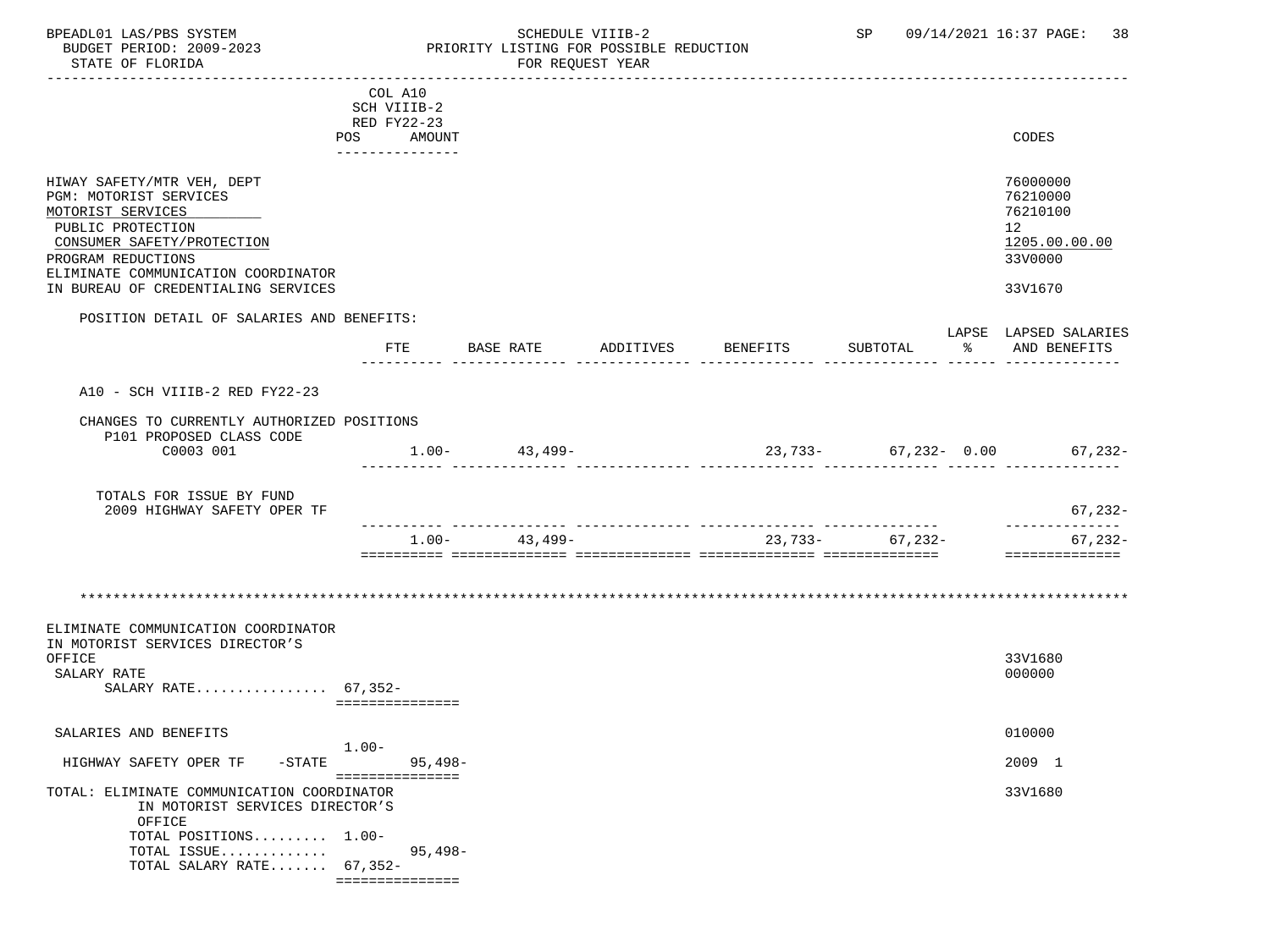COL A10
SCH VIIIB-2
RED FY22-23
POS AMOUNT

| | CODES |
|---|---|
| HIWAY SAFETY/MTR VEH, DEPT | 76000000 |
| PGM: MOTORIST SERVICES | 76210000 |
| MOTORIST SERVICES | 76210100 |
| PUBLIC PROTECTION | 12 |
| CONSUMER SAFETY/PROTECTION | 1205.00.00.00 |
| PROGRAM REDUCTIONS | 33V0000 |
| ELIMINATE COMMUNICATION COORDINATOR IN BUREAU OF CREDENTIALING SERVICES | 33V1670 |

POSITION DETAIL OF SALARIES AND BENEFITS:

| | FTE | BASE RATE | ADDITIVES | BENEFITS | SUBTOTAL | LAPSE % | LAPSED SALARIES AND BENEFITS |
|---|---|---|---|---|---|---|---|
| A10 - SCH VIIIB-2 RED FY22-23 | | | | | | | |
| CHANGES TO CURRENTLY AUTHORIZED POSITIONS | | | | | | | |
| P101 PROPOSED CLASS CODE | | | | | | | |
| C0003 001 | 1.00- | 43,499- | | 23,733- | 67,232- | 0.00 | 67,232- |
| TOTALS FOR ISSUE BY FUND | | | | | | | |
| 2009 HIGHWAY SAFETY OPER TF | | | | | | | 67,232- |
| | 1.00- | 43,499- | | 23,733- | 67,232- | | 67,232- |

*******************************************************************************************************************

| | POS | AMOUNT | CODES |
|---|---|---|---|
| ELIMINATE COMMUNICATION COORDINATOR IN MOTORIST SERVICES DIRECTOR'S OFFICE | | | 33V1680 |
| SALARY RATE | | | 000000 |
| SALARY RATE................ | 67,352- | | |
| SALARIES AND BENEFITS | | | 010000 |
| | 1.00- | | |
| HIGHWAY SAFETY OPER TF -STATE | | 95,498- | 2009 1 |
| TOTAL: ELIMINATE COMMUNICATION COORDINATOR IN MOTORIST SERVICES DIRECTOR'S OFFICE | | | 33V1680 |
| TOTAL POSITIONS......... | 1.00- | | |
| TOTAL ISSUE............. | | 95,498- | |
| TOTAL SALARY RATE....... | 67,352- | | |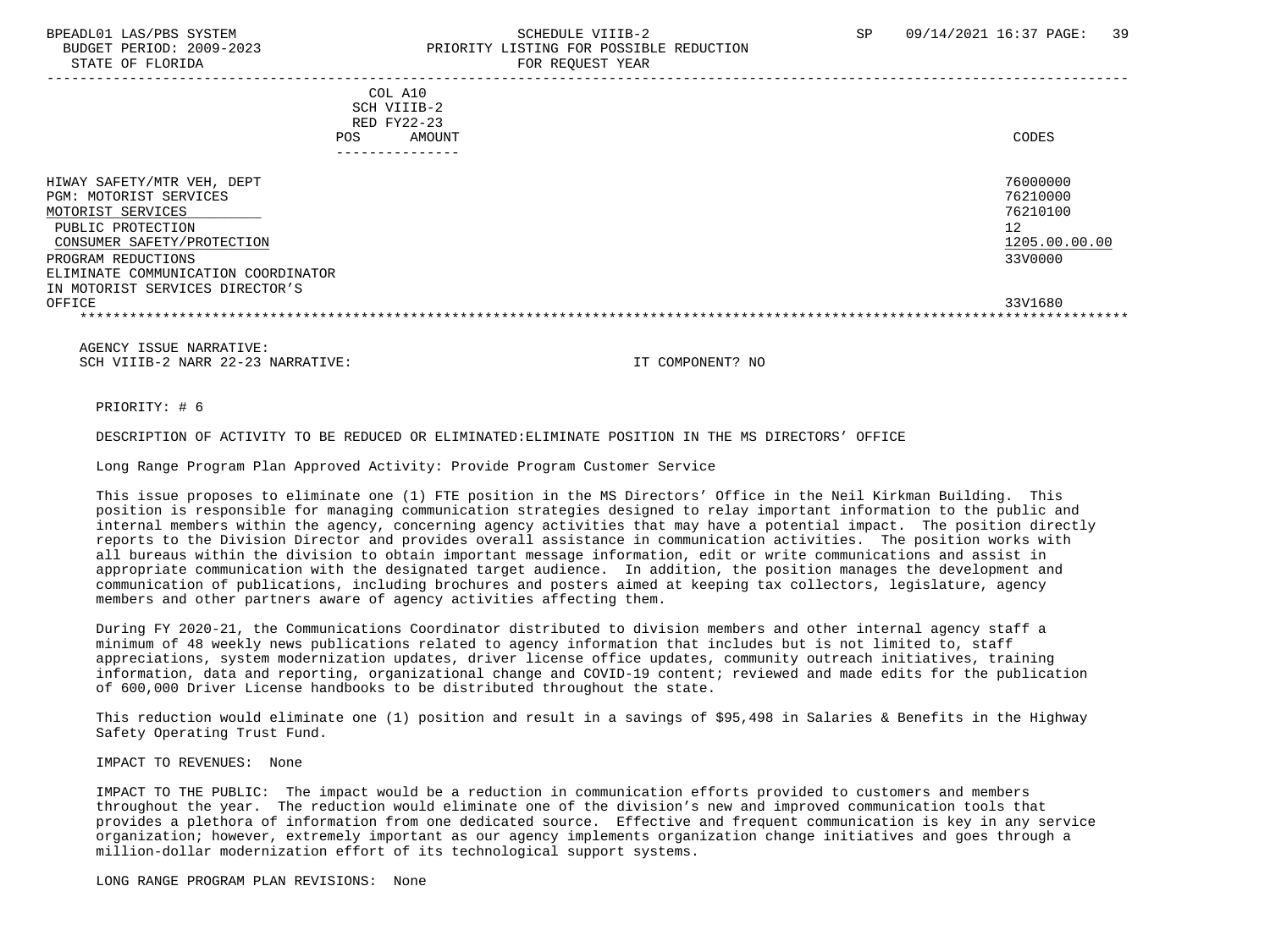COL A10
SCH VIIIB-2
RED FY22-23

| | POS | AMOUNT | CODES |
|---|---|---|---|
| HIWAY SAFETY/MTR VEH, DEPT | | | 76000000 |
| PGM: MOTORIST SERVICES | | | 76210000 |
| MOTORIST SERVICES | | | 76210100 |
| PUBLIC PROTECTION | | | 12 |
| CONSUMER SAFETY/PROTECTION | | | 1205.00.00.00 |
| PROGRAM REDUCTIONS | | | 33V0000 |
| ELIMINATE COMMUNICATION COORDINATOR IN MOTORIST SERVICES DIRECTOR’S OFFICE | | | 33V1680 |

AGENCY ISSUE NARRATIVE:
SCH VIIIB-2 NARR 22-23 NARRATIVE: IT COMPONENT? NO

PRIORITY: # 6

DESCRIPTION OF ACTIVITY TO BE REDUCED OR ELIMINATED:ELIMINATE POSITION IN THE MS DIRECTORS’ OFFICE

Long Range Program Plan Approved Activity: Provide Program Customer Service

This issue proposes to eliminate one (1) FTE position in the MS Directors’ Office in the Neil Kirkman Building. This position is responsible for managing communication strategies designed to relay important information to the public and internal members within the agency, concerning agency activities that may have a potential impact. The position directly reports to the Division Director and provides overall assistance in communication activities. The position works with all bureaus within the division to obtain important message information, edit or write communications and assist in appropriate communication with the designated target audience. In addition, the position manages the development and communication of publications, including brochures and posters aimed at keeping tax collectors, legislature, agency members and other partners aware of agency activities affecting them.

During FY 2020-21, the Communications Coordinator distributed to division members and other internal agency staff a minimum of 48 weekly news publications related to agency information that includes but is not limited to, staff appreciations, system modernization updates, driver license office updates, community outreach initiatives, training information, data and reporting, organizational change and COVID-19 content; reviewed and made edits for the publication of 600,000 Driver License handbooks to be distributed throughout the state.

This reduction would eliminate one (1) position and result in a savings of $95,498 in Salaries & Benefits in the Highway Safety Operating Trust Fund.

IMPACT TO REVENUES: None

IMPACT TO THE PUBLIC: The impact would be a reduction in communication efforts provided to customers and members throughout the year. The reduction would eliminate one of the division’s new and improved communication tools that provides a plethora of information from one dedicated source. Effective and frequent communication is key in any service organization; however, extremely important as our agency implements organization change initiatives and goes through a million-dollar modernization effort of its technological support systems.

LONG RANGE PROGRAM PLAN REVISIONS: None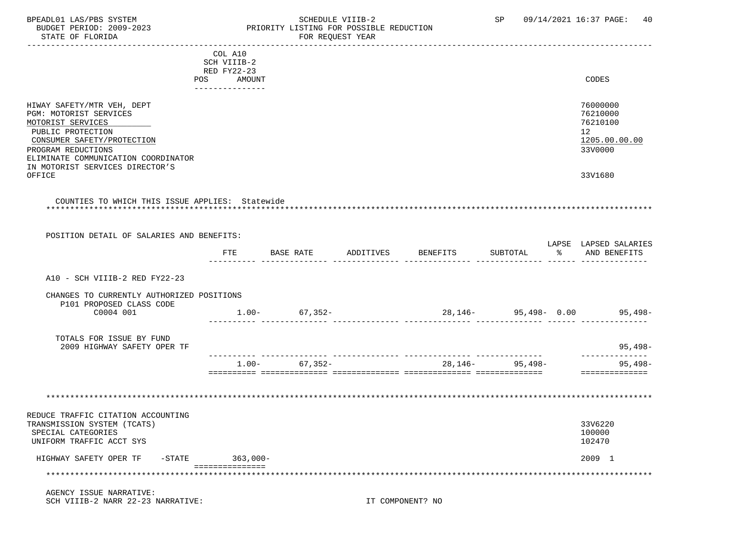COL A10
SCH VIIIB-2
RED FY22-23

| | POS | AMOUNT | CODES |
|---|---|---|---|
| HIWAY SAFETY/MTR VEH, DEPT | | | 76000000 |
| PGM: MOTORIST SERVICES | | | 76210000 |
| MOTORIST SERVICES | | | 76210100 |
| PUBLIC PROTECTION | | | 12 |
| CONSUMER SAFETY/PROTECTION | | | 1205.00.00.00 |
| PROGRAM REDUCTIONS | | | 33V0000 |
| ELIMINATE COMMUNICATION COORDINATOR IN MOTORIST SERVICES DIRECTOR'S OFFICE | | | 33V1680 |

COUNTIES TO WHICH THIS ISSUE APPLIES: Statewide

POSITION DETAIL OF SALARIES AND BENEFITS:

| | FTE | BASE RATE | ADDITIVES | BENEFITS | SUBTOTAL | LAPSE % | LAPSED SALARIES AND BENEFITS |
|---|---|---|---|---|---|---|---|
| A10 - SCH VIIIB-2 RED FY22-23 | | | | | | | |
| CHANGES TO CURRENTLY AUTHORIZED POSITIONS | | | | | | | |
| P101 PROPOSED CLASS CODE C0004 001 | 1.00- | 67,352- | | 28,146- | 95,498- | 0.00 | 95,498- |
| TOTALS FOR ISSUE BY FUND | | | | | | | |
| 2009 HIGHWAY SAFETY OPER TF | | | | | | | 95,498- |
| | 1.00- | 67,352- | | 28,146- | 95,498- | | 95,498- |

| | POS | AMOUNT | CODES |
|---|---|---|---|
| REDUCE TRAFFIC CITATION ACCOUNTING TRANSMISSION SYSTEM (TCATS) | | | 33V6220 |
| SPECIAL CATEGORIES | | | 100000 |
| UNIFORM TRAFFIC ACCT SYS | | | 102470 |
| HIGHWAY SAFETY OPER TF -STATE | | 363,000- | 2009 1 |

AGENCY ISSUE NARRATIVE:
SCH VIIIB-2 NARR 22-23 NARRATIVE: IT COMPONENT? NO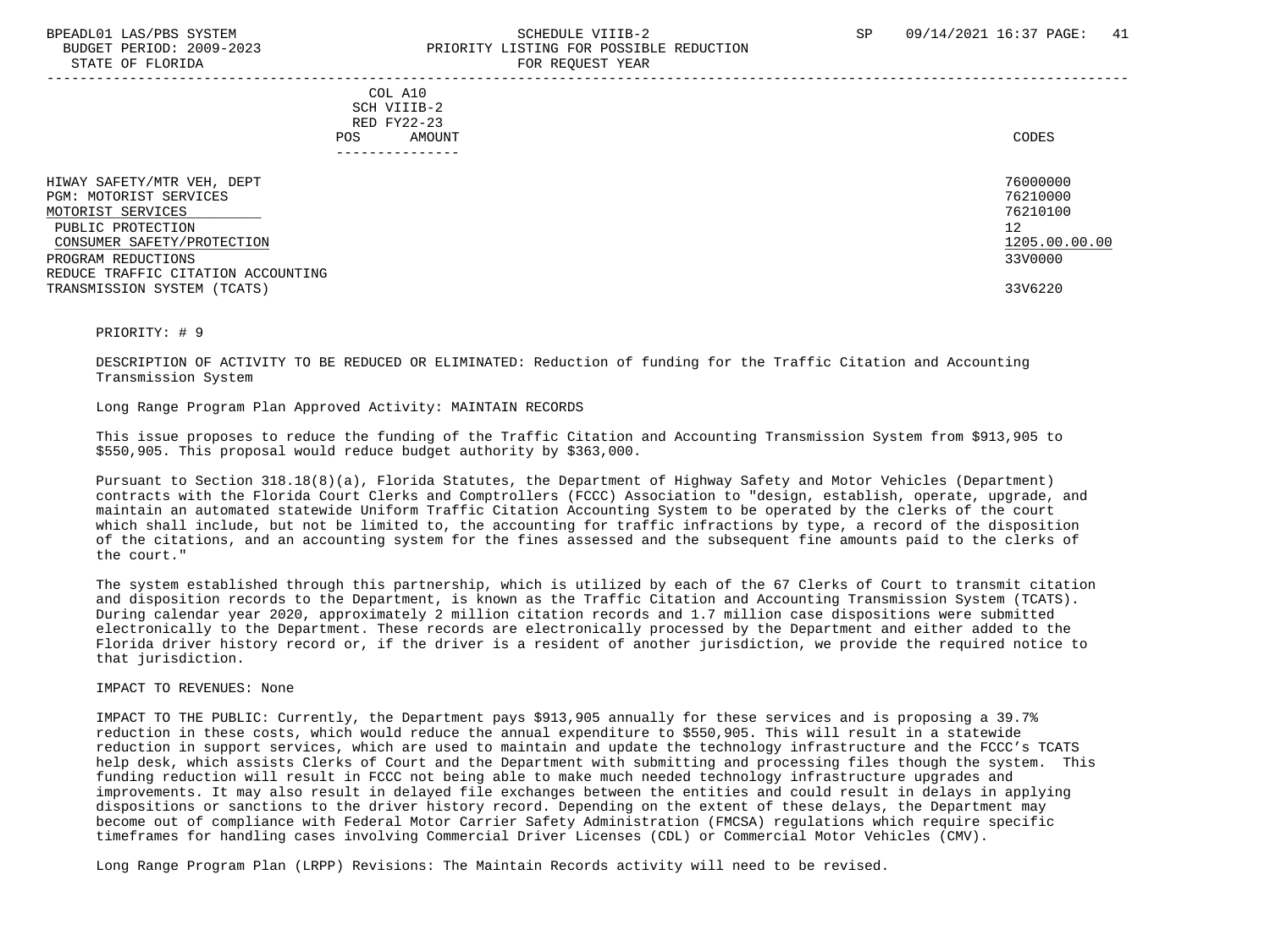| COL A10 SCH VIIIB-2 RED FY22-23 POS AMOUNT | CODES |
|---|---|
| HIWAY SAFETY/MTR VEH, DEPT | 76000000 |
| PGM: MOTORIST SERVICES | 76210000 |
| MOTORIST SERVICES | 76210100 |
| PUBLIC PROTECTION | 12 |
| CONSUMER SAFETY/PROTECTION | 1205.00.00.00 |
| PROGRAM REDUCTIONS | 33V0000 |
| REDUCE TRAFFIC CITATION ACCOUNTING TRANSMISSION SYSTEM (TCATS) | 33V6220 |

PRIORITY: # 9

DESCRIPTION OF ACTIVITY TO BE REDUCED OR ELIMINATED: Reduction of funding for the Traffic Citation and Accounting Transmission System

Long Range Program Plan Approved Activity: MAINTAIN RECORDS

This issue proposes to reduce the funding of the Traffic Citation and Accounting Transmission System from $913,905 to $550,905. This proposal would reduce budget authority by $363,000.

Pursuant to Section 318.18(8)(a), Florida Statutes, the Department of Highway Safety and Motor Vehicles (Department) contracts with the Florida Court Clerks and Comptrollers (FCCC) Association to "design, establish, operate, upgrade, and maintain an automated statewide Uniform Traffic Citation Accounting System to be operated by the clerks of the court which shall include, but not be limited to, the accounting for traffic infractions by type, a record of the disposition of the citations, and an accounting system for the fines assessed and the subsequent fine amounts paid to the clerks of the court."

The system established through this partnership, which is utilized by each of the 67 Clerks of Court to transmit citation and disposition records to the Department, is known as the Traffic Citation and Accounting Transmission System (TCATS). During calendar year 2020, approximately 2 million citation records and 1.7 million case dispositions were submitted electronically to the Department. These records are electronically processed by the Department and either added to the Florida driver history record or, if the driver is a resident of another jurisdiction, we provide the required notice to that jurisdiction.

IMPACT TO REVENUES: None

IMPACT TO THE PUBLIC: Currently, the Department pays $913,905 annually for these services and is proposing a 39.7% reduction in these costs, which would reduce the annual expenditure to $550,905. This will result in a statewide reduction in support services, which are used to maintain and update the technology infrastructure and the FCCC's TCATS help desk, which assists Clerks of Court and the Department with submitting and processing files though the system. This funding reduction will result in FCCC not being able to make much needed technology infrastructure upgrades and improvements. It may also result in delayed file exchanges between the entities and could result in delays in applying dispositions or sanctions to the driver history record. Depending on the extent of these delays, the Department may become out of compliance with Federal Motor Carrier Safety Administration (FMCSA) regulations which require specific timeframes for handling cases involving Commercial Driver Licenses (CDL) or Commercial Motor Vehicles (CMV).

Long Range Program Plan (LRPP) Revisions: The Maintain Records activity will need to be revised.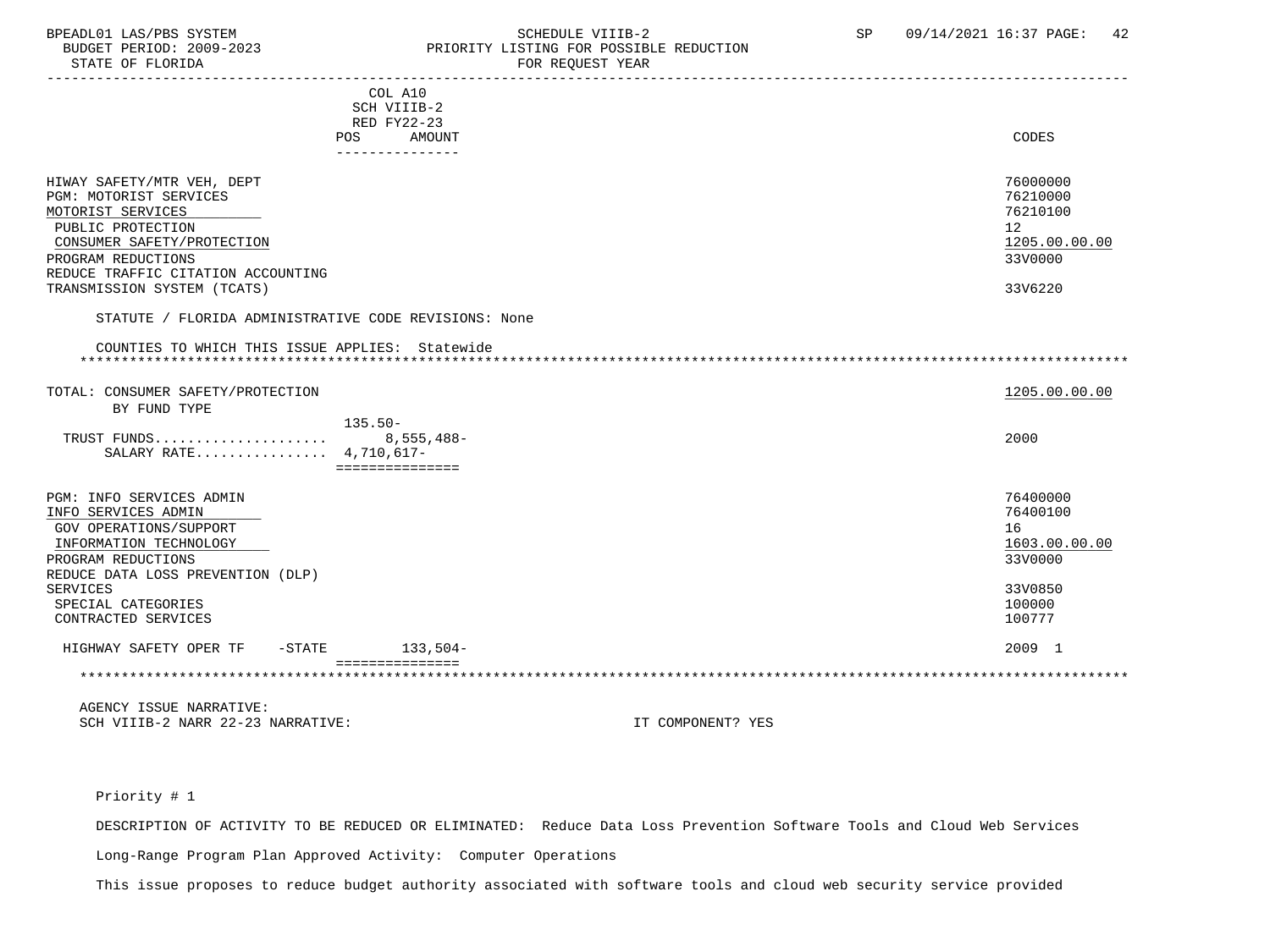| | COL A10 SCH VIIIB-2 RED FY22-23 POS AMOUNT | CODES |
|---|---|---|
| HIWAY SAFETY/MTR VEH, DEPT | | 76000000 |
| PGM: MOTORIST SERVICES | | 76210000 |
| MOTORIST SERVICES | | 76210100 |
| PUBLIC PROTECTION | | 12 |
| CONSUMER SAFETY/PROTECTION | | 1205.00.00.00 |
| PROGRAM REDUCTIONS | | 33V0000 |
| REDUCE TRAFFIC CITATION ACCOUNTING TRANSMISSION SYSTEM (TCATS) | | 33V6220 |

STATUTE / FLORIDA ADMINISTRATIVE CODE REVISIONS: None

COUNTIES TO WHICH THIS ISSUE APPLIES: Statewide

*******************************************************************************************************************

| | POS | AMOUNT | CODES |
|---|---|---|---|
| TOTAL: CONSUMER SAFETY/PROTECTION | | | 1205.00.00.00 |
| BY FUND TYPE | | | |
| TRUST FUNDS.................... | 135.50- | 8,555,488- | 2000 |
| SALARY RATE................ | | 4,710,617- | |

| | AMOUNT | CODES |
|---|---|---|
| PGM: INFO SERVICES ADMIN | | 76400000 |
| INFO SERVICES ADMIN | | 76400100 |
| GOV OPERATIONS/SUPPORT | | 16 |
| INFORMATION TECHNOLOGY | | 1603.00.00.00 |
| PROGRAM REDUCTIONS | | 33V0000 |
| REDUCE DATA LOSS PREVENTION (DLP) SERVICES | | 33V0850 |
| SPECIAL CATEGORIES | | 100000 |
| CONTRACTED SERVICES | | 100777 |
| HIGHWAY SAFETY OPER TF -STATE | 133,504- | 2009 1 |

*******************************************************************************************************************

AGENCY ISSUE NARRATIVE:
SCH VIIIB-2 NARR 22-23 NARRATIVE: IT COMPONENT? YES

Priority # 1

DESCRIPTION OF ACTIVITY TO BE REDUCED OR ELIMINATED: Reduce Data Loss Prevention Software Tools and Cloud Web Services

Long-Range Program Plan Approved Activity: Computer Operations

This issue proposes to reduce budget authority associated with software tools and cloud web security service provided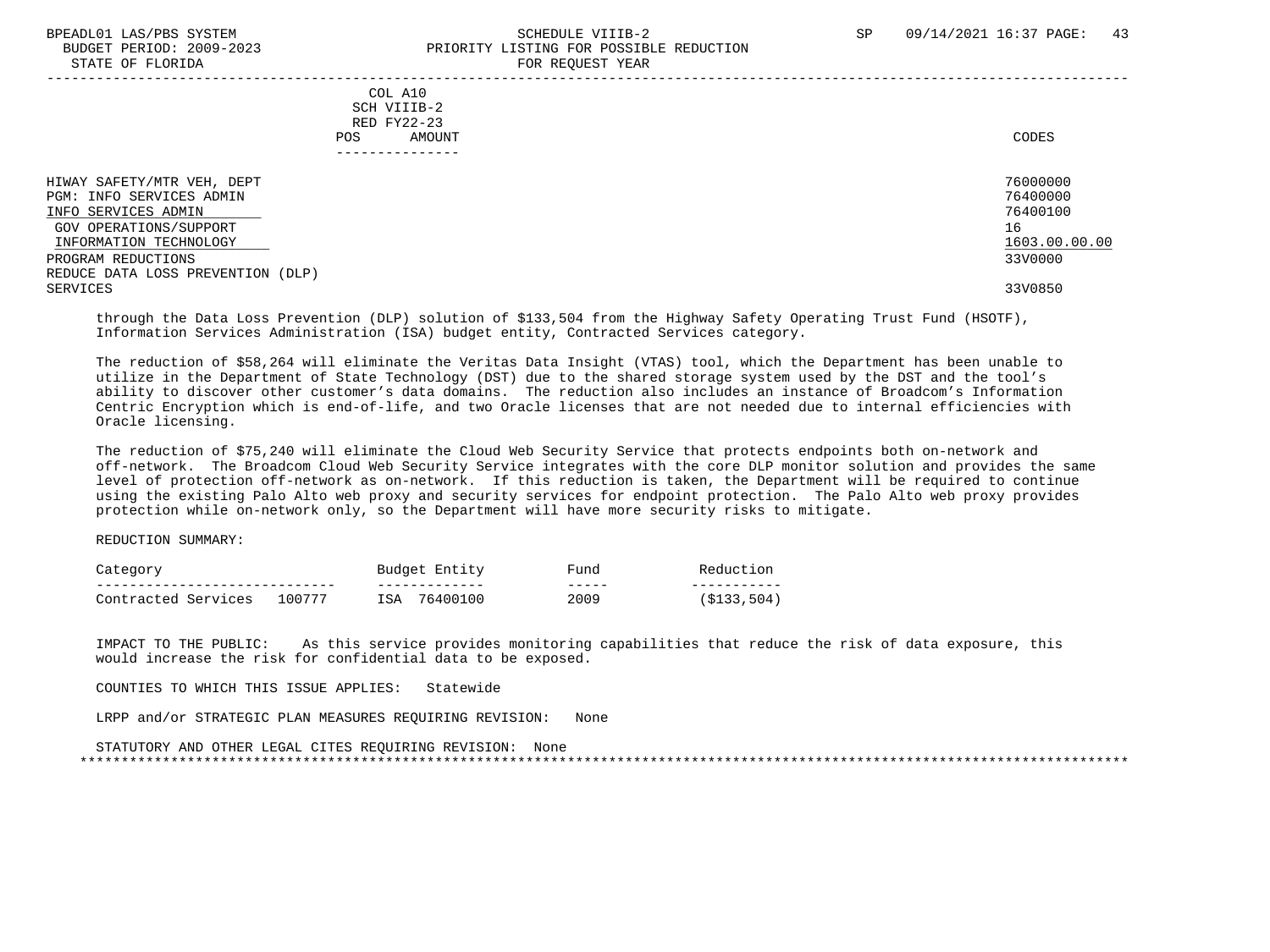| | COL A10<br>SCH VIIIB-2<br>RED FY22-23<br>POS AMOUNT | CODES |
|---|---|---|
| HIWAY SAFETY/MTR VEH, DEPT | | 76000000 |
| PGM: INFO SERVICES ADMIN | | 76400000 |
| INFO SERVICES ADMIN | | 76400100 |
| GOV OPERATIONS/SUPPORT | | 16 |
| INFORMATION TECHNOLOGY | | 1603.00.00.00 |
| PROGRAM REDUCTIONS | | 33V0000 |
| REDUCE DATA LOSS PREVENTION (DLP) SERVICES | | 33V0850 |

through the Data Loss Prevention (DLP) solution of $133,504 from the Highway Safety Operating Trust Fund (HSOTF), Information Services Administration (ISA) budget entity, Contracted Services category.

The reduction of $58,264 will eliminate the Veritas Data Insight (VTAS) tool, which the Department has been unable to utilize in the Department of State Technology (DST) due to the shared storage system used by the DST and the tool's ability to discover other customer's data domains. The reduction also includes an instance of Broadcom's Information Centric Encryption which is end-of-life, and two Oracle licenses that are not needed due to internal efficiencies with Oracle licensing.

The reduction of $75,240 will eliminate the Cloud Web Security Service that protects endpoints both on-network and off-network. The Broadcom Cloud Web Security Service integrates with the core DLP monitor solution and provides the same level of protection off-network as on-network. If this reduction is taken, the Department will be required to continue using the existing Palo Alto web proxy and security services for endpoint protection. The Palo Alto web proxy provides protection while on-network only, so the Department will have more security risks to mitigate.

REDUCTION SUMMARY:

| Category | Budget Entity | Fund | Reduction |
|---|---|---|---|
| Contracted Services 100777 | ISA 76400100 | 2009 | ($133,504) |

IMPACT TO THE PUBLIC: As this service provides monitoring capabilities that reduce the risk of data exposure, this would increase the risk for confidential data to be exposed.

COUNTIES TO WHICH THIS ISSUE APPLIES: Statewide

LRPP and/or STRATEGIC PLAN MEASURES REQUIRING REVISION: None

STATUTORY AND OTHER LEGAL CITES REQUIRING REVISION: None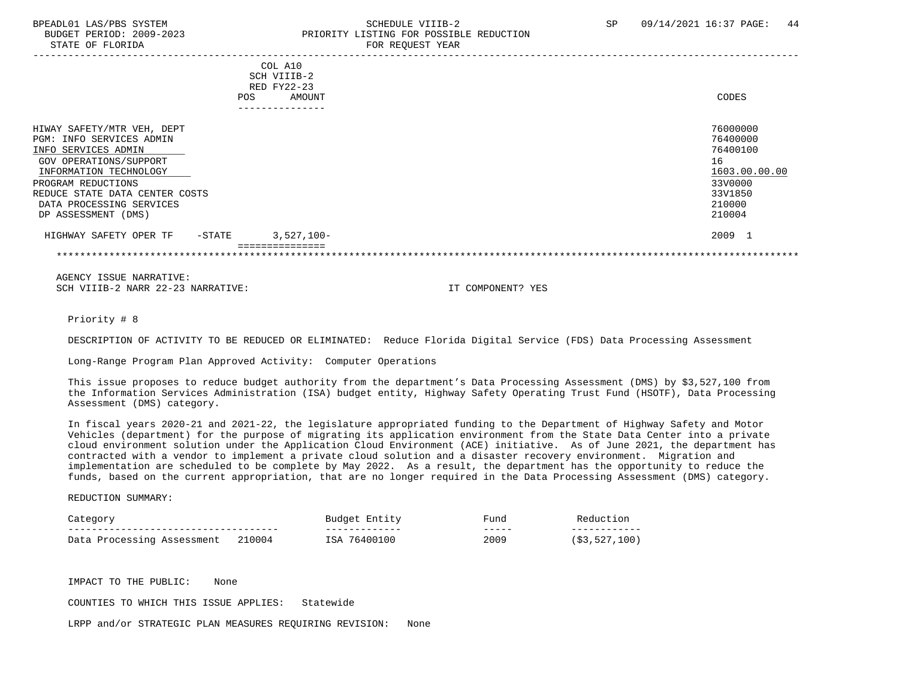| | COL A10 SCH VIIIB-2 RED FY22-23 POS AMOUNT | CODES |
|---|---|---|
| HIWAY SAFETY/MTR VEH, DEPT | | 76000000 |
| PGM: INFO SERVICES ADMIN | | 76400000 |
| INFO SERVICES ADMIN | | 76400100 |
| GOV OPERATIONS/SUPPORT | | 16 |
| INFORMATION TECHNOLOGY | | 1603.00.00.00 |
| PROGRAM REDUCTIONS | | 33V0000 |
| REDUCE STATE DATA CENTER COSTS | | 33V1850 |
| DATA PROCESSING SERVICES | | 210000 |
| DP ASSESSMENT (DMS) | | 210004 |
| HIGHWAY SAFETY OPER TF -STATE | 3,527,100- | 2009 1 |

AGENCY ISSUE NARRATIVE:
SCH VIIIB-2 NARR 22-23 NARRATIVE: IT COMPONENT? YES

Priority # 8

DESCRIPTION OF ACTIVITY TO BE REDUCED OR ELIMINATED: Reduce Florida Digital Service (FDS) Data Processing Assessment

Long-Range Program Plan Approved Activity: Computer Operations

This issue proposes to reduce budget authority from the department's Data Processing Assessment (DMS) by $3,527,100 from the Information Services Administration (ISA) budget entity, Highway Safety Operating Trust Fund (HSOTF), Data Processing Assessment (DMS) category.

In fiscal years 2020-21 and 2021-22, the legislature appropriated funding to the Department of Highway Safety and Motor Vehicles (department) for the purpose of migrating its application environment from the State Data Center into a private cloud environment solution under the Application Cloud Environment (ACE) initiative. As of June 2021, the department has contracted with a vendor to implement a private cloud solution and a disaster recovery environment. Migration and implementation are scheduled to be complete by May 2022. As a result, the department has the opportunity to reduce the funds, based on the current appropriation, that are no longer required in the Data Processing Assessment (DMS) category.

REDUCTION SUMMARY:

| Category | Budget Entity | Fund | Reduction |
|---|---|---|---|
| Data Processing Assessment 210004 | ISA 76400100 | 2009 | ($3,527,100) |

IMPACT TO THE PUBLIC: None

COUNTIES TO WHICH THIS ISSUE APPLIES: Statewide

LRPP and/or STRATEGIC PLAN MEASURES REQUIRING REVISION: None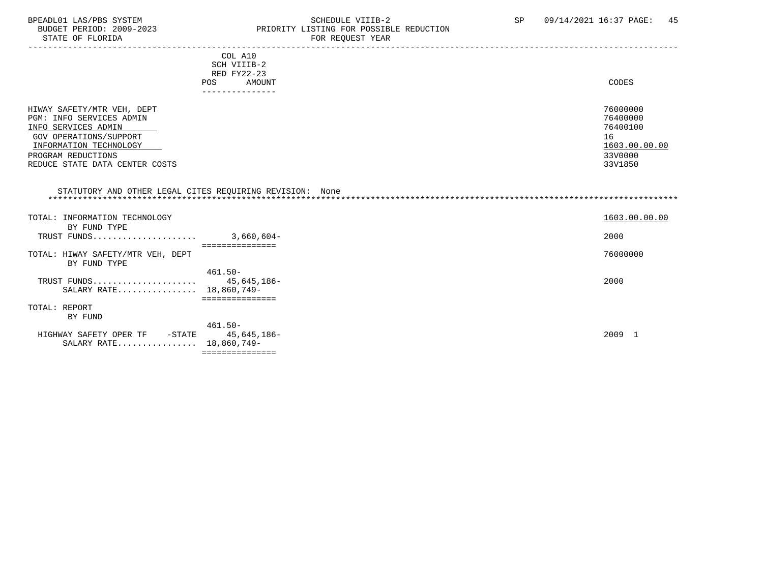BPEADL01 LAS/PBS SYSTEM
BUDGET PERIOD: 2009-2023
STATE OF FLORIDA

SCHEDULE VIIIB-2
PRIORITY LISTING FOR POSSIBLE REDUCTION
FOR REQUEST YEAR

SP 09/14/2021 16:37

| | COL A10 SCH VIIIB-2 RED FY22-23 POS AMOUNT | CODES |
|---|---|---|
| HIWAY SAFETY/MTR VEH, DEPT | | 76000000 |
| PGM: INFO SERVICES ADMIN | | 76400000 |
| INFO SERVICES ADMIN | | 76400100 |
| GOV OPERATIONS/SUPPORT | | 16 |
| INFORMATION TECHNOLOGY | | 1603.00.00.00 |
| PROGRAM REDUCTIONS | | 33V0000 |
| REDUCE STATE DATA CENTER COSTS | | 33V1850 |

STATUTORY AND OTHER LEGAL CITES REQUIRING REVISION: None

| | POS / AMOUNT | CODES |
|---|---|---|
| TOTAL: INFORMATION TECHNOLOGY | | 1603.00.00.00 |
| BY FUND TYPE | | |
| TRUST FUNDS.................... | 3,660,604- | 2000 |
| TOTAL: HIWAY SAFETY/MTR VEH, DEPT | | 76000000 |
| BY FUND TYPE | | |
| | 461.50- | |
| TRUST FUNDS.................... | 45,645,186- | 2000 |
| SALARY RATE................ | 18,860,749- | |
| TOTAL: REPORT | | |
| BY FUND | | |
| | 461.50- | |
| HIGHWAY SAFETY OPER TF -STATE | 45,645,186- | 2009 1 |
| SALARY RATE................ | 18,860,749- | |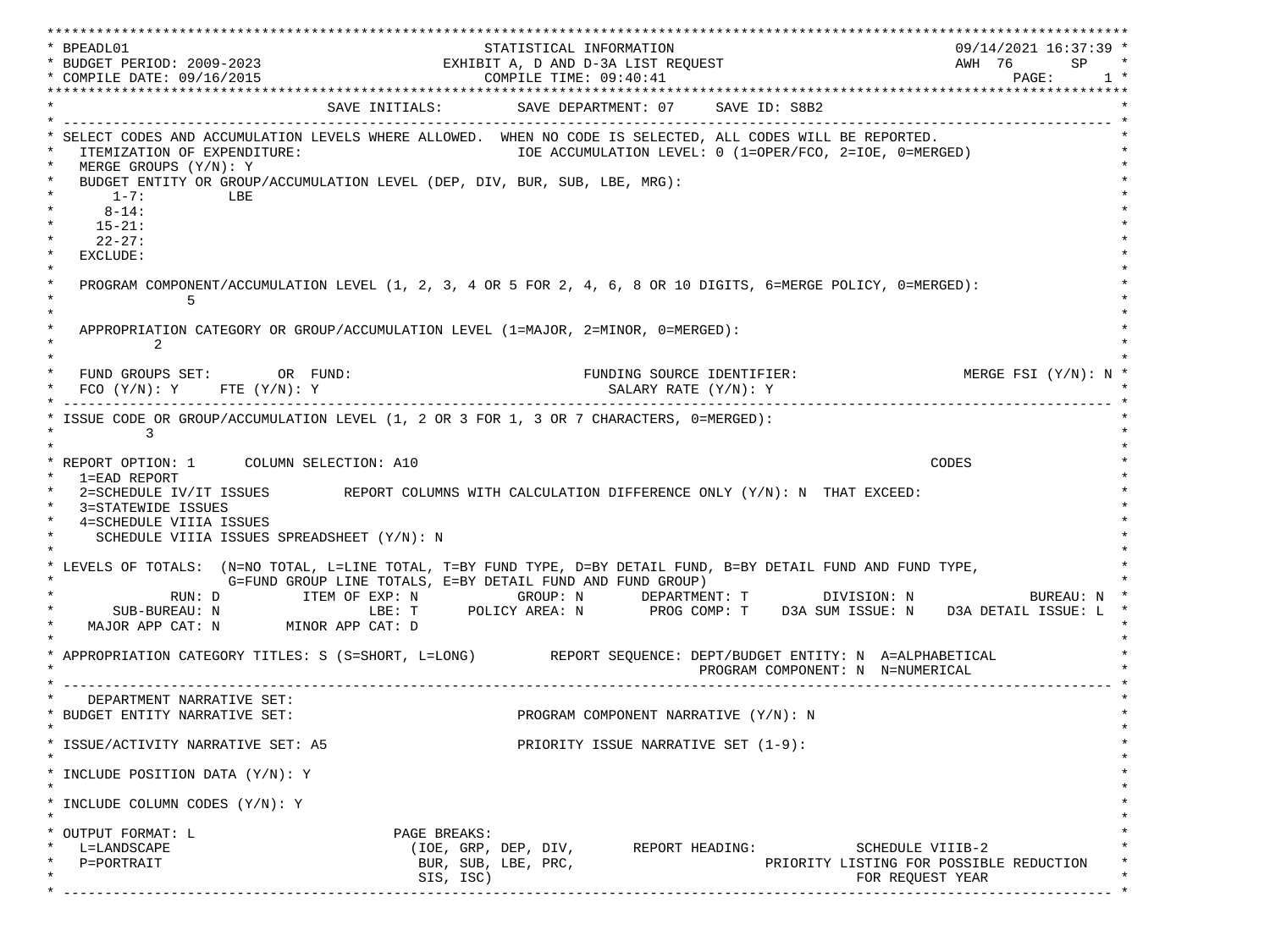```
***********************************************************************************************************************************
* BPEADL01                                         STATISTICAL INFORMATION                                     09/14/2021 16:37:39 *
* BUDGET PERIOD: 2009-2023                    EXHIBIT A, D AND D-3A LIST REQUEST                               AWH  76      SP    *
* COMPILE DATE: 09/16/2015                           COMPILE TIME: 09:40:41                                             PAGE:      1 *
***********************************************************************************************************************************
*                                  SAVE INITIALS:         SAVE DEPARTMENT: 07     SAVE ID: S8B2                                     *
* --------------------------------------------------------------------------------------------------------------------------------- *
* SELECT CODES AND ACCUMULATION LEVELS WHERE ALLOWED.  WHEN NO CODE IS SELECTED, ALL CODES WILL BE REPORTED.                        *
*   ITEMIZATION OF EXPENDITURE:                           IOE ACCUMULATION LEVEL: 0 (1=OPER/FCO, 2=IOE, 0=MERGED)                   *
*   MERGE GROUPS (Y/N): Y                                                                                                           *
*   BUDGET ENTITY OR GROUP/ACCUMULATION LEVEL (DEP, DIV, BUR, SUB, LBE, MRG):                                                       *
*       1-7:          LBE                                                                                                           *
*      8-14:                                                                                                                        *
*     15-21:                                                                                                                        *
*     22-27:                                                                                                                        *
*   EXCLUDE:                                                                                                                        *
*                                                                                                                                   *
*   PROGRAM COMPONENT/ACCUMULATION LEVEL (1, 2, 3, 4 OR 5 FOR 2, 4, 6, 8 OR 10 DIGITS, 6=MERGE POLICY, 0=MERGED):                   *
*               5                                                                                                                   *
*                                                                                                                                   *
*   APPROPRIATION CATEGORY OR GROUP/ACCUMULATION LEVEL (1=MAJOR, 2=MINOR, 0=MERGED):                                                *
*           2                                                                                                                       *
*                                                                                                                                   *
*   FUND GROUPS SET:        OR  FUND:                          FUNDING SOURCE IDENTIFIER:                  MERGE FSI (Y/N): N *
*   FCO (Y/N): Y     FTE (Y/N): Y                                 SALARY RATE (Y/N): Y                                              *
* --------------------------------------------------------------------------------------------------------------------------------- *
* ISSUE CODE OR GROUP/ACCUMULATION LEVEL (1, 2 OR 3 FOR 1, 3 OR 7 CHARACTERS, 0=MERGED):                                            *
*          3                                                                                                                        *
*                                                                                                                                   *
* REPORT OPTION: 1      COLUMN SELECTION: A10                                                                  CODES                *
*   1=EAD REPORT                                                                                                                    *
*   2=SCHEDULE IV/IT ISSUES         REPORT COLUMNS WITH CALCULATION DIFFERENCE ONLY (Y/N): N  THAT EXCEED:                          *
*   3=STATEWIDE ISSUES                                                                                                              *
*   4=SCHEDULE VIIIA ISSUES                                                                                                         *
*     SCHEDULE VIIIA ISSUES SPREADSHEET (Y/N): N                                                                                    *
*                                                                                                                                   *
* LEVELS OF TOTALS:  (N=NO TOTAL, L=LINE TOTAL, T=BY FUND TYPE, D=BY DETAIL FUND, B=BY DETAIL FUND AND FUND TYPE,                   *
*                    G=FUND GROUP LINE TOTALS, E=BY DETAIL FUND AND FUND GROUP)                                                     *
*              RUN: D          ITEM OF EXP: N            GROUP: N       DEPARTMENT: T         DIVISION: N             BUREAU: N  *
*       SUB-BUREAU: N                  LBE: T      POLICY AREA: N       PROG COMP: T    D3A SUM ISSUE: N    D3A DETAIL ISSUE: L  *
*    MAJOR APP CAT: N       MINOR APP CAT: D                                                                                        *
*                                                                                                                                   *
* APPROPRIATION CATEGORY TITLES: S (S=SHORT, L=LONG)        REPORT SEQUENCE: DEPT/BUDGET ENTITY: N  A=ALPHABETICAL                  *
*                                                                              PROGRAM COMPONENT: N  N=NUMERICAL                    *
* --------------------------------------------------------------------------------------------------------------------------------- *
*    DEPARTMENT NARRATIVE SET:                                                                                                      *
* BUDGET ENTITY NARRATIVE SET:                            PROGRAM COMPONENT NARRATIVE (Y/N): N                                      *
*                                                                                                                                   *
* ISSUE/ACTIVITY NARRATIVE SET: A5                        PRIORITY ISSUE NARRATIVE SET (1-9):                                       *
*                                                                                                                                   *
* INCLUDE POSITION DATA (Y/N): Y                                                                                                    *
*                                                                                                                                   *
* INCLUDE COLUMN CODES (Y/N): Y                                                                                                     *
*                                                                                                                                   *
* OUTPUT FORMAT: L                       PAGE BREAKS:                                                                               *
*   L=LANDSCAPE                           (IOE, GRP, DEP, DIV,       REPORT HEADING:            SCHEDULE VIIIB-2                    *
*   P=PORTRAIT                             BUR, SUB, LBE, PRC,                          PRIORITY LISTING FOR POSSIBLE REDUCTION     *
*                                          SIS, ISC)                                                FOR REQUEST YEAR                *
* --------------------------------------------------------------------------------------------------------------------------------- *
```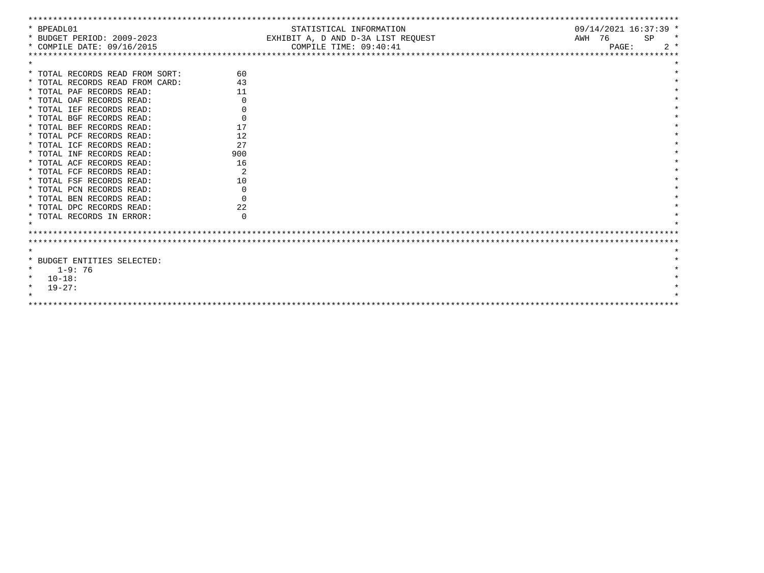BPEADL01 STATISTICAL INFORMATION 09/14/2021 16:37:39
BUDGET PERIOD: 2009-2023 EXHIBIT A, D AND D-3A LIST REQUEST AWH 76 SP
COMPILE DATE: 09/16/2015 COMPILE TIME: 09:40:41 PAGE: 2

| | |
|---|---|
| TOTAL RECORDS READ FROM SORT: | 60 |
| TOTAL RECORDS READ FROM CARD: | 43 |
| TOTAL PAF RECORDS READ: | 11 |
| TOTAL OAF RECORDS READ: | 0 |
| TOTAL IEF RECORDS READ: | 0 |
| TOTAL BGF RECORDS READ: | 0 |
| TOTAL BEF RECORDS READ: | 17 |
| TOTAL PCF RECORDS READ: | 12 |
| TOTAL ICF RECORDS READ: | 27 |
| TOTAL INF RECORDS READ: | 900 |
| TOTAL ACF RECORDS READ: | 16 |
| TOTAL FCF RECORDS READ: | 2 |
| TOTAL FSF RECORDS READ: | 10 |
| TOTAL PCN RECORDS READ: | 0 |
| TOTAL BEN RECORDS READ: | 0 |
| TOTAL DPC RECORDS READ: | 22 |
| TOTAL RECORDS IN ERROR: | 0 |

BUDGET ENTITIES SELECTED:
1-9: 76
10-18:
19-27: